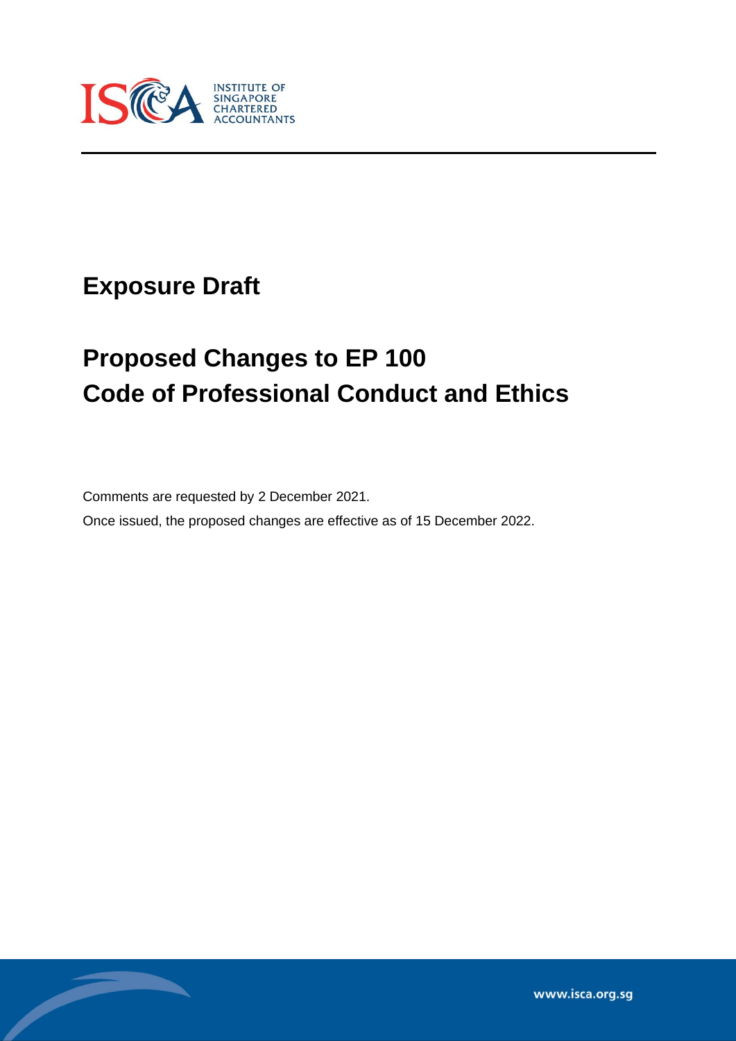# Exposure Draft

## Proposed Changes to EP 100
## Code of Professional Conduct and Ethics

Comments are requested by 2 December 2021.

Once issued, the proposed changes are effective as of 15 December 2022.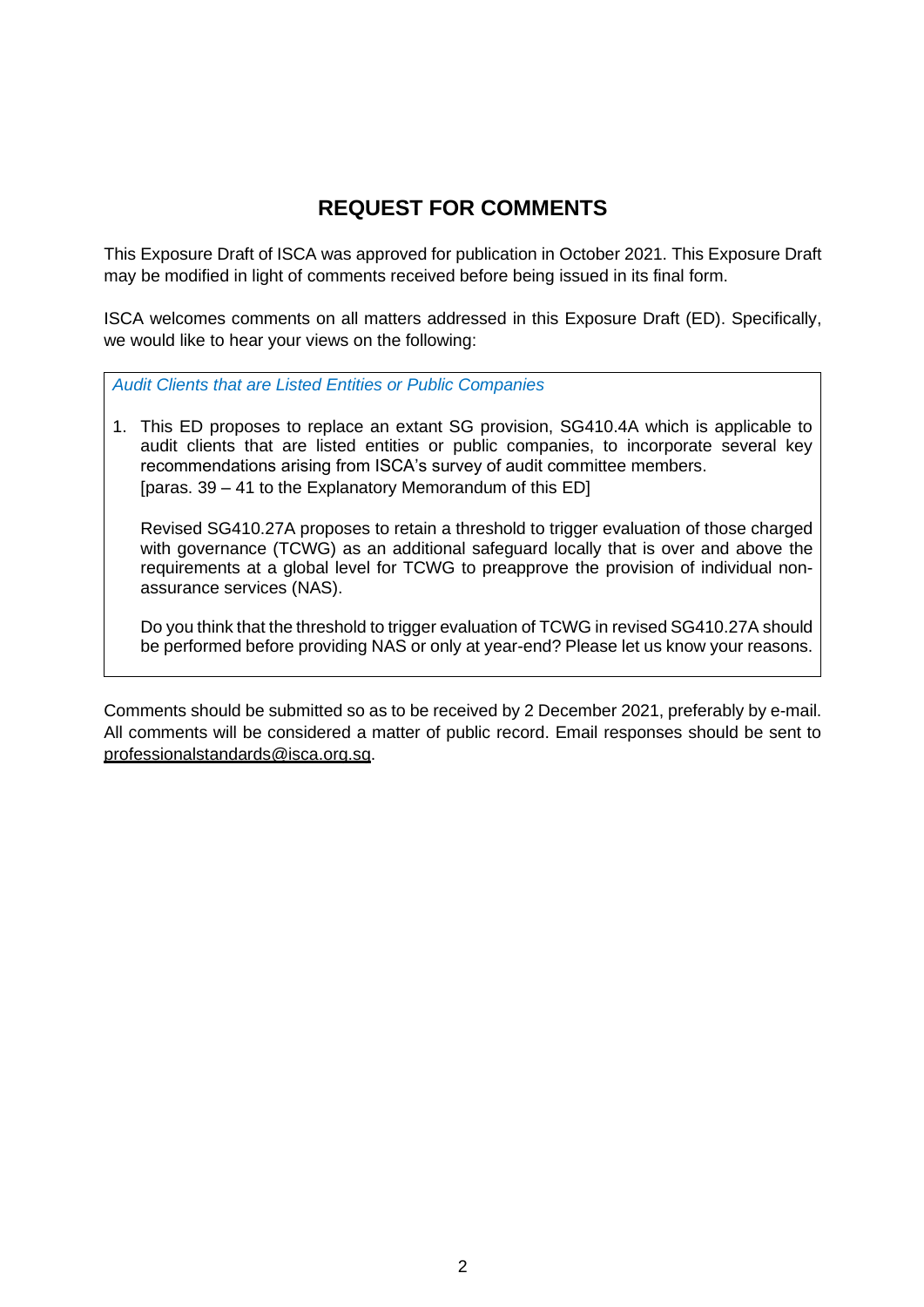# REQUEST FOR COMMENTS

This Exposure Draft of ISCA was approved for publication in October 2021. This Exposure Draft may be modified in light of comments received before being issued in its final form.

ISCA welcomes comments on all matters addressed in this Exposure Draft (ED). Specifically, we would like to hear your views on the following:

*Audit Clients that are Listed Entities or Public Companies*

1. This ED proposes to replace an extant SG provision, SG410.4A which is applicable to audit clients that are listed entities or public companies, to incorporate several key recommendations arising from ISCA's survey of audit committee members.
   [paras. 39 – 41 to the Explanatory Memorandum of this ED]

   Revised SG410.27A proposes to retain a threshold to trigger evaluation of those charged with governance (TCWG) as an additional safeguard locally that is over and above the requirements at a global level for TCWG to preapprove the provision of individual non-assurance services (NAS).

   Do you think that the threshold to trigger evaluation of TCWG in revised SG410.27A should be performed before providing NAS or only at year-end? Please let us know your reasons.

Comments should be submitted so as to be received by 2 December 2021, preferably by e-mail. All comments will be considered a matter of public record. Email responses should be sent to professionalstandards@isca.org.sg.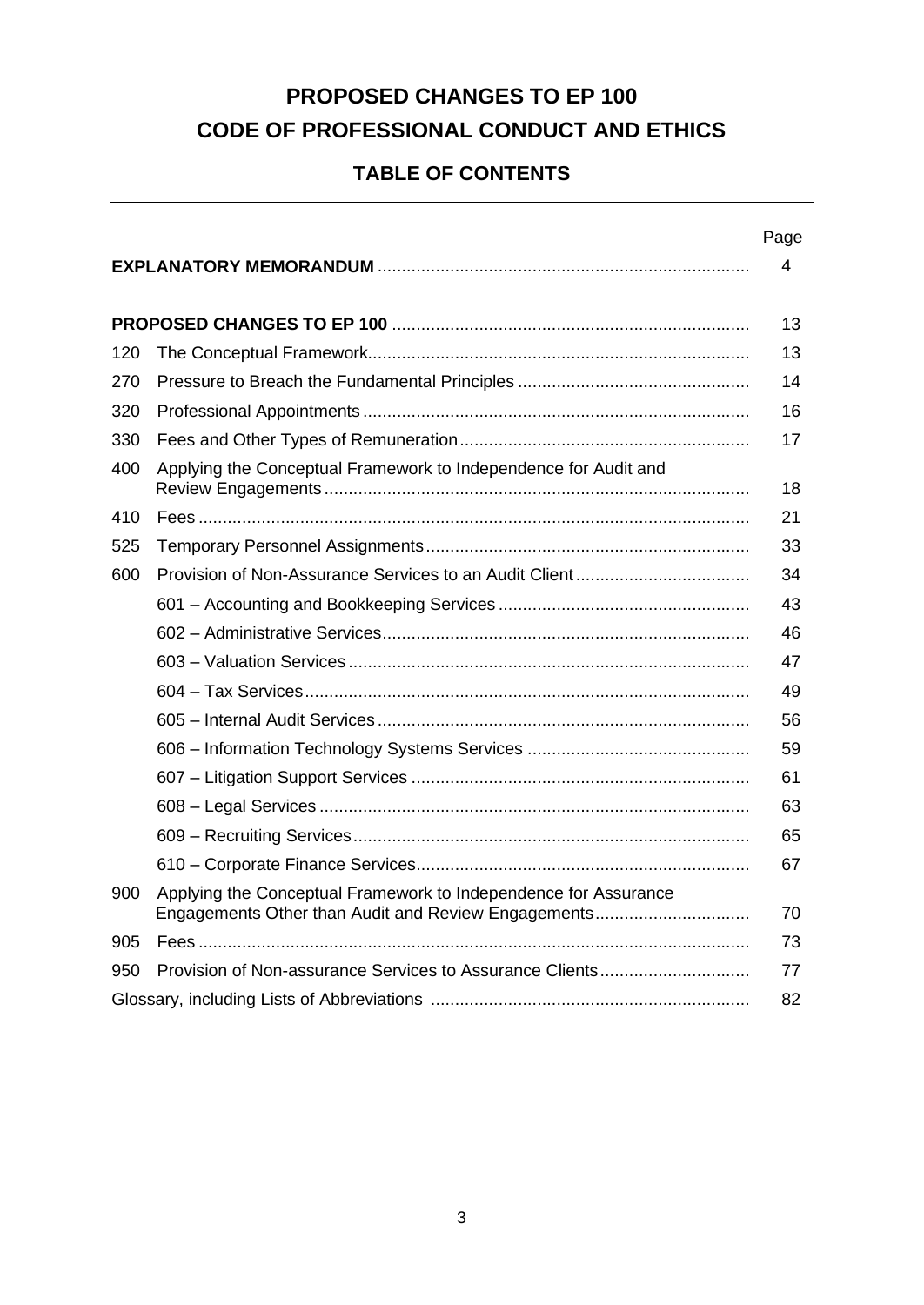# PROPOSED CHANGES TO EP 100
# CODE OF PROFESSIONAL CONDUCT AND ETHICS

## TABLE OF CONTENTS

| | | Page |
|---|---|---|
| **EXPLANATORY MEMORANDUM** | | 4 |
| **PROPOSED CHANGES TO EP 100** | | 13 |
| 120 | The Conceptual Framework | 13 |
| 270 | Pressure to Breach the Fundamental Principles | 14 |
| 320 | Professional Appointments | 16 |
| 330 | Fees and Other Types of Remuneration | 17 |
| 400 | Applying the Conceptual Framework to Independence for Audit and Review Engagements | 18 |
| 410 | Fees | 21 |
| 525 | Temporary Personnel Assignments | 33 |
| 600 | Provision of Non-Assurance Services to an Audit Client | 34 |
| | 601 – Accounting and Bookkeeping Services | 43 |
| | 602 – Administrative Services | 46 |
| | 603 – Valuation Services | 47 |
| | 604 – Tax Services | 49 |
| | 605 – Internal Audit Services | 56 |
| | 606 – Information Technology Systems Services | 59 |
| | 607 – Litigation Support Services | 61 |
| | 608 – Legal Services | 63 |
| | 609 – Recruiting Services | 65 |
| | 610 – Corporate Finance Services | 67 |
| 900 | Applying the Conceptual Framework to Independence for Assurance Engagements Other than Audit and Review Engagements | 70 |
| 905 | Fees | 73 |
| 950 | Provision of Non-assurance Services to Assurance Clients | 77 |
| Glossary, including Lists of Abbreviations | | 82 |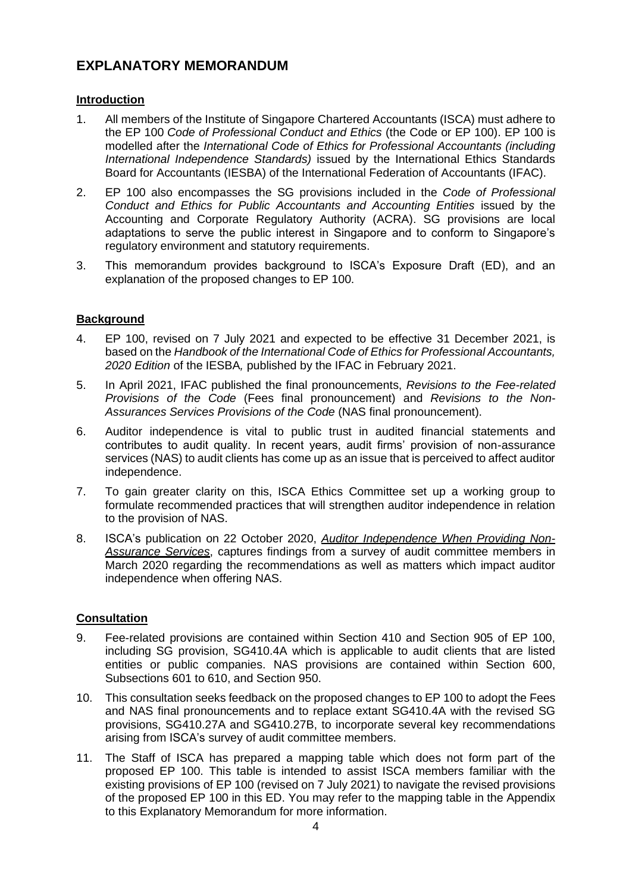## EXPLANATORY MEMORANDUM

**Introduction**

1. All members of the Institute of Singapore Chartered Accountants (ISCA) must adhere to the EP 100 *Code of Professional Conduct and Ethics* (the Code or EP 100). EP 100 is modelled after the *International Code of Ethics for Professional Accountants (including International Independence Standards)* issued by the International Ethics Standards Board for Accountants (IESBA) of the International Federation of Accountants (IFAC).

2. EP 100 also encompasses the SG provisions included in the *Code of Professional Conduct and Ethics for Public Accountants and Accounting Entities* issued by the Accounting and Corporate Regulatory Authority (ACRA). SG provisions are local adaptations to serve the public interest in Singapore and to conform to Singapore's regulatory environment and statutory requirements.

3. This memorandum provides background to ISCA's Exposure Draft (ED), and an explanation of the proposed changes to EP 100.

**Background**

4. EP 100, revised on 7 July 2021 and expected to be effective 31 December 2021, is based on the *Handbook of the International Code of Ethics for Professional Accountants, 2020 Edition* of the IESBA*,* published by the IFAC in February 2021.

5. In April 2021, IFAC published the final pronouncements, *Revisions to the Fee-related Provisions of the Code* (Fees final pronouncement) and *Revisions to the Non-Assurances Services Provisions of the Code* (NAS final pronouncement).

6. Auditor independence is vital to public trust in audited financial statements and contributes to audit quality. In recent years, audit firms' provision of non-assurance services (NAS) to audit clients has come up as an issue that is perceived to affect auditor independence.

7. To gain greater clarity on this, ISCA Ethics Committee set up a working group to formulate recommended practices that will strengthen auditor independence in relation to the provision of NAS.

8. ISCA's publication on 22 October 2020, *Auditor Independence When Providing Non-Assurance Services*, captures findings from a survey of audit committee members in March 2020 regarding the recommendations as well as matters which impact auditor independence when offering NAS.

**Consultation**

9. Fee-related provisions are contained within Section 410 and Section 905 of EP 100, including SG provision, SG410.4A which is applicable to audit clients that are listed entities or public companies. NAS provisions are contained within Section 600, Subsections 601 to 610, and Section 950.

10. This consultation seeks feedback on the proposed changes to EP 100 to adopt the Fees and NAS final pronouncements and to replace extant SG410.4A with the revised SG provisions, SG410.27A and SG410.27B, to incorporate several key recommendations arising from ISCA's survey of audit committee members.

11. The Staff of ISCA has prepared a mapping table which does not form part of the proposed EP 100. This table is intended to assist ISCA members familiar with the existing provisions of EP 100 (revised on 7 July 2021) to navigate the revised provisions of the proposed EP 100 in this ED. You may refer to the mapping table in the Appendix to this Explanatory Memorandum for more information.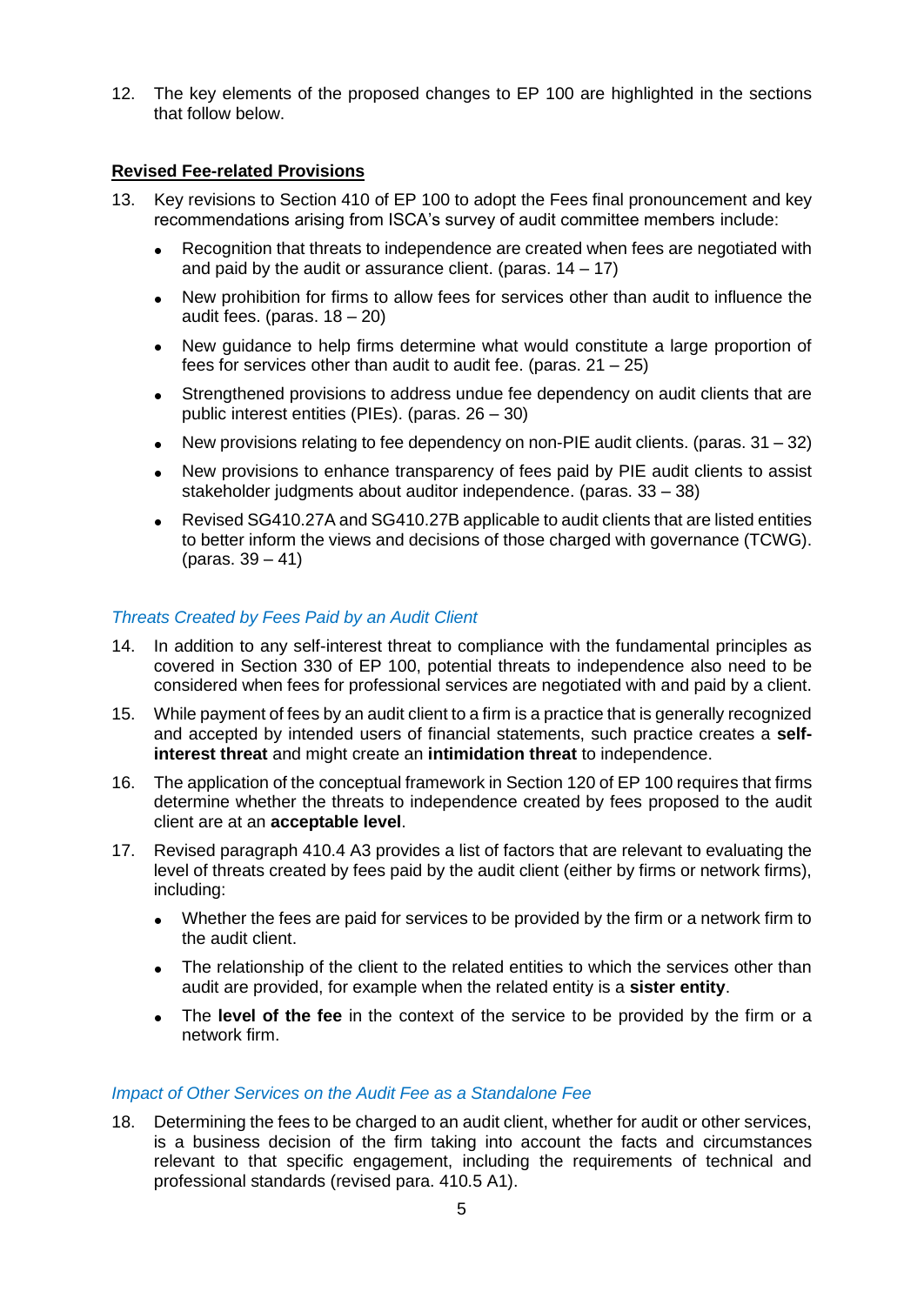12. The key elements of the proposed changes to EP 100 are highlighted in the sections that follow below.

**Revised Fee-related Provisions**

13. Key revisions to Section 410 of EP 100 to adopt the Fees final pronouncement and key recommendations arising from ISCA's survey of audit committee members include:

    - Recognition that threats to independence are created when fees are negotiated with and paid by the audit or assurance client. (paras. 14 – 17)
    - New prohibition for firms to allow fees for services other than audit to influence the audit fees. (paras. 18 – 20)
    - New guidance to help firms determine what would constitute a large proportion of fees for services other than audit to audit fee. (paras. 21 – 25)
    - Strengthened provisions to address undue fee dependency on audit clients that are public interest entities (PIEs). (paras. 26 – 30)
    - New provisions relating to fee dependency on non-PIE audit clients. (paras. 31 – 32)
    - New provisions to enhance transparency of fees paid by PIE audit clients to assist stakeholder judgments about auditor independence. (paras. 33 – 38)
    - Revised SG410.27A and SG410.27B applicable to audit clients that are listed entities to better inform the views and decisions of those charged with governance (TCWG). (paras. 39 – 41)

*Threats Created by Fees Paid by an Audit Client*

14. In addition to any self-interest threat to compliance with the fundamental principles as covered in Section 330 of EP 100, potential threats to independence also need to be considered when fees for professional services are negotiated with and paid by a client.

15. While payment of fees by an audit client to a firm is a practice that is generally recognized and accepted by intended users of financial statements, such practice creates a **self-interest threat** and might create an **intimidation threat** to independence.

16. The application of the conceptual framework in Section 120 of EP 100 requires that firms determine whether the threats to independence created by fees proposed to the audit client are at an **acceptable level**.

17. Revised paragraph 410.4 A3 provides a list of factors that are relevant to evaluating the level of threats created by fees paid by the audit client (either by firms or network firms), including:

    - Whether the fees are paid for services to be provided by the firm or a network firm to the audit client.
    - The relationship of the client to the related entities to which the services other than audit are provided, for example when the related entity is a **sister entity**.
    - The **level of the fee** in the context of the service to be provided by the firm or a network firm.

*Impact of Other Services on the Audit Fee as a Standalone Fee*

18. Determining the fees to be charged to an audit client, whether for audit or other services, is a business decision of the firm taking into account the facts and circumstances relevant to that specific engagement, including the requirements of technical and professional standards (revised para. 410.5 A1).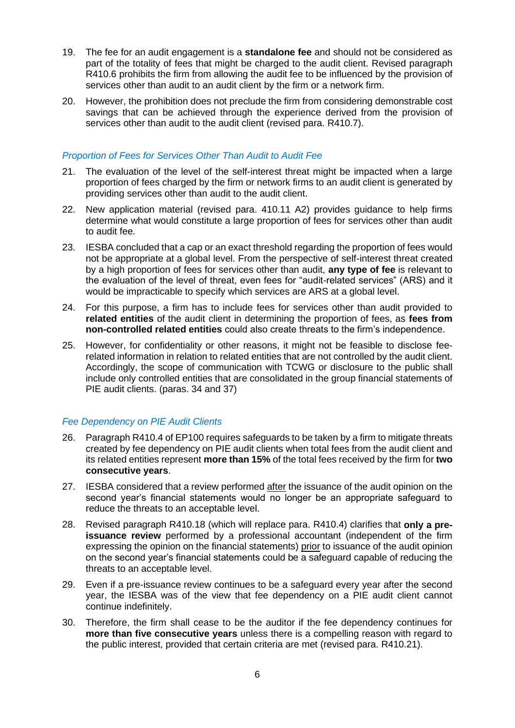19. The fee for an audit engagement is a **standalone fee** and should not be considered as part of the totality of fees that might be charged to the audit client. Revised paragraph R410.6 prohibits the firm from allowing the audit fee to be influenced by the provision of services other than audit to an audit client by the firm or a network firm.

20. However, the prohibition does not preclude the firm from considering demonstrable cost savings that can be achieved through the experience derived from the provision of services other than audit to the audit client (revised para. R410.7).

*Proportion of Fees for Services Other Than Audit to Audit Fee*

21. The evaluation of the level of the self-interest threat might be impacted when a large proportion of fees charged by the firm or network firms to an audit client is generated by providing services other than audit to the audit client.

22. New application material (revised para. 410.11 A2) provides guidance to help firms determine what would constitute a large proportion of fees for services other than audit to audit fee.

23. IESBA concluded that a cap or an exact threshold regarding the proportion of fees would not be appropriate at a global level. From the perspective of self-interest threat created by a high proportion of fees for services other than audit, **any type of fee** is relevant to the evaluation of the level of threat, even fees for "audit-related services" (ARS) and it would be impracticable to specify which services are ARS at a global level.

24. For this purpose, a firm has to include fees for services other than audit provided to **related entities** of the audit client in determining the proportion of fees, as **fees from non-controlled related entities** could also create threats to the firm's independence.

25. However, for confidentiality or other reasons, it might not be feasible to disclose fee-related information in relation to related entities that are not controlled by the audit client. Accordingly, the scope of communication with TCWG or disclosure to the public shall include only controlled entities that are consolidated in the group financial statements of PIE audit clients. (paras. 34 and 37)

*Fee Dependency on PIE Audit Clients*

26. Paragraph R410.4 of EP100 requires safeguards to be taken by a firm to mitigate threats created by fee dependency on PIE audit clients when total fees from the audit client and its related entities represent **more than 15%** of the total fees received by the firm for **two consecutive years**.

27. IESBA considered that a review performed <u>after</u> the issuance of the audit opinion on the second year's financial statements would no longer be an appropriate safeguard to reduce the threats to an acceptable level.

28. Revised paragraph R410.18 (which will replace para. R410.4) clarifies that **only a pre-issuance review** performed by a professional accountant (independent of the firm expressing the opinion on the financial statements) <u>prior</u> to issuance of the audit opinion on the second year's financial statements could be a safeguard capable of reducing the threats to an acceptable level.

29. Even if a pre-issuance review continues to be a safeguard every year after the second year, the IESBA was of the view that fee dependency on a PIE audit client cannot continue indefinitely.

30. Therefore, the firm shall cease to be the auditor if the fee dependency continues for **more than five consecutive years** unless there is a compelling reason with regard to the public interest, provided that certain criteria are met (revised para. R410.21).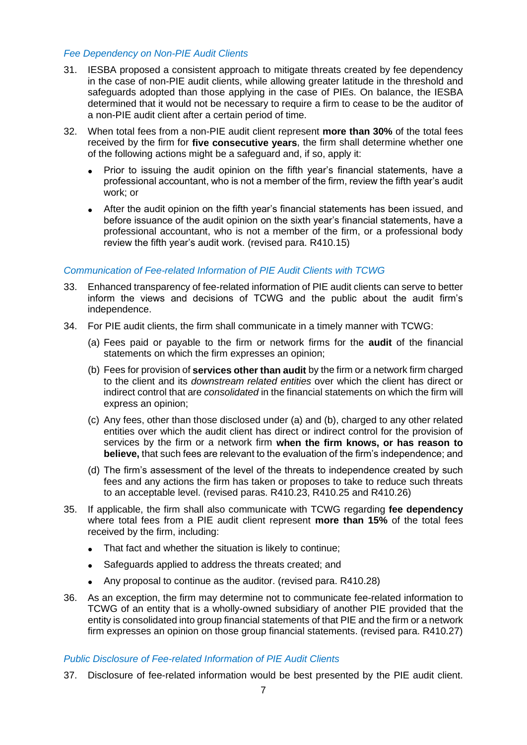*Fee Dependency on Non-PIE Audit Clients*

31. IESBA proposed a consistent approach to mitigate threats created by fee dependency in the case of non-PIE audit clients, while allowing greater latitude in the threshold and safeguards adopted than those applying in the case of PIEs. On balance, the IESBA determined that it would not be necessary to require a firm to cease to be the auditor of a non-PIE audit client after a certain period of time.

32. When total fees from a non-PIE audit client represent **more than 30%** of the total fees received by the firm for **five consecutive years**, the firm shall determine whether one of the following actions might be a safeguard and, if so, apply it:

    - Prior to issuing the audit opinion on the fifth year's financial statements, have a professional accountant, who is not a member of the firm, review the fifth year's audit work; or
    - After the audit opinion on the fifth year's financial statements has been issued, and before issuance of the audit opinion on the sixth year's financial statements, have a professional accountant, who is not a member of the firm, or a professional body review the fifth year's audit work. (revised para. R410.15)

*Communication of Fee-related Information of PIE Audit Clients with TCWG*

33. Enhanced transparency of fee-related information of PIE audit clients can serve to better inform the views and decisions of TCWG and the public about the audit firm's independence.

34. For PIE audit clients, the firm shall communicate in a timely manner with TCWG:

    (a) Fees paid or payable to the firm or network firms for the **audit** of the financial statements on which the firm expresses an opinion;

    (b) Fees for provision of **services other than audit** by the firm or a network firm charged to the client and its *downstream related entities* over which the client has direct or indirect control that are *consolidated* in the financial statements on which the firm will express an opinion;

    (c) Any fees, other than those disclosed under (a) and (b), charged to any other related entities over which the audit client has direct or indirect control for the provision of services by the firm or a network firm **when the firm knows, or has reason to believe,** that such fees are relevant to the evaluation of the firm's independence; and

    (d) The firm's assessment of the level of the threats to independence created by such fees and any actions the firm has taken or proposes to take to reduce such threats to an acceptable level. (revised paras. R410.23, R410.25 and R410.26)

35. If applicable, the firm shall also communicate with TCWG regarding **fee dependency** where total fees from a PIE audit client represent **more than 15%** of the total fees received by the firm, including:

    - That fact and whether the situation is likely to continue;
    - Safeguards applied to address the threats created; and
    - Any proposal to continue as the auditor. (revised para. R410.28)

36. As an exception, the firm may determine not to communicate fee-related information to TCWG of an entity that is a wholly-owned subsidiary of another PIE provided that the entity is consolidated into group financial statements of that PIE and the firm or a network firm expresses an opinion on those group financial statements. (revised para. R410.27)

*Public Disclosure of Fee-related Information of PIE Audit Clients*

37. Disclosure of fee-related information would be best presented by the PIE audit client.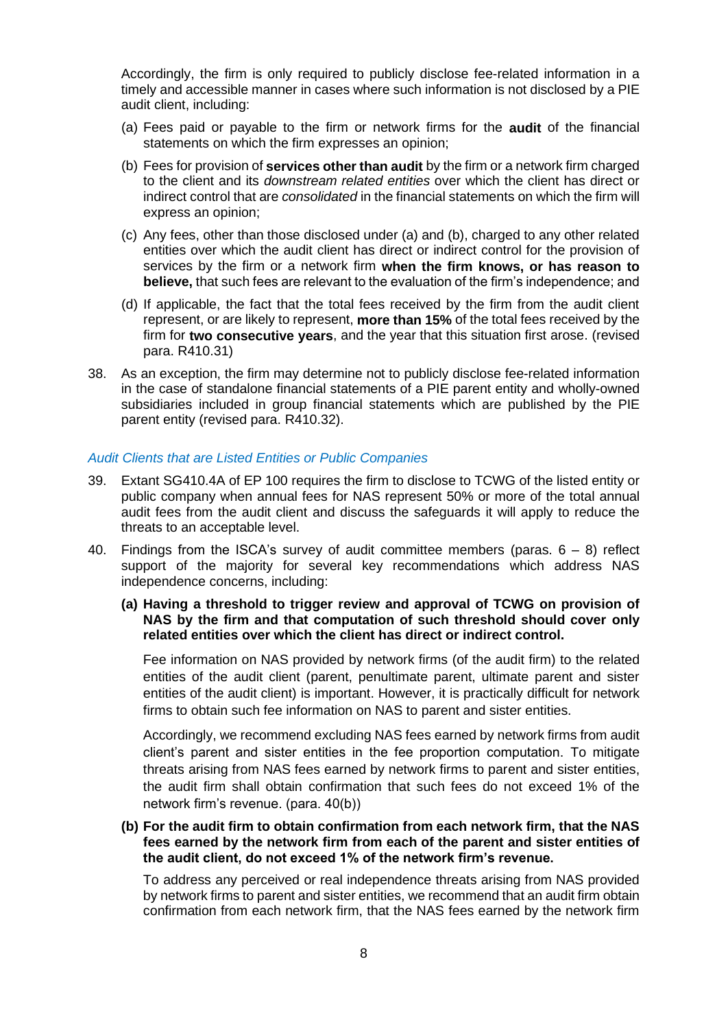Accordingly, the firm is only required to publicly disclose fee-related information in a timely and accessible manner in cases where such information is not disclosed by a PIE audit client, including:

(a) Fees paid or payable to the firm or network firms for the **audit** of the financial statements on which the firm expresses an opinion;

(b) Fees for provision of **services other than audit** by the firm or a network firm charged to the client and its *downstream related entities* over which the client has direct or indirect control that are *consolidated* in the financial statements on which the firm will express an opinion;

(c) Any fees, other than those disclosed under (a) and (b), charged to any other related entities over which the audit client has direct or indirect control for the provision of services by the firm or a network firm **when the firm knows, or has reason to believe,** that such fees are relevant to the evaluation of the firm's independence; and

(d) If applicable, the fact that the total fees received by the firm from the audit client represent, or are likely to represent, **more than 15%** of the total fees received by the firm for **two consecutive years**, and the year that this situation first arose. (revised para. R410.31)

38. As an exception, the firm may determine not to publicly disclose fee-related information in the case of standalone financial statements of a PIE parent entity and wholly-owned subsidiaries included in group financial statements which are published by the PIE parent entity (revised para. R410.32).

*Audit Clients that are Listed Entities or Public Companies*

39. Extant SG410.4A of EP 100 requires the firm to disclose to TCWG of the listed entity or public company when annual fees for NAS represent 50% or more of the total annual audit fees from the audit client and discuss the safeguards it will apply to reduce the threats to an acceptable level.

40. Findings from the ISCA's survey of audit committee members (paras. 6 – 8) reflect support of the majority for several key recommendations which address NAS independence concerns, including:

**(a) Having a threshold to trigger review and approval of TCWG on provision of NAS by the firm and that computation of such threshold should cover only related entities over which the client has direct or indirect control.**

Fee information on NAS provided by network firms (of the audit firm) to the related entities of the audit client (parent, penultimate parent, ultimate parent and sister entities of the audit client) is important. However, it is practically difficult for network firms to obtain such fee information on NAS to parent and sister entities.

Accordingly, we recommend excluding NAS fees earned by network firms from audit client's parent and sister entities in the fee proportion computation. To mitigate threats arising from NAS fees earned by network firms to parent and sister entities, the audit firm shall obtain confirmation that such fees do not exceed 1% of the network firm's revenue. (para. 40(b))

**(b) For the audit firm to obtain confirmation from each network firm, that the NAS fees earned by the network firm from each of the parent and sister entities of the audit client, do not exceed 1% of the network firm's revenue.**

To address any perceived or real independence threats arising from NAS provided by network firms to parent and sister entities, we recommend that an audit firm obtain confirmation from each network firm, that the NAS fees earned by the network firm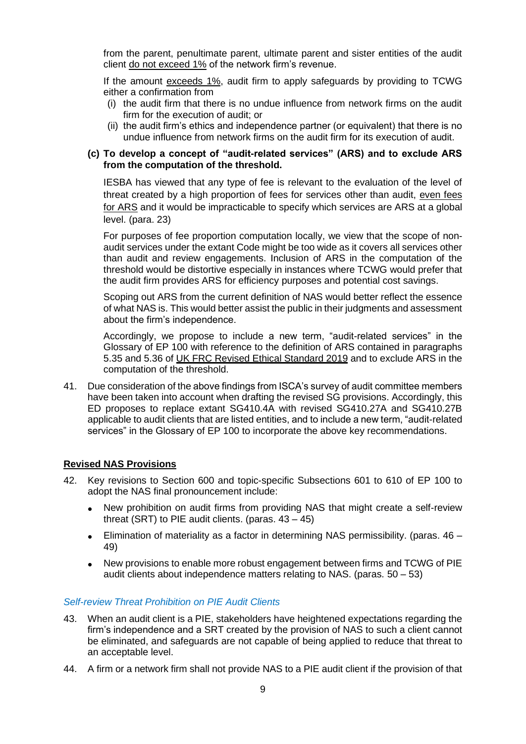from the parent, penultimate parent, ultimate parent and sister entities of the audit client do not exceed 1% of the network firm's revenue.

If the amount exceeds 1%, audit firm to apply safeguards by providing to TCWG either a confirmation from

(i) the audit firm that there is no undue influence from network firms on the audit firm for the execution of audit; or

(ii) the audit firm's ethics and independence partner (or equivalent) that there is no undue influence from network firms on the audit firm for its execution of audit.

**(c) To develop a concept of "audit-related services" (ARS) and to exclude ARS from the computation of the threshold.**

IESBA has viewed that any type of fee is relevant to the evaluation of the level of threat created by a high proportion of fees for services other than audit, even fees for ARS and it would be impracticable to specify which services are ARS at a global level. (para. 23)

For purposes of fee proportion computation locally, we view that the scope of non-audit services under the extant Code might be too wide as it covers all services other than audit and review engagements. Inclusion of ARS in the computation of the threshold would be distortive especially in instances where TCWG would prefer that the audit firm provides ARS for efficiency purposes and potential cost savings.

Scoping out ARS from the current definition of NAS would better reflect the essence of what NAS is. This would better assist the public in their judgments and assessment about the firm's independence.

Accordingly, we propose to include a new term, "audit-related services" in the Glossary of EP 100 with reference to the definition of ARS contained in paragraphs 5.35 and 5.36 of UK FRC Revised Ethical Standard 2019 and to exclude ARS in the computation of the threshold.

41. Due consideration of the above findings from ISCA's survey of audit committee members have been taken into account when drafting the revised SG provisions. Accordingly, this ED proposes to replace extant SG410.4A with revised SG410.27A and SG410.27B applicable to audit clients that are listed entities, and to include a new term, "audit-related services" in the Glossary of EP 100 to incorporate the above key recommendations.

## Revised NAS Provisions

42. Key revisions to Section 600 and topic-specific Subsections 601 to 610 of EP 100 to adopt the NAS final pronouncement include:
    - New prohibition on audit firms from providing NAS that might create a self-review threat (SRT) to PIE audit clients. (paras. 43 – 45)
    - Elimination of materiality as a factor in determining NAS permissibility. (paras. 46 – 49)
    - New provisions to enable more robust engagement between firms and TCWG of PIE audit clients about independence matters relating to NAS. (paras. 50 – 53)

### *Self-review Threat Prohibition on PIE Audit Clients*

43. When an audit client is a PIE, stakeholders have heightened expectations regarding the firm's independence and a SRT created by the provision of NAS to such a client cannot be eliminated, and safeguards are not capable of being applied to reduce that threat to an acceptable level.

44. A firm or a network firm shall not provide NAS to a PIE audit client if the provision of that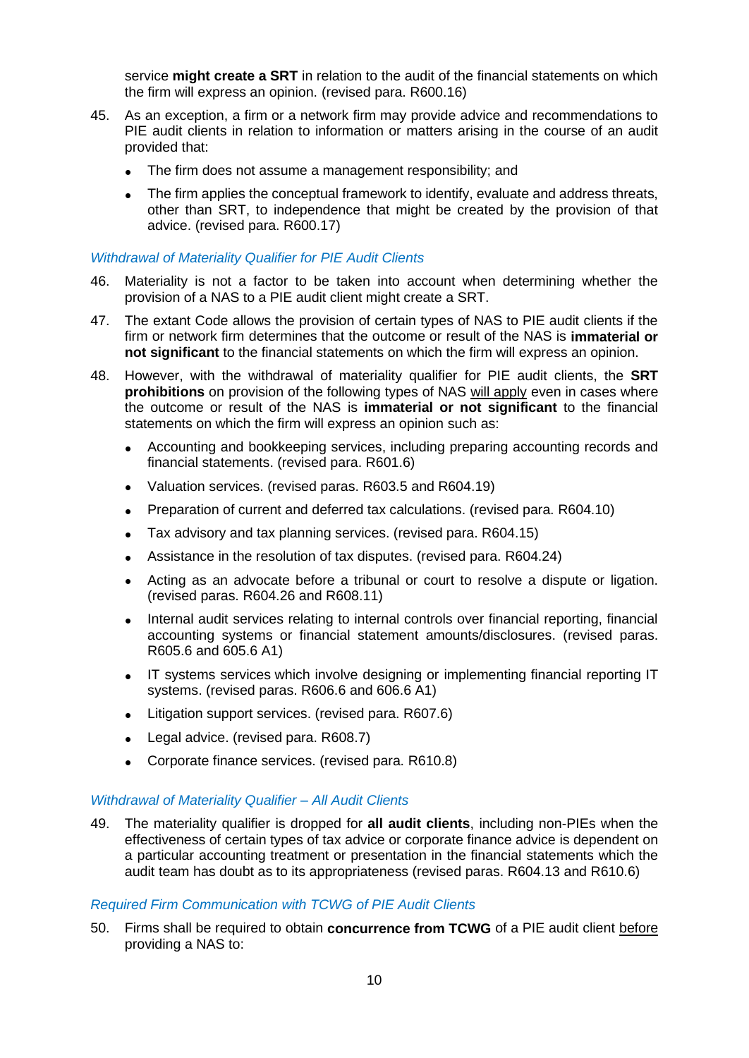service **might create a SRT** in relation to the audit of the financial statements on which the firm will express an opinion. (revised para. R600.16)

45. As an exception, a firm or a network firm may provide advice and recommendations to PIE audit clients in relation to information or matters arising in the course of an audit provided that:

    - The firm does not assume a management responsibility; and
    - The firm applies the conceptual framework to identify, evaluate and address threats, other than SRT, to independence that might be created by the provision of that advice. (revised para. R600.17)

*Withdrawal of Materiality Qualifier for PIE Audit Clients*

46. Materiality is not a factor to be taken into account when determining whether the provision of a NAS to a PIE audit client might create a SRT.

47. The extant Code allows the provision of certain types of NAS to PIE audit clients if the firm or network firm determines that the outcome or result of the NAS is **immaterial or not significant** to the financial statements on which the firm will express an opinion.

48. However, with the withdrawal of materiality qualifier for PIE audit clients, the **SRT prohibitions** on provision of the following types of NAS will apply even in cases where the outcome or result of the NAS is **immaterial or not significant** to the financial statements on which the firm will express an opinion such as:

    - Accounting and bookkeeping services, including preparing accounting records and financial statements. (revised para. R601.6)
    - Valuation services. (revised paras. R603.5 and R604.19)
    - Preparation of current and deferred tax calculations. (revised para. R604.10)
    - Tax advisory and tax planning services. (revised para. R604.15)
    - Assistance in the resolution of tax disputes. (revised para. R604.24)
    - Acting as an advocate before a tribunal or court to resolve a dispute or ligation. (revised paras. R604.26 and R608.11)
    - Internal audit services relating to internal controls over financial reporting, financial accounting systems or financial statement amounts/disclosures. (revised paras. R605.6 and 605.6 A1)
    - IT systems services which involve designing or implementing financial reporting IT systems. (revised paras. R606.6 and 606.6 A1)
    - Litigation support services. (revised para. R607.6)
    - Legal advice. (revised para. R608.7)
    - Corporate finance services. (revised para. R610.8)

*Withdrawal of Materiality Qualifier – All Audit Clients*

49. The materiality qualifier is dropped for **all audit clients**, including non-PIEs when the effectiveness of certain types of tax advice or corporate finance advice is dependent on a particular accounting treatment or presentation in the financial statements which the audit team has doubt as to its appropriateness (revised paras. R604.13 and R610.6)

*Required Firm Communication with TCWG of PIE Audit Clients*

50. Firms shall be required to obtain **concurrence from TCWG** of a PIE audit client before providing a NAS to: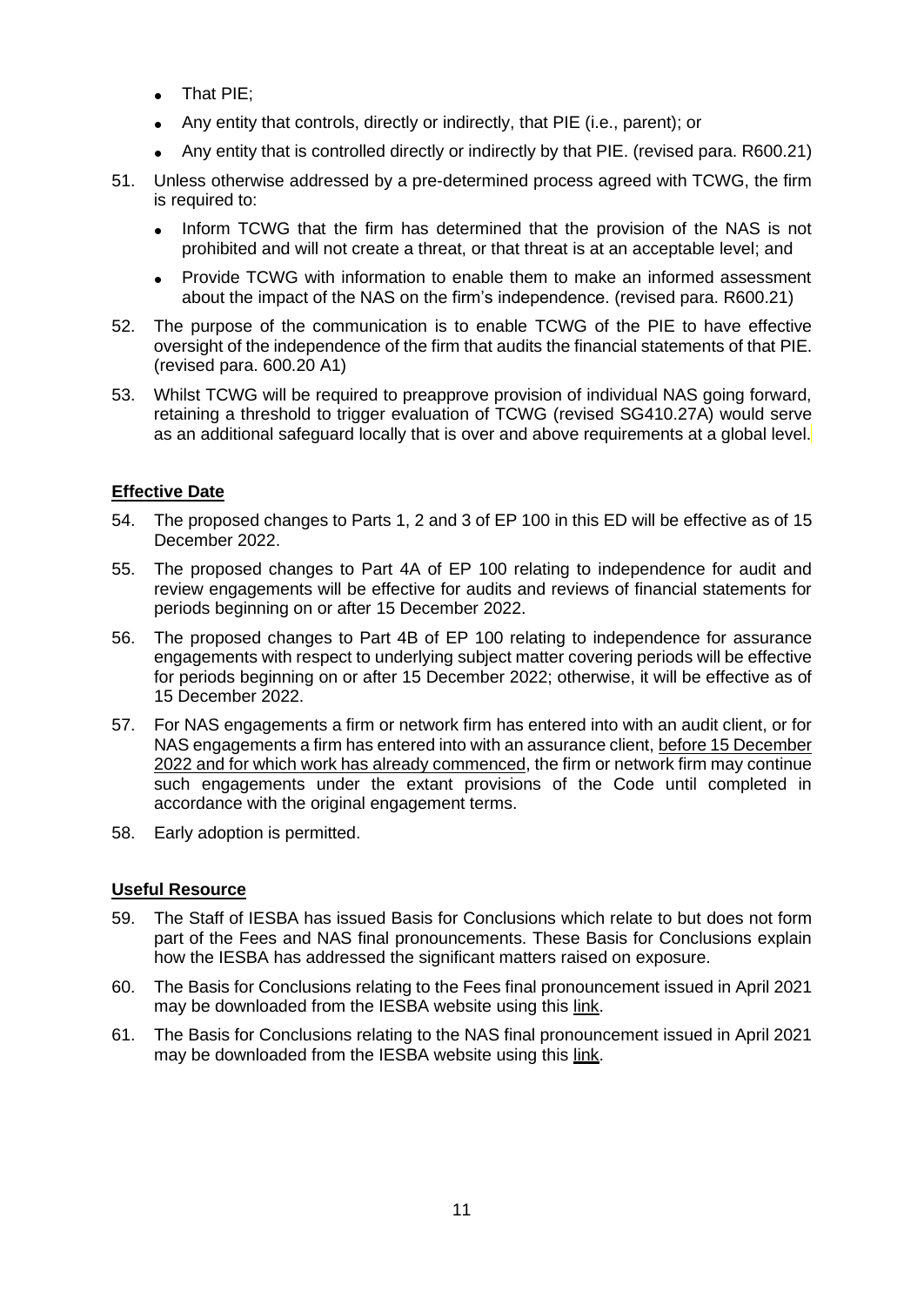- That PIE;
- Any entity that controls, directly or indirectly, that PIE (i.e., parent); or
- Any entity that is controlled directly or indirectly by that PIE. (revised para. R600.21)

51. Unless otherwise addressed by a pre-determined process agreed with TCWG, the firm is required to:
    - Inform TCWG that the firm has determined that the provision of the NAS is not prohibited and will not create a threat, or that threat is at an acceptable level; and
    - Provide TCWG with information to enable them to make an informed assessment about the impact of the NAS on the firm's independence. (revised para. R600.21)

52. The purpose of the communication is to enable TCWG of the PIE to have effective oversight of the independence of the firm that audits the financial statements of that PIE. (revised para. 600.20 A1)

53. Whilst TCWG will be required to preapprove provision of individual NAS going forward, retaining a threshold to trigger evaluation of TCWG (revised SG410.27A) would serve as an additional safeguard locally that is over and above requirements at a global level.

## Effective Date

54. The proposed changes to Parts 1, 2 and 3 of EP 100 in this ED will be effective as of 15 December 2022.

55. The proposed changes to Part 4A of EP 100 relating to independence for audit and review engagements will be effective for audits and reviews of financial statements for periods beginning on or after 15 December 2022.

56. The proposed changes to Part 4B of EP 100 relating to independence for assurance engagements with respect to underlying subject matter covering periods will be effective for periods beginning on or after 15 December 2022; otherwise, it will be effective as of 15 December 2022.

57. For NAS engagements a firm or network firm has entered into with an audit client, or for NAS engagements a firm has entered into with an assurance client, before 15 December 2022 and for which work has already commenced, the firm or network firm may continue such engagements under the extant provisions of the Code until completed in accordance with the original engagement terms.

58. Early adoption is permitted.

## Useful Resource

59. The Staff of IESBA has issued Basis for Conclusions which relate to but does not form part of the Fees and NAS final pronouncements. These Basis for Conclusions explain how the IESBA has addressed the significant matters raised on exposure.

60. The Basis for Conclusions relating to the Fees final pronouncement issued in April 2021 may be downloaded from the IESBA website using this link.

61. The Basis for Conclusions relating to the NAS final pronouncement issued in April 2021 may be downloaded from the IESBA website using this link.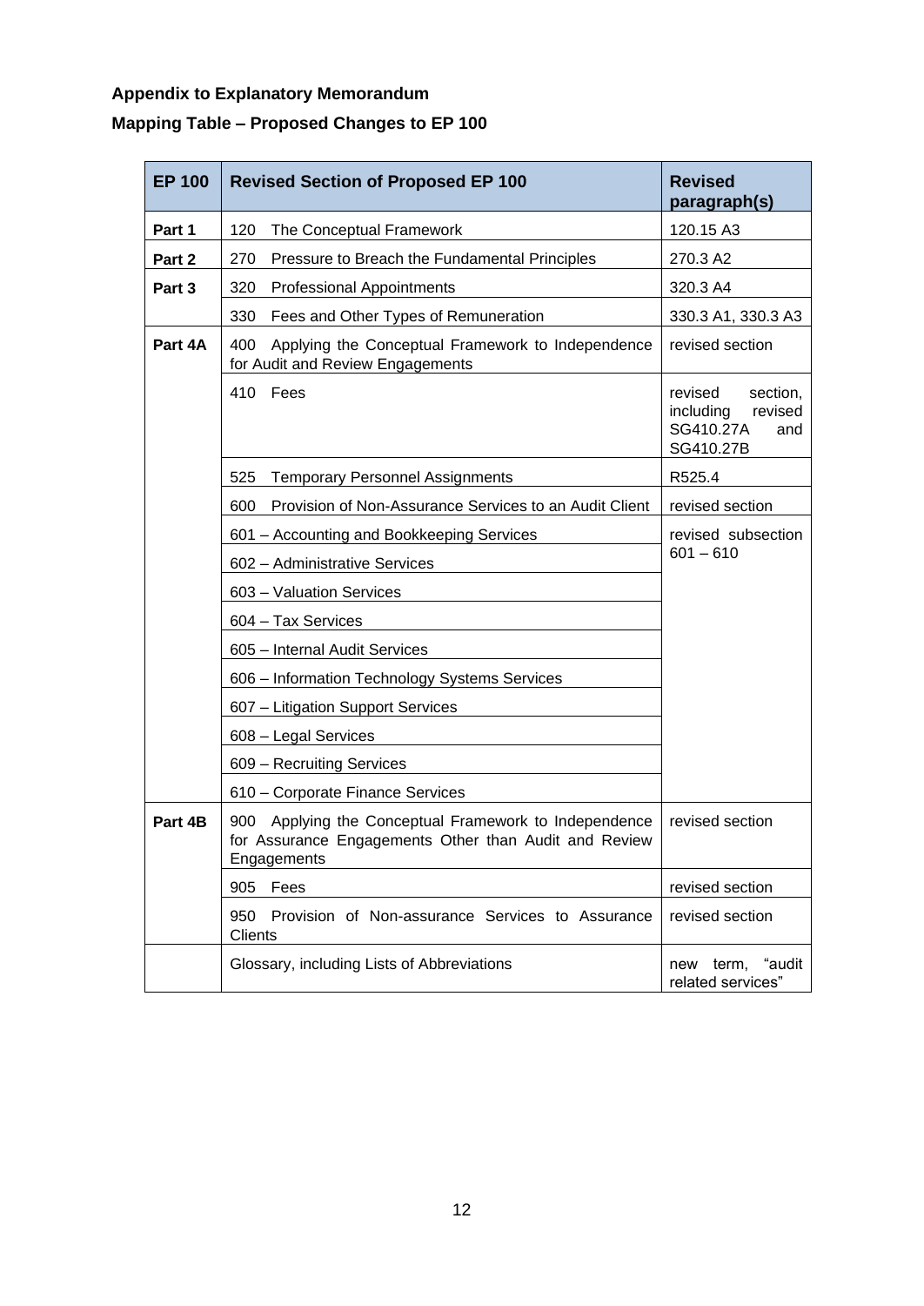**Appendix to Explanatory Memorandum**

**Mapping Table – Proposed Changes to EP 100**

| EP 100 | Revised Section of Proposed EP 100 | Revised paragraph(s) |
|---|---|---|
| **Part 1** | 120 The Conceptual Framework | 120.15 A3 |
| **Part 2** | 270 Pressure to Breach the Fundamental Principles | 270.3 A2 |
| **Part 3** | 320 Professional Appointments | 320.3 A4 |
| | 330 Fees and Other Types of Remuneration | 330.3 A1, 330.3 A3 |
| **Part 4A** | 400 Applying the Conceptual Framework to Independence for Audit and Review Engagements | revised section |
| | 410 Fees | revised section, including revised SG410.27A and SG410.27B |
| | 525 Temporary Personnel Assignments | R525.4 |
| | 600 Provision of Non-Assurance Services to an Audit Client | revised section |
| | 601 – Accounting and Bookkeeping Services | revised subsection 601 – 610 |
| | 602 – Administrative Services | |
| | 603 – Valuation Services | |
| | 604 – Tax Services | |
| | 605 – Internal Audit Services | |
| | 606 – Information Technology Systems Services | |
| | 607 – Litigation Support Services | |
| | 608 – Legal Services | |
| | 609 – Recruiting Services | |
| | 610 – Corporate Finance Services | |
| **Part 4B** | 900 Applying the Conceptual Framework to Independence for Assurance Engagements Other than Audit and Review Engagements | revised section |
| | 905 Fees | revised section |
| | 950 Provision of Non-assurance Services to Assurance Clients | revised section |
| | Glossary, including Lists of Abbreviations | new term, "audit related services" |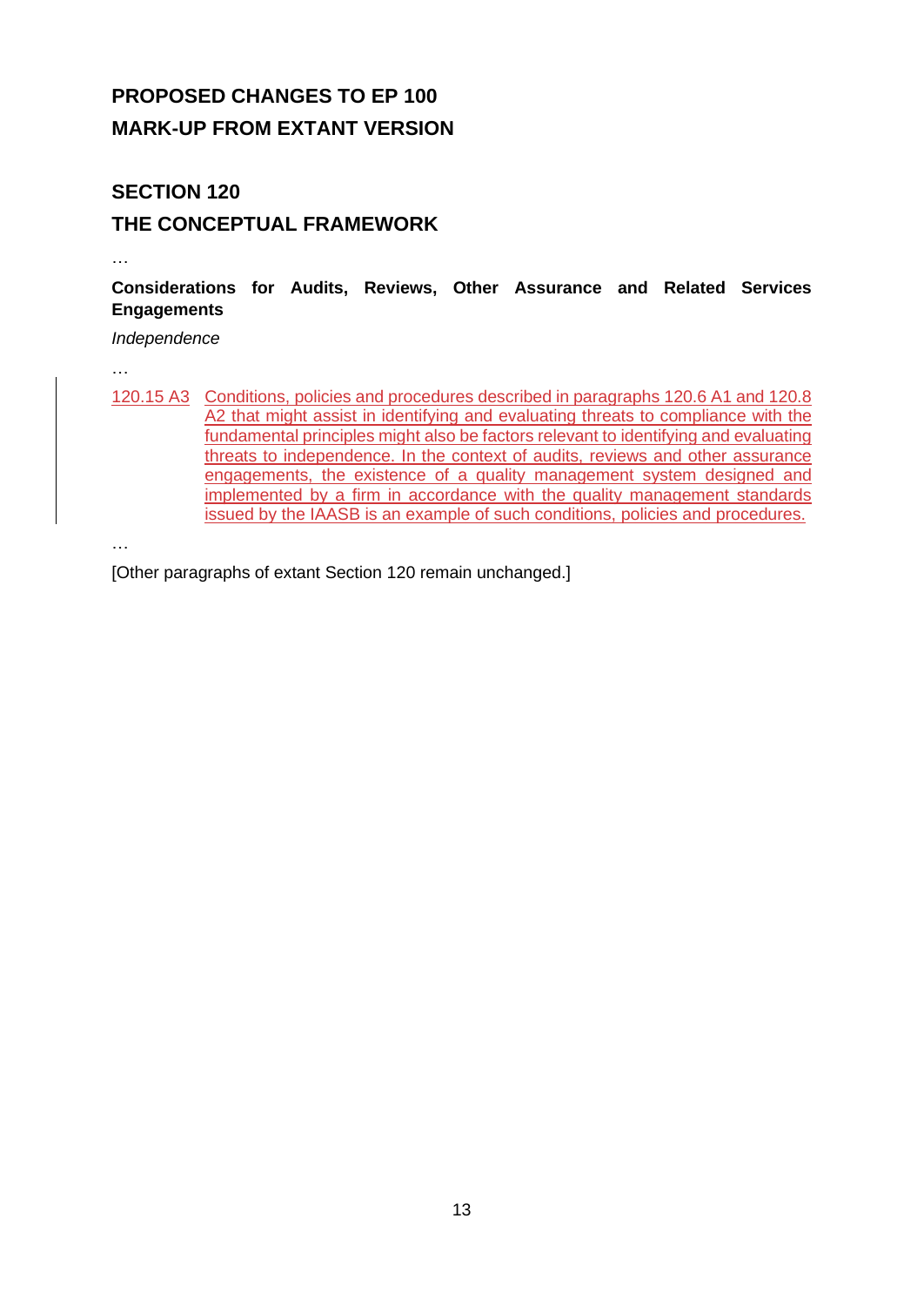## PROPOSED CHANGES TO EP 100
## MARK-UP FROM EXTANT VERSION

## SECTION 120
## THE CONCEPTUAL FRAMEWORK

…

**Considerations for Audits, Reviews, Other Assurance and Related Services Engagements**

*Independence*

…

120.15 A3 Conditions, policies and procedures described in paragraphs 120.6 A1 and 120.8 A2 that might assist in identifying and evaluating threats to compliance with the fundamental principles might also be factors relevant to identifying and evaluating threats to independence. In the context of audits, reviews and other assurance engagements, the existence of a quality management system designed and implemented by a firm in accordance with the quality management standards issued by the IAASB is an example of such conditions, policies and procedures.

…

[Other paragraphs of extant Section 120 remain unchanged.]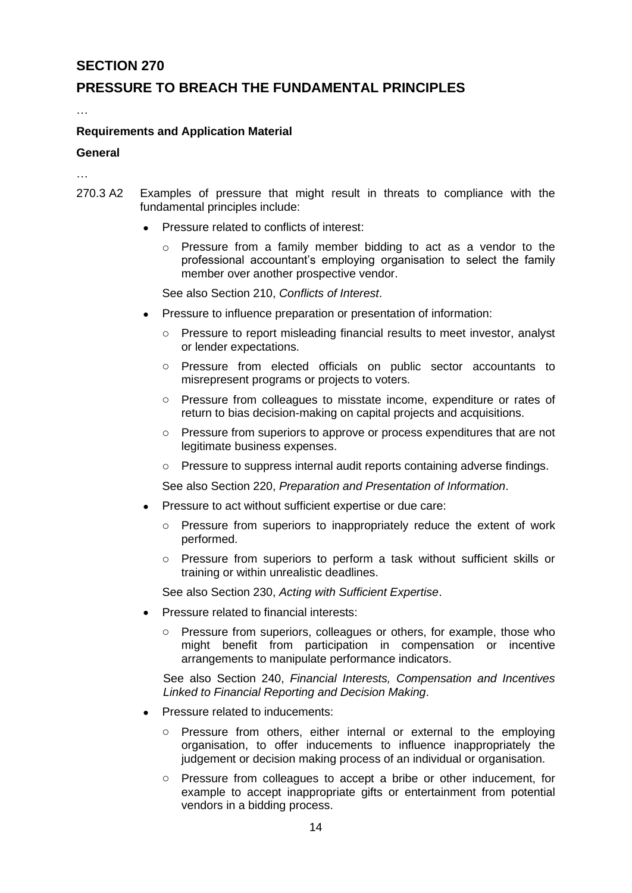# SECTION 270

# PRESSURE TO BREACH THE FUNDAMENTAL PRINCIPLES

…

### Requirements and Application Material

### General

…

270.3 A2 Examples of pressure that might result in threats to compliance with the fundamental principles include:

- Pressure related to conflicts of interest:
  - Pressure from a family member bidding to act as a vendor to the professional accountant's employing organisation to select the family member over another prospective vendor.

  See also Section 210, *Conflicts of Interest*.

- Pressure to influence preparation or presentation of information:
  - Pressure to report misleading financial results to meet investor, analyst or lender expectations.
  - Pressure from elected officials on public sector accountants to misrepresent programs or projects to voters.
  - Pressure from colleagues to misstate income, expenditure or rates of return to bias decision-making on capital projects and acquisitions.
  - Pressure from superiors to approve or process expenditures that are not legitimate business expenses.
  - Pressure to suppress internal audit reports containing adverse findings.

  See also Section 220, *Preparation and Presentation of Information*.

- Pressure to act without sufficient expertise or due care:
  - Pressure from superiors to inappropriately reduce the extent of work performed.
  - Pressure from superiors to perform a task without sufficient skills or training or within unrealistic deadlines.

  See also Section 230, *Acting with Sufficient Expertise*.

- Pressure related to financial interests:
  - Pressure from superiors, colleagues or others, for example, those who might benefit from participation in compensation or incentive arrangements to manipulate performance indicators.

  See also Section 240, *Financial Interests, Compensation and Incentives Linked to Financial Reporting and Decision Making*.

- Pressure related to inducements:
  - Pressure from others, either internal or external to the employing organisation, to offer inducements to influence inappropriately the judgement or decision making process of an individual or organisation.
  - Pressure from colleagues to accept a bribe or other inducement, for example to accept inappropriate gifts or entertainment from potential vendors in a bidding process.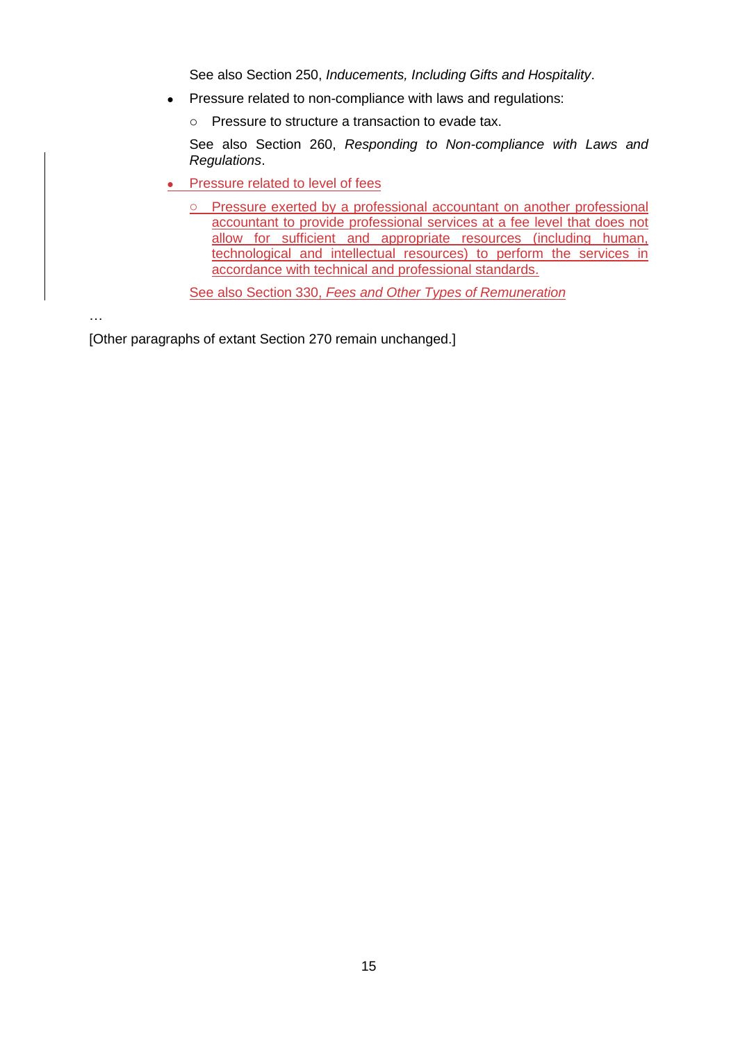See also Section 250, *Inducements, Including Gifts and Hospitality*.

- Pressure related to non-compliance with laws and regulations:
  - Pressure to structure a transaction to evade tax.

  See also Section 260, *Responding to Non-compliance with Laws and Regulations*.

- Pressure related to level of fees
  - Pressure exerted by a professional accountant on another professional accountant to provide professional services at a fee level that does not allow for sufficient and appropriate resources (including human, technological and intellectual resources) to perform the services in accordance with technical and professional standards.

  See also Section 330, *Fees and Other Types of Remuneration*

…

[Other paragraphs of extant Section 270 remain unchanged.]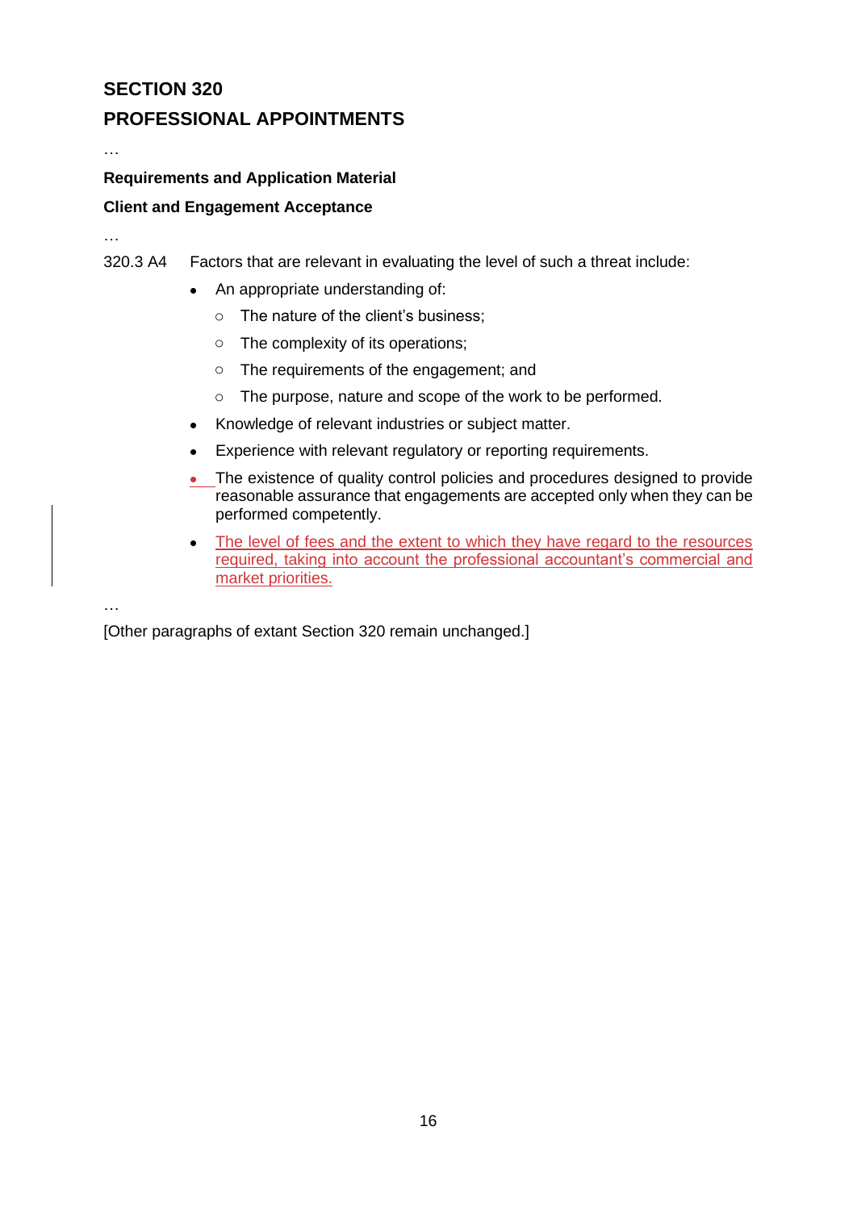## SECTION 320

## PROFESSIONAL APPOINTMENTS

…

**Requirements and Application Material**

**Client and Engagement Acceptance**

…

320.3 A4 Factors that are relevant in evaluating the level of such a threat include:

- An appropriate understanding of:
  - The nature of the client's business;
  - The complexity of its operations;
  - The requirements of the engagement; and
  - The purpose, nature and scope of the work to be performed.
- Knowledge of relevant industries or subject matter.
- Experience with relevant regulatory or reporting requirements.
- The existence of quality control policies and procedures designed to provide reasonable assurance that engagements are accepted only when they can be performed competently.
- The level of fees and the extent to which they have regard to the resources required, taking into account the professional accountant's commercial and market priorities.

…

[Other paragraphs of extant Section 320 remain unchanged.]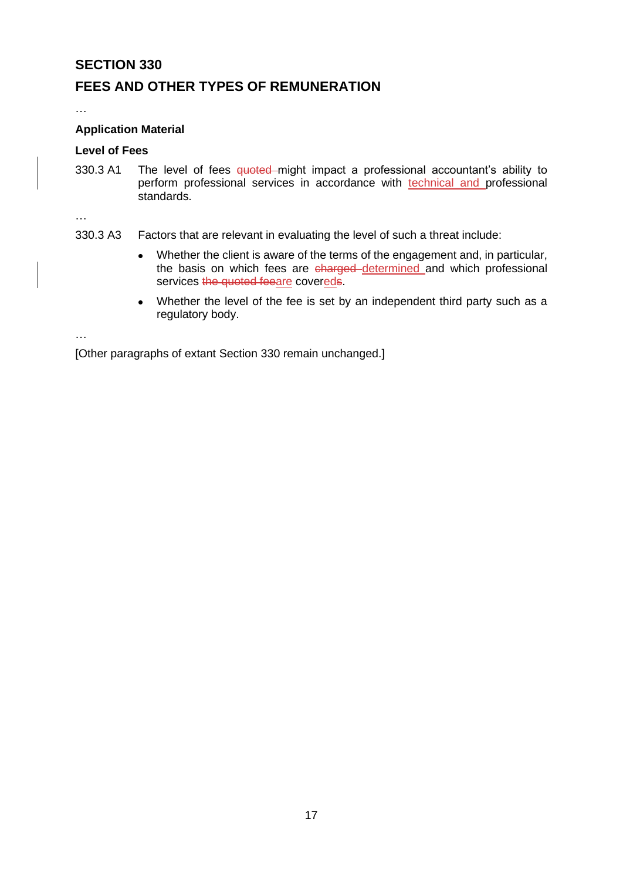## SECTION 330

## FEES AND OTHER TYPES OF REMUNERATION

…

### Application Material

### Level of Fees

330.3 A1 The level of fees ~~quoted~~ might impact a professional accountant's ability to perform professional services in accordance with <u>technical and</u> professional standards.

…

330.3 A3 Factors that are relevant in evaluating the level of such a threat include:

- Whether the client is aware of the terms of the engagement and, in particular, the basis on which fees are ~~charged~~ <u>determined</u> and which professional services ~~the quoted fee~~<u>are</u> cover<u>ed</u>~~s~~.
- Whether the level of the fee is set by an independent third party such as a regulatory body.

…

[Other paragraphs of extant Section 330 remain unchanged.]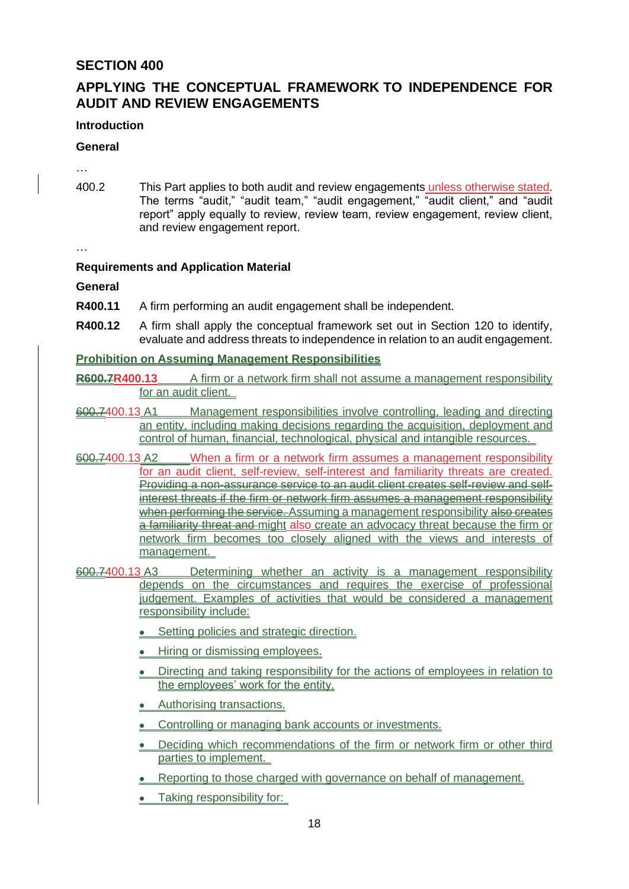## SECTION 400

## APPLYING THE CONCEPTUAL FRAMEWORK TO INDEPENDENCE FOR AUDIT AND REVIEW ENGAGEMENTS

### Introduction

### General

…

400.2 This Part applies to both audit and review engagements unless otherwise stated. The terms "audit," "audit team," "audit engagement," "audit client," and "audit report" apply equally to review, review team, review engagement, review client, and review engagement report.

…

### Requirements and Application Material

### General

**R400.11** A firm performing an audit engagement shall be independent.

**R400.12** A firm shall apply the conceptual framework set out in Section 120 to identify, evaluate and address threats to independence in relation to an audit engagement.

**Prohibition on Assuming Management Responsibilities**

**~~R600.7~~R400.13** A firm or a network firm shall not assume a management responsibility for an audit client.

~~600.7~~400.13 A1 Management responsibilities involve controlling, leading and directing an entity, including making decisions regarding the acquisition, deployment and control of human, financial, technological, physical and intangible resources.

~~600.7~~400.13 A2 When a firm or a network firm assumes a management responsibility for an audit client, self-review, self-interest and familiarity threats are created. ~~Providing a non-assurance service to an audit client creates self-review and self-interest threats if the firm or network firm assumes a management responsibility when performing the service.~~ Assuming a management responsibility ~~also creates a familiarity threat and~~ might also create an advocacy threat because the firm or network firm becomes too closely aligned with the views and interests of management.

~~600.7~~400.13 A3 Determining whether an activity is a management responsibility depends on the circumstances and requires the exercise of professional judgement. Examples of activities that would be considered a management responsibility include:

- Setting policies and strategic direction.
- Hiring or dismissing employees.
- Directing and taking responsibility for the actions of employees in relation to the employees' work for the entity.
- Authorising transactions.
- Controlling or managing bank accounts or investments.
- Deciding which recommendations of the firm or network firm or other third parties to implement.
- Reporting to those charged with governance on behalf of management.
- Taking responsibility for: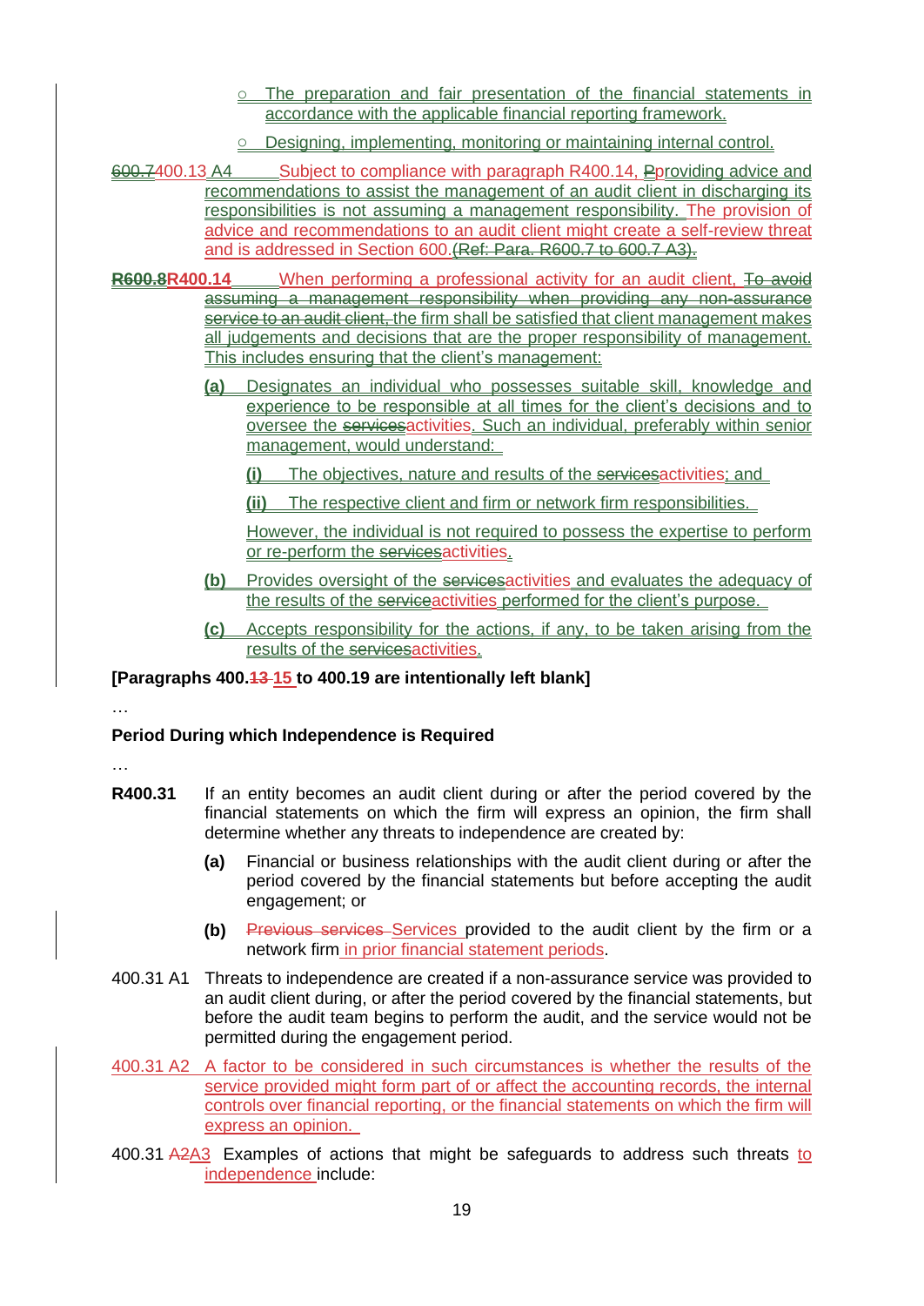- ○ The preparation and fair presentation of the financial statements in accordance with the applicable financial reporting framework.
- ○ Designing, implementing, monitoring or maintaining internal control.

~~600.7~~400.13 A4 Subject to compliance with paragraph R400.14, ~~P~~providing advice and recommendations to assist the management of an audit client in discharging its responsibilities is not assuming a management responsibility. The provision of advice and recommendations to an audit client might create a self-review threat and is addressed in Section 600.~~(Ref: Para. R600.7 to 600.7 A3).~~

**~~R600.8~~R400.14** When performing a professional activity for an audit client, ~~To avoid assuming a management responsibility when providing any non-assurance service to an audit client,~~ the firm shall be satisfied that client management makes all judgements and decisions that are the proper responsibility of management. This includes ensuring that the client's management:

**(a)** Designates an individual who possesses suitable skill, knowledge and experience to be responsible at all times for the client's decisions and to oversee the ~~services~~activities. Such an individual, preferably within senior management, would understand:

**(i)** The objectives, nature and results of the ~~services~~activities; and

**(ii)** The respective client and firm or network firm responsibilities.

However, the individual is not required to possess the expertise to perform or re-perform the ~~services~~activities.

**(b)** Provides oversight of the ~~services~~activities and evaluates the adequacy of the results of the ~~service~~activities performed for the client's purpose.

**(c)** Accepts responsibility for the actions, if any, to be taken arising from the results of the ~~services~~activities.

**[Paragraphs 400.~~13~~ 15 to 400.19 are intentionally left blank]**

…

**Period During which Independence is Required**

…

**R400.31** If an entity becomes an audit client during or after the period covered by the financial statements on which the firm will express an opinion, the firm shall determine whether any threats to independence are created by:

**(a)** Financial or business relationships with the audit client during or after the period covered by the financial statements but before accepting the audit engagement; or

**(b)** ~~Previous services~~ Services provided to the audit client by the firm or a network firm in prior financial statement periods.

400.31 A1 Threats to independence are created if a non-assurance service was provided to an audit client during, or after the period covered by the financial statements, but before the audit team begins to perform the audit, and the service would not be permitted during the engagement period.

400.31 A2 A factor to be considered in such circumstances is whether the results of the service provided might form part of or affect the accounting records, the internal controls over financial reporting, or the financial statements on which the firm will express an opinion.

400.31 ~~A2~~A3 Examples of actions that might be safeguards to address such threats to independence include: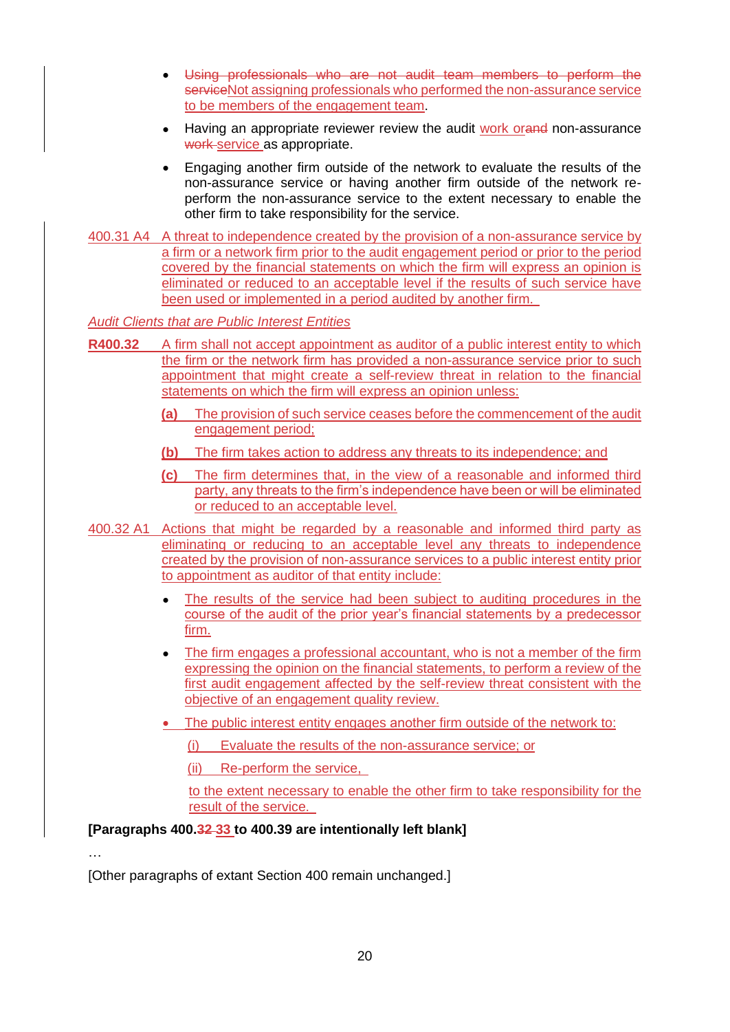- Using professionals who are not audit team members to perform the serviceNot assigning professionals who performed the non-assurance service to be members of the engagement team.

- Having an appropriate reviewer review the audit work orand non-assurance work service as appropriate.

- Engaging another firm outside of the network to evaluate the results of the non-assurance service or having another firm outside of the network re-perform the non-assurance service to the extent necessary to enable the other firm to take responsibility for the service.

400.31 A4 A threat to independence created by the provision of a non-assurance service by a firm or a network firm prior to the audit engagement period or prior to the period covered by the financial statements on which the firm will express an opinion is eliminated or reduced to an acceptable level if the results of such service have been used or implemented in a period audited by another firm.

*Audit Clients that are Public Interest Entities*

**R400.32** A firm shall not accept appointment as auditor of a public interest entity to which the firm or the network firm has provided a non-assurance service prior to such appointment that might create a self-review threat in relation to the financial statements on which the firm will express an opinion unless:

**(a)** The provision of such service ceases before the commencement of the audit engagement period;

**(b)** The firm takes action to address any threats to its independence; and

**(c)** The firm determines that, in the view of a reasonable and informed third party, any threats to the firm's independence have been or will be eliminated or reduced to an acceptable level.

400.32 A1 Actions that might be regarded by a reasonable and informed third party as eliminating or reducing to an acceptable level any threats to independence created by the provision of non-assurance services to a public interest entity prior to appointment as auditor of that entity include:

- The results of the service had been subject to auditing procedures in the course of the audit of the prior year's financial statements by a predecessor firm.

- The firm engages a professional accountant, who is not a member of the firm expressing the opinion on the financial statements, to perform a review of the first audit engagement affected by the self-review threat consistent with the objective of an engagement quality review.

- The public interest entity engages another firm outside of the network to:

  (i) Evaluate the results of the non-assurance service; or

  (ii) Re-perform the service,

  to the extent necessary to enable the other firm to take responsibility for the result of the service.

**[Paragraphs 400.32 33 to 400.39 are intentionally left blank]**

…

[Other paragraphs of extant Section 400 remain unchanged.]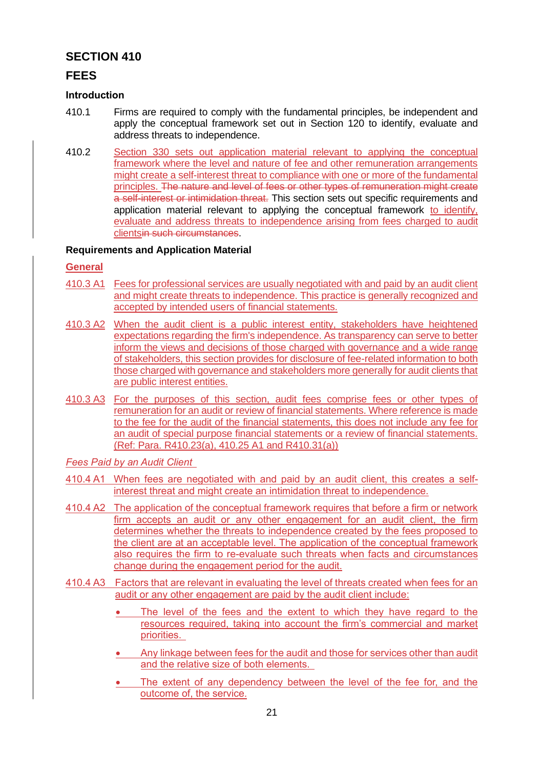# SECTION 410

# FEES

### Introduction

410.1 Firms are required to comply with the fundamental principles, be independent and apply the conceptual framework set out in Section 120 to identify, evaluate and address threats to independence.

410.2 Section 330 sets out application material relevant to applying the conceptual framework where the level and nature of fee and other remuneration arrangements might create a self-interest threat to compliance with one or more of the fundamental principles. ~~The nature and level of fees or other types of remuneration might create a self-interest or intimidation threat.~~ This section sets out specific requirements and application material relevant to applying the conceptual framework to identify, evaluate and address threats to independence arising from fees charged to audit clients~~in such circumstances~~.

### Requirements and Application Material

**General**

410.3 A1 Fees for professional services are usually negotiated with and paid by an audit client and might create threats to independence. This practice is generally recognized and accepted by intended users of financial statements.

410.3 A2 When the audit client is a public interest entity, stakeholders have heightened expectations regarding the firm's independence. As transparency can serve to better inform the views and decisions of those charged with governance and a wide range of stakeholders, this section provides for disclosure of fee-related information to both those charged with governance and stakeholders more generally for audit clients that are public interest entities.

410.3 A3 For the purposes of this section, audit fees comprise fees or other types of remuneration for an audit or review of financial statements. Where reference is made to the fee for the audit of the financial statements, this does not include any fee for an audit of special purpose financial statements or a review of financial statements. (Ref: Para. R410.23(a), 410.25 A1 and R410.31(a))

*Fees Paid by an Audit Client*

410.4 A1 When fees are negotiated with and paid by an audit client, this creates a self-interest threat and might create an intimidation threat to independence.

410.4 A2 The application of the conceptual framework requires that before a firm or network firm accepts an audit or any other engagement for an audit client, the firm determines whether the threats to independence created by the fees proposed to the client are at an acceptable level. The application of the conceptual framework also requires the firm to re-evaluate such threats when facts and circumstances change during the engagement period for the audit.

410.4 A3 Factors that are relevant in evaluating the level of threats created when fees for an audit or any other engagement are paid by the audit client include:

- The level of the fees and the extent to which they have regard to the resources required, taking into account the firm's commercial and market priorities.
- Any linkage between fees for the audit and those for services other than audit and the relative size of both elements.
- The extent of any dependency between the level of the fee for, and the outcome of, the service.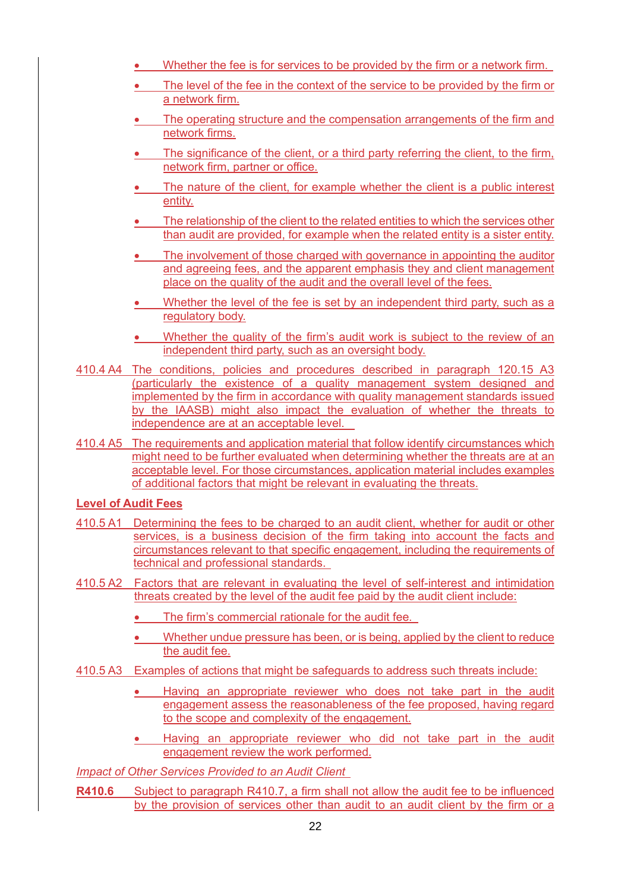- Whether the fee is for services to be provided by the firm or a network firm.
- The level of the fee in the context of the service to be provided by the firm or a network firm.
- The operating structure and the compensation arrangements of the firm and network firms.
- The significance of the client, or a third party referring the client, to the firm, network firm, partner or office.
- The nature of the client, for example whether the client is a public interest entity.
- The relationship of the client to the related entities to which the services other than audit are provided, for example when the related entity is a sister entity.
- The involvement of those charged with governance in appointing the auditor and agreeing fees, and the apparent emphasis they and client management place on the quality of the audit and the overall level of the fees.
- Whether the level of the fee is set by an independent third party, such as a regulatory body.
- Whether the quality of the firm's audit work is subject to the review of an independent third party, such as an oversight body.

410.4 A4 The conditions, policies and procedures described in paragraph 120.15 A3 (particularly the existence of a quality management system designed and implemented by the firm in accordance with quality management standards issued by the IAASB) might also impact the evaluation of whether the threats to independence are at an acceptable level.

410.4 A5 The requirements and application material that follow identify circumstances which might need to be further evaluated when determining whether the threats are at an acceptable level. For those circumstances, application material includes examples of additional factors that might be relevant in evaluating the threats.

**Level of Audit Fees**

410.5 A1 Determining the fees to be charged to an audit client, whether for audit or other services, is a business decision of the firm taking into account the facts and circumstances relevant to that specific engagement, including the requirements of technical and professional standards.

410.5 A2 Factors that are relevant in evaluating the level of self-interest and intimidation threats created by the level of the audit fee paid by the audit client include:

- The firm's commercial rationale for the audit fee.
- Whether undue pressure has been, or is being, applied by the client to reduce the audit fee.

410.5 A3 Examples of actions that might be safeguards to address such threats include:

- Having an appropriate reviewer who does not take part in the audit engagement assess the reasonableness of the fee proposed, having regard to the scope and complexity of the engagement.
- Having an appropriate reviewer who did not take part in the audit engagement review the work performed.

*Impact of Other Services Provided to an Audit Client*

**R410.6** Subject to paragraph R410.7, a firm shall not allow the audit fee to be influenced by the provision of services other than audit to an audit client by the firm or a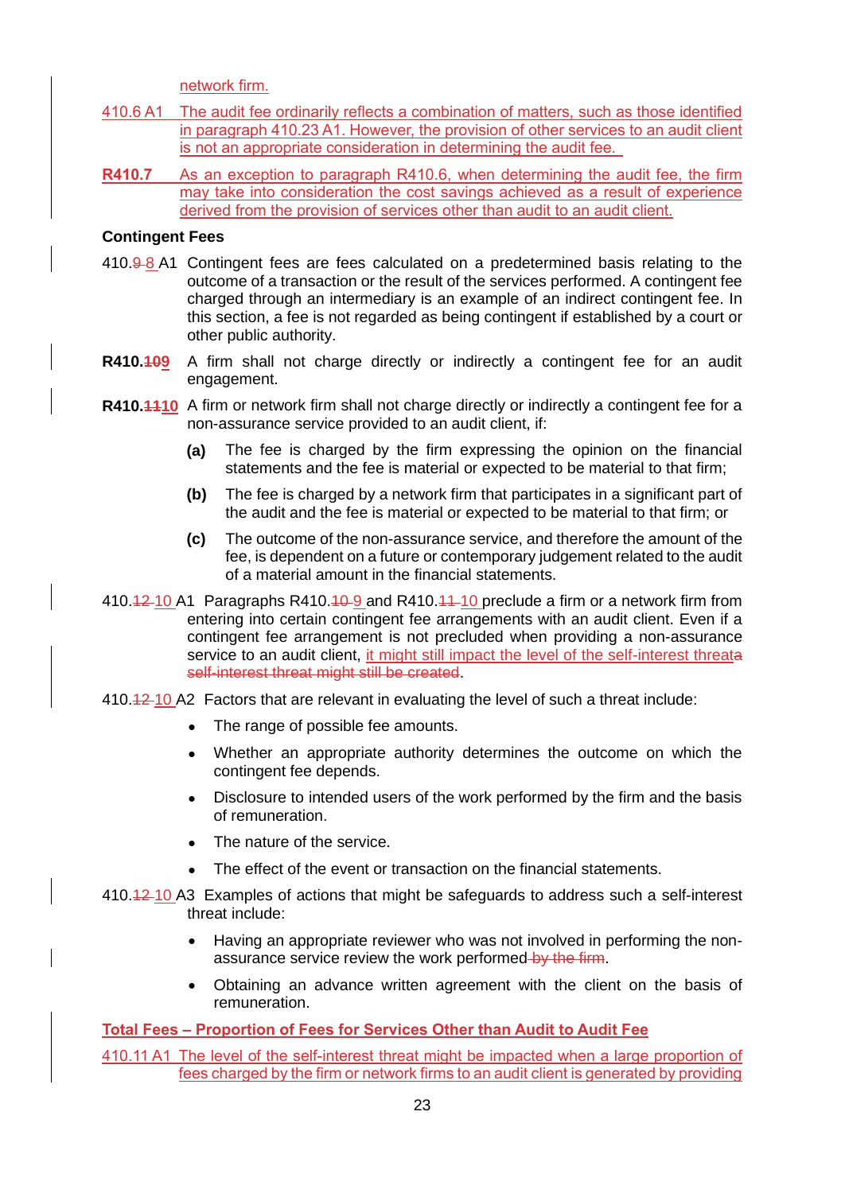network firm.

410.6 A1 The audit fee ordinarily reflects a combination of matters, such as those identified in paragraph 410.23 A1. However, the provision of other services to an audit client is not an appropriate consideration in determining the audit fee.

**R410.7** As an exception to paragraph R410.6, when determining the audit fee, the firm may take into consideration the cost savings achieved as a result of experience derived from the provision of services other than audit to an audit client.

**Contingent Fees**

410.~~9~~ 8 A1 Contingent fees are fees calculated on a predetermined basis relating to the outcome of a transaction or the result of the services performed. A contingent fee charged through an intermediary is an example of an indirect contingent fee. In this section, a fee is not regarded as being contingent if established by a court or other public authority.

**R410.~~10~~9** A firm shall not charge directly or indirectly a contingent fee for an audit engagement.

**R410.~~11~~10** A firm or network firm shall not charge directly or indirectly a contingent fee for a non-assurance service provided to an audit client, if:

**(a)** The fee is charged by the firm expressing the opinion on the financial statements and the fee is material or expected to be material to that firm;

**(b)** The fee is charged by a network firm that participates in a significant part of the audit and the fee is material or expected to be material to that firm; or

**(c)** The outcome of the non-assurance service, and therefore the amount of the fee, is dependent on a future or contemporary judgement related to the audit of a material amount in the financial statements.

410.~~12~~ 10 A1 Paragraphs R410.~~10~~ 9 and R410.~~11~~ 10 preclude a firm or a network firm from entering into certain contingent fee arrangements with an audit client. Even if a contingent fee arrangement is not precluded when providing a non-assurance service to an audit client, it might still impact the level of the self-interest threat~~a self-interest threat might still be created~~.

410.~~12~~ 10 A2 Factors that are relevant in evaluating the level of such a threat include:

- The range of possible fee amounts.
- Whether an appropriate authority determines the outcome on which the contingent fee depends.
- Disclosure to intended users of the work performed by the firm and the basis of remuneration.
- The nature of the service.
- The effect of the event or transaction on the financial statements.

410.~~12~~ 10 A3 Examples of actions that might be safeguards to address such a self-interest threat include:

- Having an appropriate reviewer who was not involved in performing the non-assurance service review the work performed ~~by the firm~~.
- Obtaining an advance written agreement with the client on the basis of remuneration.

**Total Fees – Proportion of Fees for Services Other than Audit to Audit Fee**

410.11 A1 The level of the self-interest threat might be impacted when a large proportion of fees charged by the firm or network firms to an audit client is generated by providing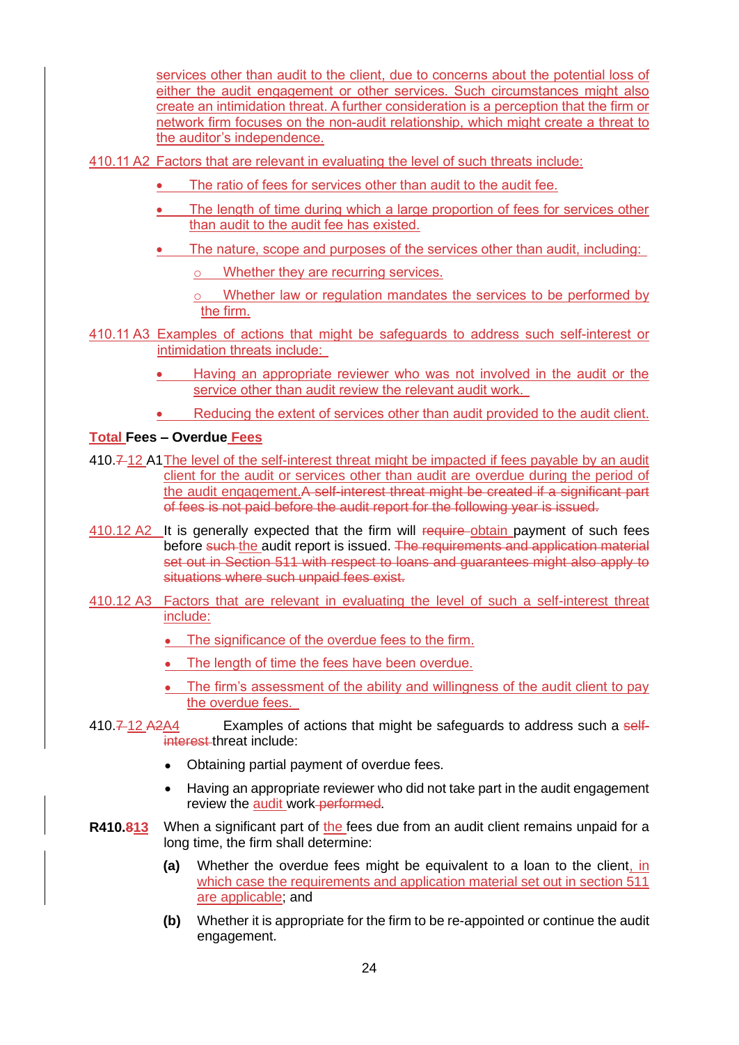services other than audit to the client, due to concerns about the potential loss of either the audit engagement or other services. Such circumstances might also create an intimidation threat. A further consideration is a perception that the firm or network firm focuses on the non-audit relationship, which might create a threat to the auditor's independence.

410.11 A2 Factors that are relevant in evaluating the level of such threats include:

- The ratio of fees for services other than audit to the audit fee.
- The length of time during which a large proportion of fees for services other than audit to the audit fee has existed.
- The nature, scope and purposes of the services other than audit, including:
  - Whether they are recurring services.
  - Whether law or regulation mandates the services to be performed by the firm.

410.11 A3 Examples of actions that might be safeguards to address such self-interest or intimidation threats include:

- Having an appropriate reviewer who was not involved in the audit or the service other than audit review the relevant audit work.
- Reducing the extent of services other than audit provided to the audit client.

**Total Fees – Overdue Fees**

410.~~7~~ 12 A1 The level of the self-interest threat might be impacted if fees payable by an audit client for the audit or services other than audit are overdue during the period of the audit engagement. ~~A self-interest threat might be created if a significant part of fees is not paid before the audit report for the following year is issued.~~

410.12 A2 It is generally expected that the firm will ~~require~~ obtain payment of such fees before ~~such~~ the audit report is issued. ~~The requirements and application material set out in Section 511 with respect to loans and guarantees might also apply to situations where such unpaid fees exist.~~

410.12 A3 Factors that are relevant in evaluating the level of such a self-interest threat include:

- The significance of the overdue fees to the firm.
- The length of time the fees have been overdue.
- The firm's assessment of the ability and willingness of the audit client to pay the overdue fees.

410.~~7~~ 12 ~~A2~~A4 Examples of actions that might be safeguards to address such a ~~self-interest~~ threat include:

- Obtaining partial payment of overdue fees.
- Having an appropriate reviewer who did not take part in the audit engagement review the audit work ~~performed~~.

**R410.~~8~~13** When a significant part of the fees due from an audit client remains unpaid for a long time, the firm shall determine:

**(a)** Whether the overdue fees might be equivalent to a loan to the client, in which case the requirements and application material set out in section 511 are applicable; and

**(b)** Whether it is appropriate for the firm to be re-appointed or continue the audit engagement.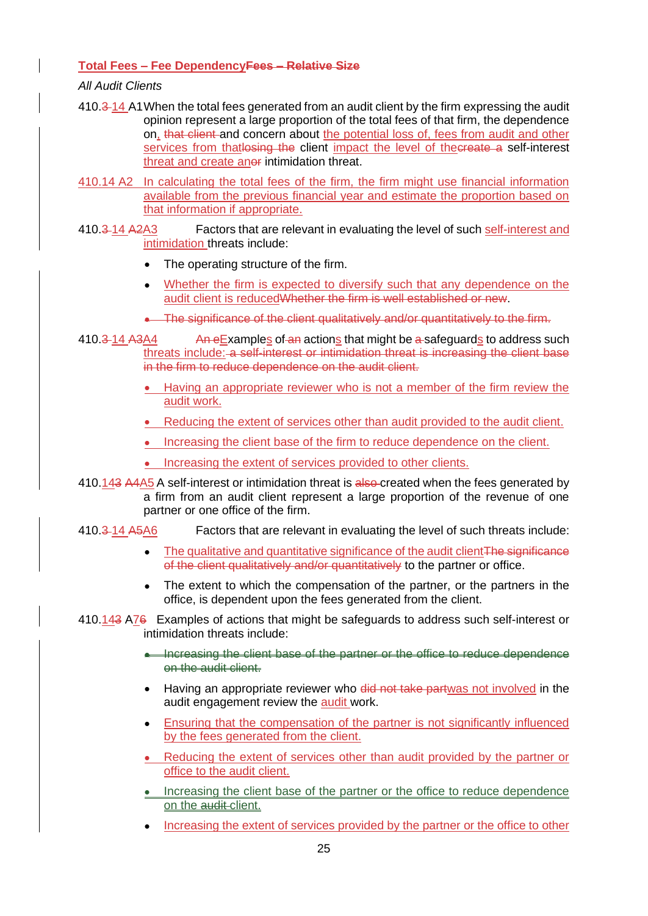**Total Fees – Fee DependencyFees – Relative Size**

*All Audit Clients*

410.3 14 A1 When the total fees generated from an audit client by the firm expressing the audit opinion represent a large proportion of the total fees of that firm, the dependence on, that client and concern about the potential loss of, fees from audit and other services from thatlosing the client impact the level of thecreate a self-interest threat and create anor intimidation threat.

410.14 A2 In calculating the total fees of the firm, the firm might use financial information available from the previous financial year and estimate the proportion based on that information if appropriate.

410.3 14 A2A3 Factors that are relevant in evaluating the level of such self-interest and intimidation threats include:

- The operating structure of the firm.
- Whether the firm is expected to diversify such that any dependence on the audit client is reducedWhether the firm is well established or new.
- The significance of the client qualitatively and/or quantitatively to the firm.

410.3 14 A3A4 An eExamples of an actions that might be a safeguards to address such threats include: a self-interest or intimidation threat is increasing the client base in the firm to reduce dependence on the audit client.

- Having an appropriate reviewer who is not a member of the firm review the audit work.
- Reducing the extent of services other than audit provided to the audit client.
- Increasing the client base of the firm to reduce dependence on the client.
- Increasing the extent of services provided to other clients.

410.143 A4A5 A self-interest or intimidation threat is also created when the fees generated by a firm from an audit client represent a large proportion of the revenue of one partner or one office of the firm.

410.3 14 A5A6 Factors that are relevant in evaluating the level of such threats include:

- The qualitative and quantitative significance of the audit clientThe significance of the client qualitatively and/or quantitatively to the partner or office.
- The extent to which the compensation of the partner, or the partners in the office, is dependent upon the fees generated from the client.

410.143 A76 Examples of actions that might be safeguards to address such self-interest or intimidation threats include:

- Increasing the client base of the partner or the office to reduce dependence on the audit client.
- Having an appropriate reviewer who did not take partwas not involved in the audit engagement review the audit work.
- Ensuring that the compensation of the partner is not significantly influenced by the fees generated from the client.
- Reducing the extent of services other than audit provided by the partner or office to the audit client.
- Increasing the client base of the partner or the office to reduce dependence on the audit client.
- Increasing the extent of services provided by the partner or the office to other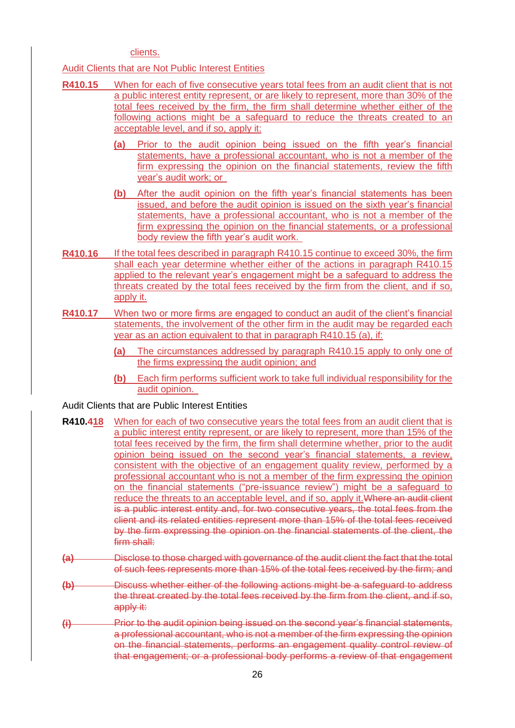clients.

Audit Clients that are Not Public Interest Entities

**R410.15** When for each of five consecutive years total fees from an audit client that is not a public interest entity represent, or are likely to represent, more than 30% of the total fees received by the firm, the firm shall determine whether either of the following actions might be a safeguard to reduce the threats created to an acceptable level, and if so, apply it:

**(a)** Prior to the audit opinion being issued on the fifth year's financial statements, have a professional accountant, who is not a member of the firm expressing the opinion on the financial statements, review the fifth year's audit work; or

**(b)** After the audit opinion on the fifth year's financial statements has been issued, and before the audit opinion is issued on the sixth year's financial statements, have a professional accountant, who is not a member of the firm expressing the opinion on the financial statements, or a professional body review the fifth year's audit work.

**R410.16** If the total fees described in paragraph R410.15 continue to exceed 30%, the firm shall each year determine whether either of the actions in paragraph R410.15 applied to the relevant year's engagement might be a safeguard to address the threats created by the total fees received by the firm from the client, and if so, apply it.

**R410.17** When two or more firms are engaged to conduct an audit of the client's financial statements, the involvement of the other firm in the audit may be regarded each year as an action equivalent to that in paragraph R410.15 (a), if:

**(a)** The circumstances addressed by paragraph R410.15 apply to only one of the firms expressing the audit opinion; and

**(b)** Each firm performs sufficient work to take full individual responsibility for the audit opinion.

Audit Clients that are Public Interest Entities

**R410.~~4~~18** When for each of two consecutive years the total fees from an audit client that is a public interest entity represent, or are likely to represent, more than 15% of the total fees received by the firm, the firm shall determine whether, prior to the audit opinion being issued on the second year's financial statements, a review, consistent with the objective of an engagement quality review, performed by a professional accountant who is not a member of the firm expressing the opinion on the financial statements ("pre-issuance review") might be a safeguard to reduce the threats to an acceptable level, and if so, apply it.~~Where an audit client is a public interest entity and, for two consecutive years, the total fees from the client and its related entities represent more than 15% of the total fees received by the firm expressing the opinion on the financial statements of the client, the firm shall:~~

~~(a) Disclose to those charged with governance of the audit client the fact that the total of such fees represents more than 15% of the total fees received by the firm; and~~

~~(b) Discuss whether either of the following actions might be a safeguard to address the threat created by the total fees received by the firm from the client, and if so, apply it:~~

~~(i) Prior to the audit opinion being issued on the second year's financial statements, a professional accountant, who is not a member of the firm expressing the opinion on the financial statements, performs an engagement quality control review of that engagement; or a professional body performs a review of that engagement~~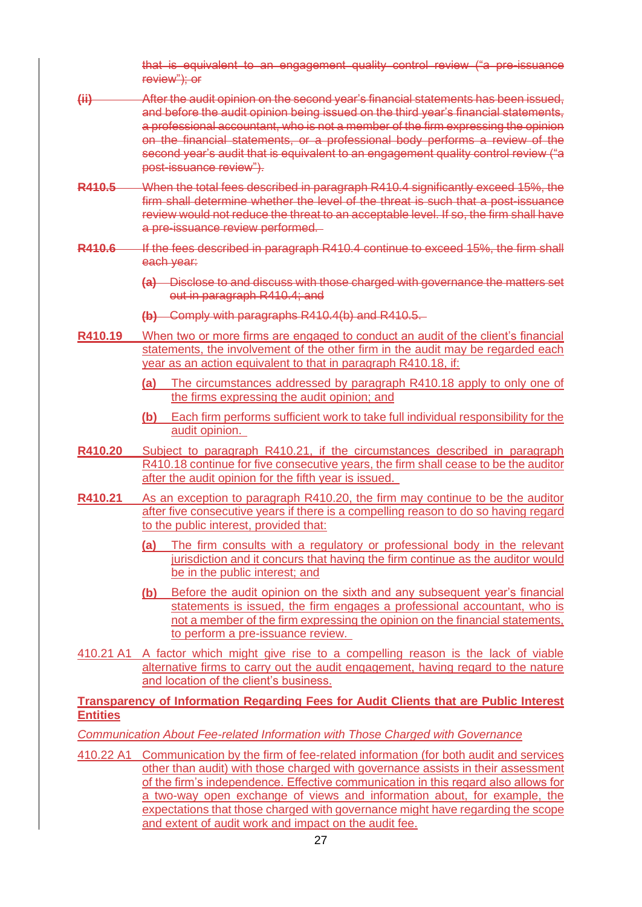that is equivalent to an engagement quality control review ("a pre-issuance review"); or

(ii) After the audit opinion on the second year's financial statements has been issued, and before the audit opinion being issued on the third year's financial statements, a professional accountant, who is not a member of the firm expressing the opinion on the financial statements, or a professional body performs a review of the second year's audit that is equivalent to an engagement quality control review ("a post-issuance review").

**R410.5** When the total fees described in paragraph R410.4 significantly exceed 15%, the firm shall determine whether the level of the threat is such that a post-issuance review would not reduce the threat to an acceptable level. If so, the firm shall have a pre-issuance review performed.

**R410.6** If the fees described in paragraph R410.4 continue to exceed 15%, the firm shall each year:

**(a)** Disclose to and discuss with those charged with governance the matters set out in paragraph R410.4; and

**(b)** Comply with paragraphs R410.4(b) and R410.5.

**R410.19** When two or more firms are engaged to conduct an audit of the client's financial statements, the involvement of the other firm in the audit may be regarded each year as an action equivalent to that in paragraph R410.18, if:

**(a)** The circumstances addressed by paragraph R410.18 apply to only one of the firms expressing the audit opinion; and

**(b)** Each firm performs sufficient work to take full individual responsibility for the audit opinion.

**R410.20** Subject to paragraph R410.21, if the circumstances described in paragraph R410.18 continue for five consecutive years, the firm shall cease to be the auditor after the audit opinion for the fifth year is issued.

**R410.21** As an exception to paragraph R410.20, the firm may continue to be the auditor after five consecutive years if there is a compelling reason to do so having regard to the public interest, provided that:

**(a)** The firm consults with a regulatory or professional body in the relevant jurisdiction and it concurs that having the firm continue as the auditor would be in the public interest; and

**(b)** Before the audit opinion on the sixth and any subsequent year's financial statements is issued, the firm engages a professional accountant, who is not a member of the firm expressing the opinion on the financial statements, to perform a pre-issuance review.

410.21 A1 A factor which might give rise to a compelling reason is the lack of viable alternative firms to carry out the audit engagement, having regard to the nature and location of the client's business.

**Transparency of Information Regarding Fees for Audit Clients that are Public Interest Entities**

*Communication About Fee-related Information with Those Charged with Governance*

410.22 A1 Communication by the firm of fee-related information (for both audit and services other than audit) with those charged with governance assists in their assessment of the firm's independence. Effective communication in this regard also allows for a two-way open exchange of views and information about, for example, the expectations that those charged with governance might have regarding the scope and extent of audit work and impact on the audit fee.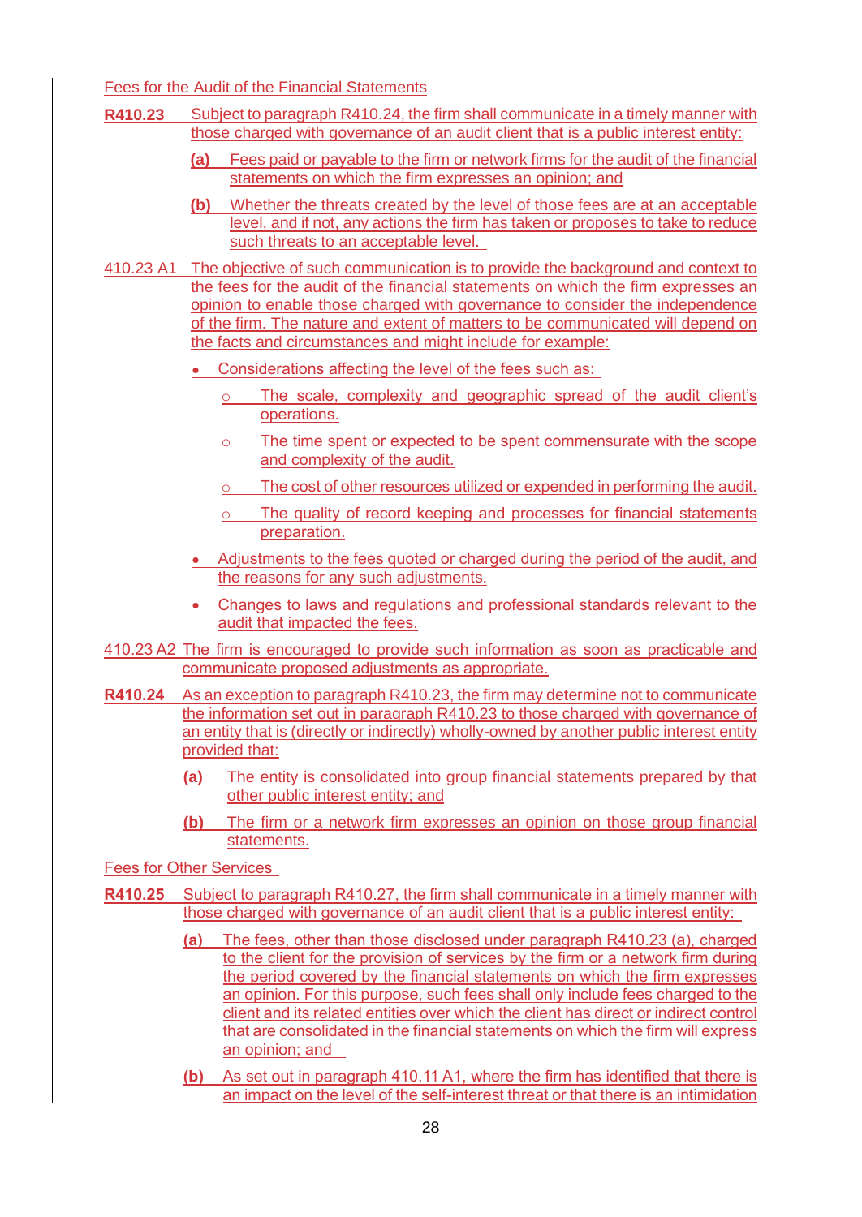Fees for the Audit of the Financial Statements

**R410.23** Subject to paragraph R410.24, the firm shall communicate in a timely manner with those charged with governance of an audit client that is a public interest entity:

**(a)** Fees paid or payable to the firm or network firms for the audit of the financial statements on which the firm expresses an opinion; and

**(b)** Whether the threats created by the level of those fees are at an acceptable level, and if not, any actions the firm has taken or proposes to take to reduce such threats to an acceptable level.

410.23 A1 The objective of such communication is to provide the background and context to the fees for the audit of the financial statements on which the firm expresses an opinion to enable those charged with governance to consider the independence of the firm. The nature and extent of matters to be communicated will depend on the facts and circumstances and might include for example:

- Considerations affecting the level of the fees such as:
  - The scale, complexity and geographic spread of the audit client's operations.
  - The time spent or expected to be spent commensurate with the scope and complexity of the audit.
  - The cost of other resources utilized or expended in performing the audit.
  - The quality of record keeping and processes for financial statements preparation.
- Adjustments to the fees quoted or charged during the period of the audit, and the reasons for any such adjustments.
- Changes to laws and regulations and professional standards relevant to the audit that impacted the fees.

410.23 A2 The firm is encouraged to provide such information as soon as practicable and communicate proposed adjustments as appropriate.

**R410.24** As an exception to paragraph R410.23, the firm may determine not to communicate the information set out in paragraph R410.23 to those charged with governance of an entity that is (directly or indirectly) wholly-owned by another public interest entity provided that:

**(a)** The entity is consolidated into group financial statements prepared by that other public interest entity; and

**(b)** The firm or a network firm expresses an opinion on those group financial statements.

Fees for Other Services

**R410.25** Subject to paragraph R410.27, the firm shall communicate in a timely manner with those charged with governance of an audit client that is a public interest entity:

**(a)** The fees, other than those disclosed under paragraph R410.23 (a), charged to the client for the provision of services by the firm or a network firm during the period covered by the financial statements on which the firm expresses an opinion. For this purpose, such fees shall only include fees charged to the client and its related entities over which the client has direct or indirect control that are consolidated in the financial statements on which the firm will express an opinion; and

**(b)** As set out in paragraph 410.11 A1, where the firm has identified that there is an impact on the level of the self-interest threat or that there is an intimidation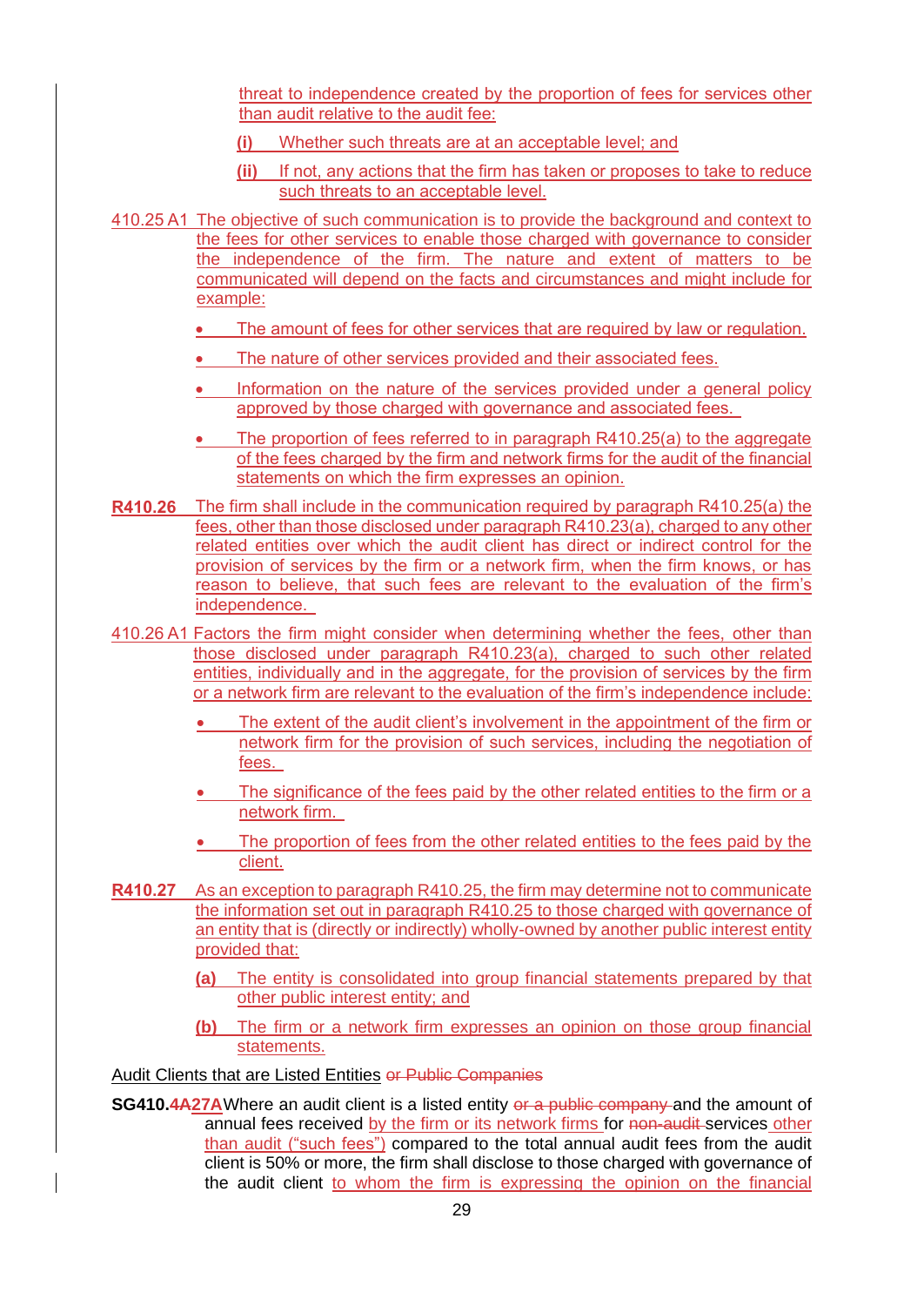threat to independence created by the proportion of fees for services other than audit relative to the audit fee:

(i) Whether such threats are at an acceptable level; and

(ii) If not, any actions that the firm has taken or proposes to take to reduce such threats to an acceptable level.

410.25 A1 The objective of such communication is to provide the background and context to the fees for other services to enable those charged with governance to consider the independence of the firm. The nature and extent of matters to be communicated will depend on the facts and circumstances and might include for example:

- The amount of fees for other services that are required by law or regulation.
- The nature of other services provided and their associated fees.
- Information on the nature of the services provided under a general policy approved by those charged with governance and associated fees.
- The proportion of fees referred to in paragraph R410.25(a) to the aggregate of the fees charged by the firm and network firms for the audit of the financial statements on which the firm expresses an opinion.

**R410.26** The firm shall include in the communication required by paragraph R410.25(a) the fees, other than those disclosed under paragraph R410.23(a), charged to any other related entities over which the audit client has direct or indirect control for the provision of services by the firm or a network firm, when the firm knows, or has reason to believe, that such fees are relevant to the evaluation of the firm's independence.

410.26 A1 Factors the firm might consider when determining whether the fees, other than those disclosed under paragraph R410.23(a), charged to such other related entities, individually and in the aggregate, for the provision of services by the firm or a network firm are relevant to the evaluation of the firm's independence include:

- The extent of the audit client's involvement in the appointment of the firm or network firm for the provision of such services, including the negotiation of fees.
- The significance of the fees paid by the other related entities to the firm or a network firm.
- The proportion of fees from the other related entities to the fees paid by the client.

**R410.27** As an exception to paragraph R410.25, the firm may determine not to communicate the information set out in paragraph R410.25 to those charged with governance of an entity that is (directly or indirectly) wholly-owned by another public interest entity provided that:

(a) The entity is consolidated into group financial statements prepared by that other public interest entity; and

(b) The firm or a network firm expresses an opinion on those group financial statements.

Audit Clients that are Listed Entities ~~or Public Companies~~

**SG410.~~4A~~27A** Where an audit client is a listed entity ~~or a public company~~ and the amount of annual fees received by the firm or its network firms for ~~non-audit~~ services other than audit ("such fees") compared to the total annual audit fees from the audit client is 50% or more, the firm shall disclose to those charged with governance of the audit client to whom the firm is expressing the opinion on the financial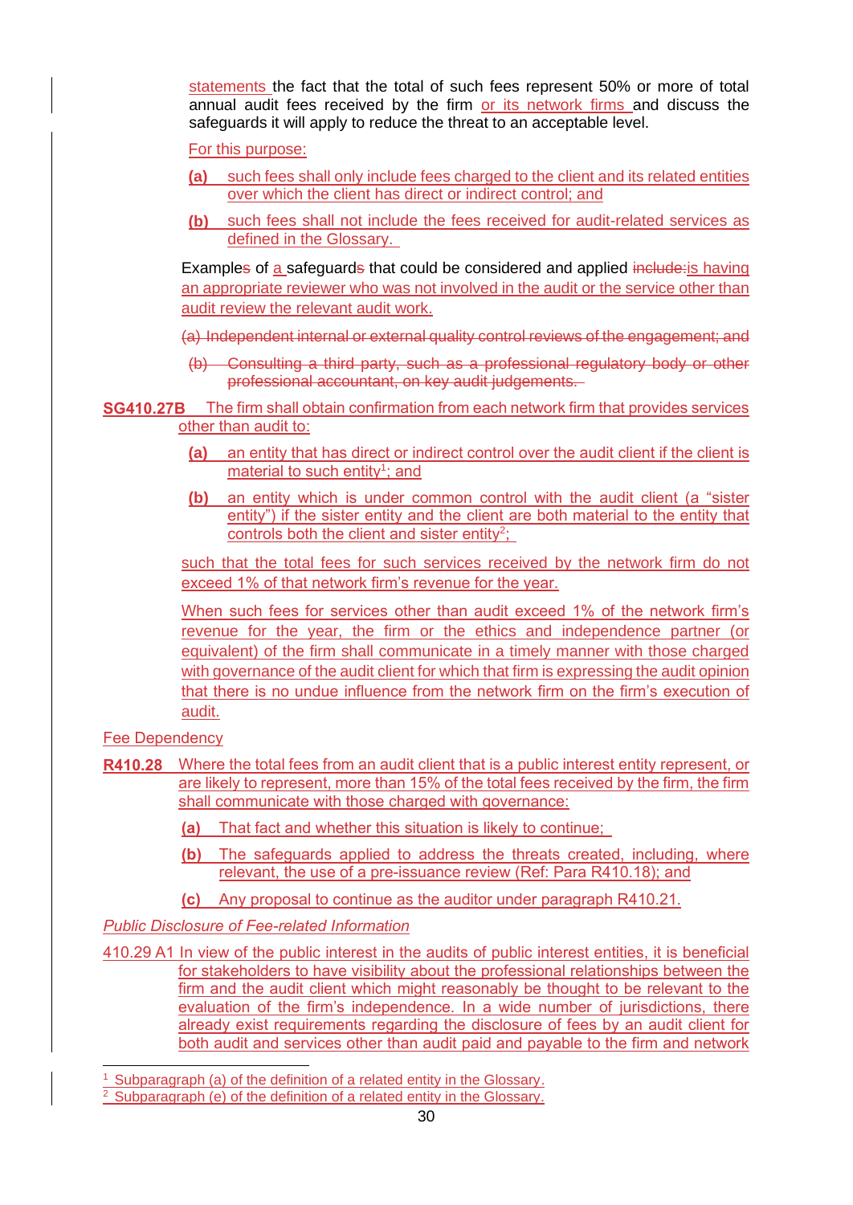statements the fact that the total of such fees represent 50% or more of total annual audit fees received by the firm or its network firms and discuss the safeguards it will apply to reduce the threat to an acceptable level.

For this purpose:

**(a)** such fees shall only include fees charged to the client and its related entities over which the client has direct or indirect control; and

**(b)** such fees shall not include the fees received for audit-related services as defined in the Glossary.

Examples of a safeguards that could be considered and applied include:is having an appropriate reviewer who was not involved in the audit or the service other than audit review the relevant audit work.

~~(a) Independent internal or external quality control reviews of the engagement; and~~

~~(b) Consulting a third party, such as a professional regulatory body or other professional accountant, on key audit judgements.~~

**SG410.27B** The firm shall obtain confirmation from each network firm that provides services other than audit to:

**(a)** an entity that has direct or indirect control over the audit client if the client is material to such entity[1]; and

**(b)** an entity which is under common control with the audit client (a "sister entity") if the sister entity and the client are both material to the entity that controls both the client and sister entity[2];

such that the total fees for such services received by the network firm do not exceed 1% of that network firm's revenue for the year.

When such fees for services other than audit exceed 1% of the network firm's revenue for the year, the firm or the ethics and independence partner (or equivalent) of the firm shall communicate in a timely manner with those charged with governance of the audit client for which that firm is expressing the audit opinion that there is no undue influence from the network firm on the firm's execution of audit.

Fee Dependency

**R410.28** Where the total fees from an audit client that is a public interest entity represent, or are likely to represent, more than 15% of the total fees received by the firm, the firm shall communicate with those charged with governance:

**(a)** That fact and whether this situation is likely to continue;

**(b)** The safeguards applied to address the threats created, including, where relevant, the use of a pre-issuance review (Ref: Para R410.18); and

**(c)** Any proposal to continue as the auditor under paragraph R410.21.

*Public Disclosure of Fee-related Information*

410.29 A1 In view of the public interest in the audits of public interest entities, it is beneficial for stakeholders to have visibility about the professional relationships between the firm and the audit client which might reasonably be thought to be relevant to the evaluation of the firm's independence. In a wide number of jurisdictions, there already exist requirements regarding the disclosure of fees by an audit client for both audit and services other than audit paid and payable to the firm and network

[1] Subparagraph (a) of the definition of a related entity in the Glossary.

[2] Subparagraph (e) of the definition of a related entity in the Glossary.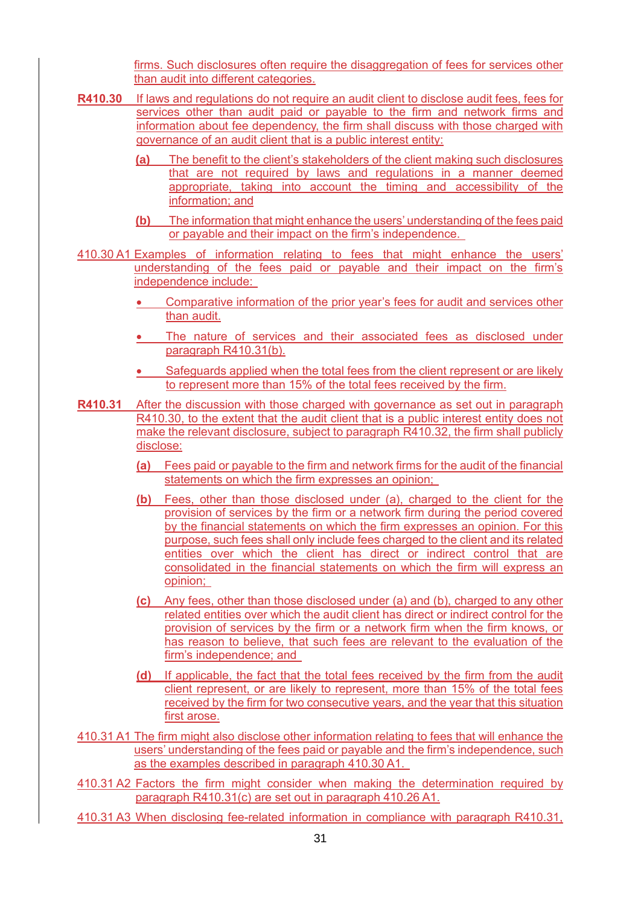firms. Such disclosures often require the disaggregation of fees for services other than audit into different categories.

**R410.30** If laws and regulations do not require an audit client to disclose audit fees, fees for services other than audit paid or payable to the firm and network firms and information about fee dependency, the firm shall discuss with those charged with governance of an audit client that is a public interest entity:

**(a)** The benefit to the client's stakeholders of the client making such disclosures that are not required by laws and regulations in a manner deemed appropriate, taking into account the timing and accessibility of the information; and

**(b)** The information that might enhance the users' understanding of the fees paid or payable and their impact on the firm's independence.

410.30 A1 Examples of information relating to fees that might enhance the users' understanding of the fees paid or payable and their impact on the firm's independence include:

- Comparative information of the prior year's fees for audit and services other than audit.
- The nature of services and their associated fees as disclosed under paragraph R410.31(b).
- Safeguards applied when the total fees from the client represent or are likely to represent more than 15% of the total fees received by the firm.

**R410.31** After the discussion with those charged with governance as set out in paragraph R410.30, to the extent that the audit client that is a public interest entity does not make the relevant disclosure, subject to paragraph R410.32, the firm shall publicly disclose:

**(a)** Fees paid or payable to the firm and network firms for the audit of the financial statements on which the firm expresses an opinion;

**(b)** Fees, other than those disclosed under (a), charged to the client for the provision of services by the firm or a network firm during the period covered by the financial statements on which the firm expresses an opinion. For this purpose, such fees shall only include fees charged to the client and its related entities over which the client has direct or indirect control that are consolidated in the financial statements on which the firm will express an opinion;

**(c)** Any fees, other than those disclosed under (a) and (b), charged to any other related entities over which the audit client has direct or indirect control for the provision of services by the firm or a network firm when the firm knows, or has reason to believe, that such fees are relevant to the evaluation of the firm's independence; and

**(d)** If applicable, the fact that the total fees received by the firm from the audit client represent, or are likely to represent, more than 15% of the total fees received by the firm for two consecutive years, and the year that this situation first arose.

410.31 A1 The firm might also disclose other information relating to fees that will enhance the users' understanding of the fees paid or payable and the firm's independence, such as the examples described in paragraph 410.30 A1.

410.31 A2 Factors the firm might consider when making the determination required by paragraph R410.31(c) are set out in paragraph 410.26 A1.

410.31 A3 When disclosing fee-related information in compliance with paragraph R410.31,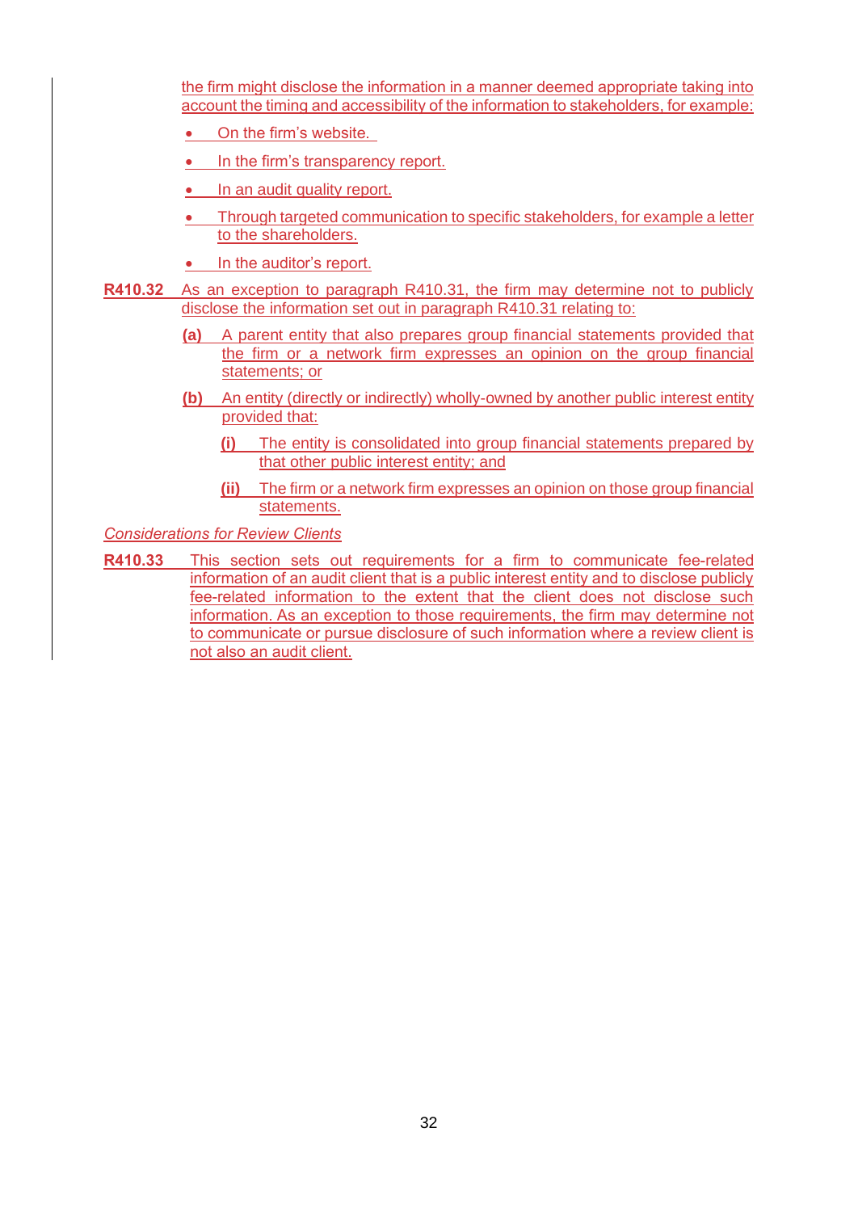the firm might disclose the information in a manner deemed appropriate taking into account the timing and accessibility of the information to stakeholders, for example:

- On the firm's website.
- In the firm's transparency report.
- In an audit quality report.
- Through targeted communication to specific stakeholders, for example a letter to the shareholders.
- In the auditor's report.

**R410.32** As an exception to paragraph R410.31, the firm may determine not to publicly disclose the information set out in paragraph R410.31 relating to:

**(a)** A parent entity that also prepares group financial statements provided that the firm or a network firm expresses an opinion on the group financial statements; or

**(b)** An entity (directly or indirectly) wholly-owned by another public interest entity provided that:

**(i)** The entity is consolidated into group financial statements prepared by that other public interest entity; and

**(ii)** The firm or a network firm expresses an opinion on those group financial statements.

*Considerations for Review Clients*

**R410.33** This section sets out requirements for a firm to communicate fee-related information of an audit client that is a public interest entity and to disclose publicly fee-related information to the extent that the client does not disclose such information. As an exception to those requirements, the firm may determine not to communicate or pursue disclosure of such information where a review client is not also an audit client.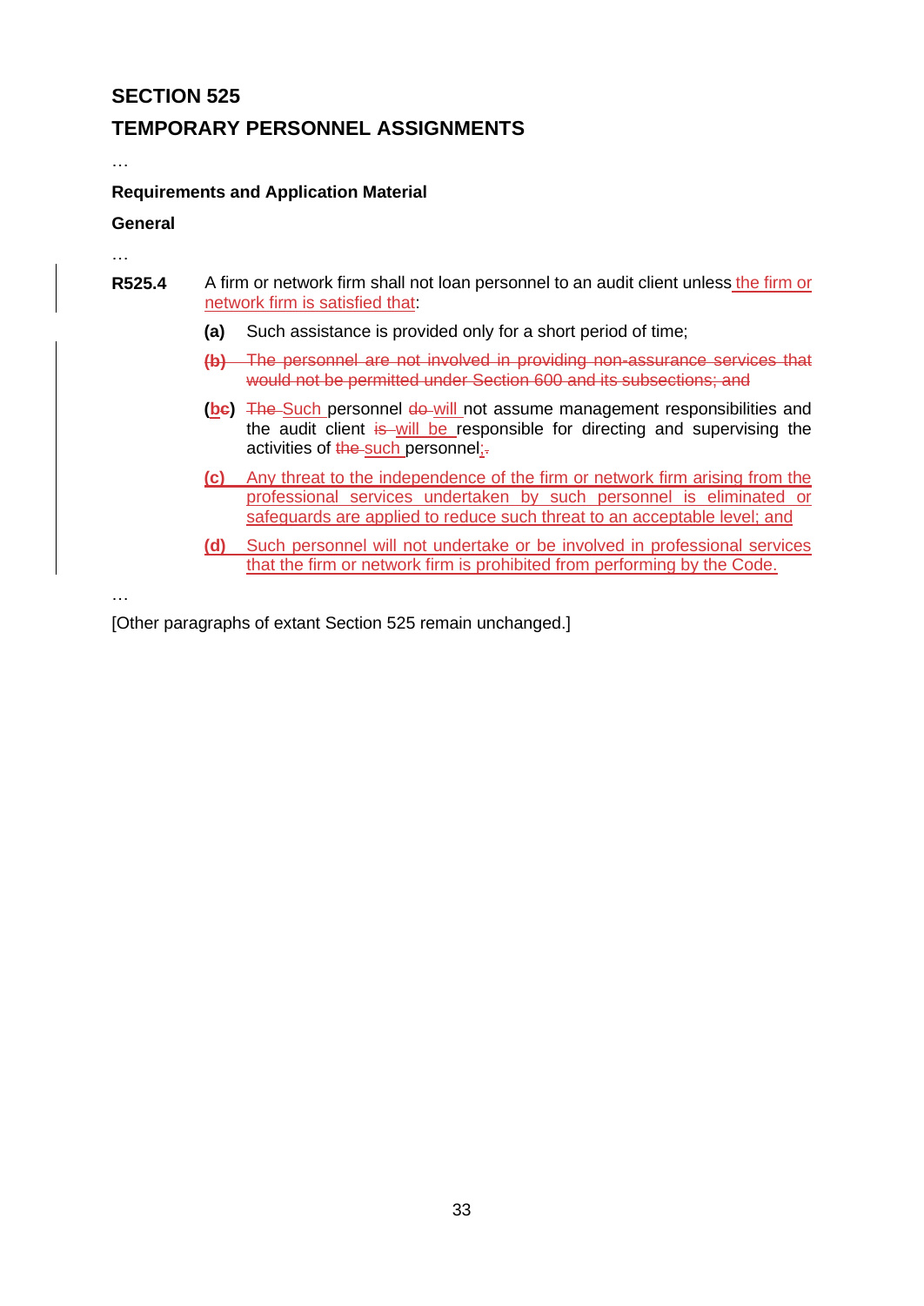## SECTION 525

## TEMPORARY PERSONNEL ASSIGNMENTS

…

**Requirements and Application Material**

**General**

…

**R525.4** A firm or network firm shall not loan personnel to an audit client unless the firm or network firm is satisfied that:

**(a)** Such assistance is provided only for a short period of time;

~~**(b)** The personnel are not involved in providing non-assurance services that would not be permitted under Section 600 and its subsections; and~~

**(b~~c~~)** ~~The~~ Such personnel ~~do~~ will not assume management responsibilities and the audit client ~~is~~ will be responsible for directing and supervising the activities of ~~the~~ such personnel;~~.~~

**(c)** Any threat to the independence of the firm or network firm arising from the professional services undertaken by such personnel is eliminated or safeguards are applied to reduce such threat to an acceptable level; and

**(d)** Such personnel will not undertake or be involved in professional services that the firm or network firm is prohibited from performing by the Code.

…

[Other paragraphs of extant Section 525 remain unchanged.]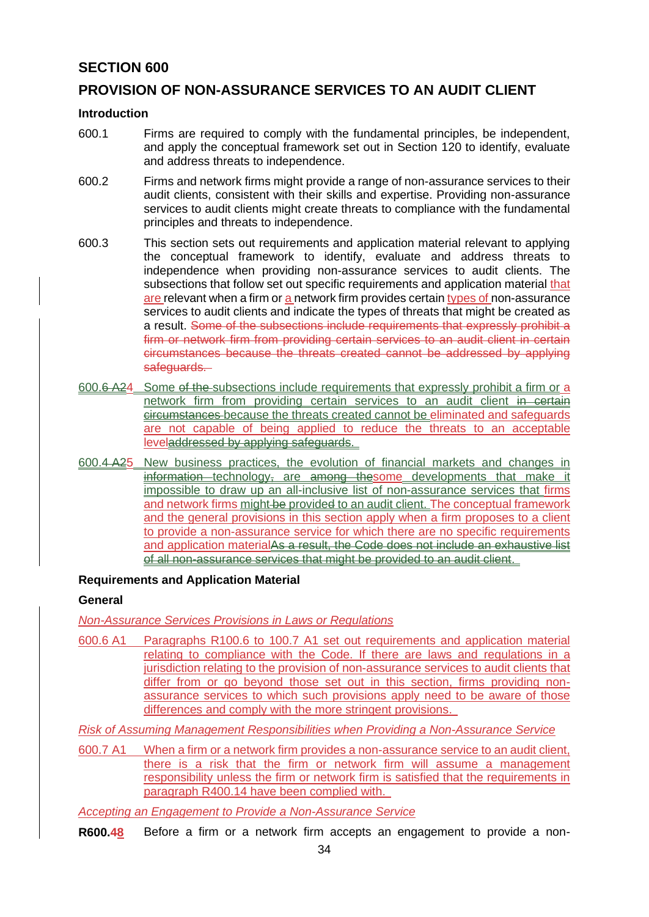## SECTION 600

## PROVISION OF NON-ASSURANCE SERVICES TO AN AUDIT CLIENT

### Introduction

600.1 Firms are required to comply with the fundamental principles, be independent, and apply the conceptual framework set out in Section 120 to identify, evaluate and address threats to independence.

600.2 Firms and network firms might provide a range of non-assurance services to their audit clients, consistent with their skills and expertise. Providing non-assurance services to audit clients might create threats to compliance with the fundamental principles and threats to independence.

600.3 This section sets out requirements and application material relevant to applying the conceptual framework to identify, evaluate and address threats to independence when providing non-assurance services to audit clients. The subsections that follow set out specific requirements and application material that are relevant when a firm or a network firm provides certain types of non-assurance services to audit clients and indicate the types of threats that might be created as a result. ~~Some of the subsections include requirements that expressly prohibit a firm or network firm from providing certain services to an audit client in certain circumstances because the threats created cannot be addressed by applying safeguards.~~

~~600.6 A2~~4 Some ~~of the~~ subsections include requirements that expressly prohibit a firm or a network firm from providing certain services to an audit client ~~in certain circumstances~~ because the threats created cannot be eliminated and safeguards are not capable of being applied to reduce the threats to an acceptable level~~addressed by applying safeguards.~~

~~600.4 A2~~5 New business practices, the evolution of financial markets and changes in ~~information technology, are among the~~some developments that make it impossible to draw up an all-inclusive list of non-assurance services that firms and network firms might ~~be~~ provide~~d~~ to an audit client. The conceptual framework and the general provisions in this section apply when a firm proposes to a client to provide a non-assurance service for which there are no specific requirements and application material~~As a result, the Code does not include an exhaustive list of all non-assurance services that might be provided to an audit client.~~

### Requirements and Application Material

#### General

*Non-Assurance Services Provisions in Laws or Regulations*

600.6 A1 Paragraphs R100.6 to 100.7 A1 set out requirements and application material relating to compliance with the Code. If there are laws and regulations in a jurisdiction relating to the provision of non-assurance services to audit clients that differ from or go beyond those set out in this section, firms providing non-assurance services to which such provisions apply need to be aware of those differences and comply with the more stringent provisions.

*Risk of Assuming Management Responsibilities when Providing a Non-Assurance Service*

600.7 A1 When a firm or a network firm provides a non-assurance service to an audit client, there is a risk that the firm or network firm will assume a management responsibility unless the firm or network firm is satisfied that the requirements in paragraph R400.14 have been complied with.

*Accepting an Engagement to Provide a Non-Assurance Service*

**R600.~~4~~8** Before a firm or a network firm accepts an engagement to provide a non-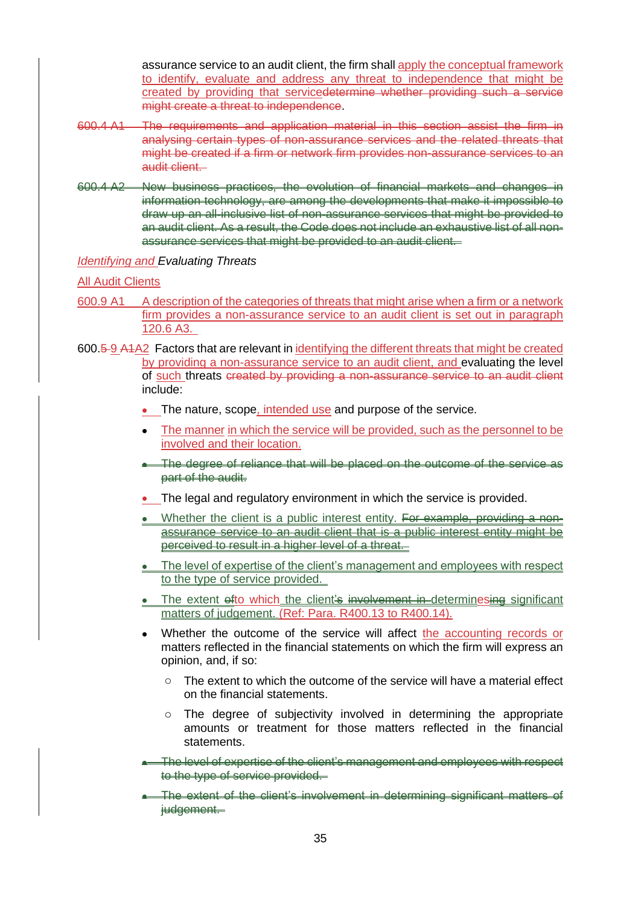assurance service to an audit client, the firm shall apply the conceptual framework to identify, evaluate and address any threat to independence that might be created by providing that service~~determine whether providing such a service might create a threat to independence~~.

~~600.4 A1 The requirements and application material in this section assist the firm in analysing certain types of non-assurance services and the related threats that might be created if a firm or network firm provides non-assurance services to an audit client.~~

~~600.4 A2 New business practices, the evolution of financial markets and changes in information technology, are among the developments that make it impossible to draw up an all-inclusive list of non-assurance services that might be provided to an audit client. As a result, the Code does not include an exhaustive list of all non-assurance services that might be provided to an audit client.~~

*Identifying and Evaluating Threats*

All Audit Clients

600.9 A1 A description of the categories of threats that might arise when a firm or a network firm provides a non-assurance service to an audit client is set out in paragraph 120.6 A3.

600.~~5~~ 9 ~~A1~~A2 Factors that are relevant in identifying the different threats that might be created by providing a non-assurance service to an audit client, and evaluating the level of such threats ~~created by providing a non-assurance service to an audit client~~ include:

- The nature, scope, intended use and purpose of the service.
- The manner in which the service will be provided, such as the personnel to be involved and their location.
- ~~The degree of reliance that will be placed on the outcome of the service as part of the audit.~~
- The legal and regulatory environment in which the service is provided.
- Whether the client is a public interest entity. ~~For example, providing a non-assurance service to an audit client that is a public interest entity might be perceived to result in a higher level of a threat.~~
- The level of expertise of the client's management and employees with respect to the type of service provided.
- The extent ~~of~~to which the client~~'s~~ ~~involvement in~~ determin~~ing~~es significant matters of judgement. (Ref: Para. R400.13 to R400.14).
- Whether the outcome of the service will affect the accounting records or matters reflected in the financial statements on which the firm will express an opinion, and, if so:
  - The extent to which the outcome of the service will have a material effect on the financial statements.
  - The degree of subjectivity involved in determining the appropriate amounts or treatment for those matters reflected in the financial statements.
- ~~The level of expertise of the client's management and employees with respect to the type of service provided.~~
- ~~The extent of the client's involvement in determining significant matters of judgement.~~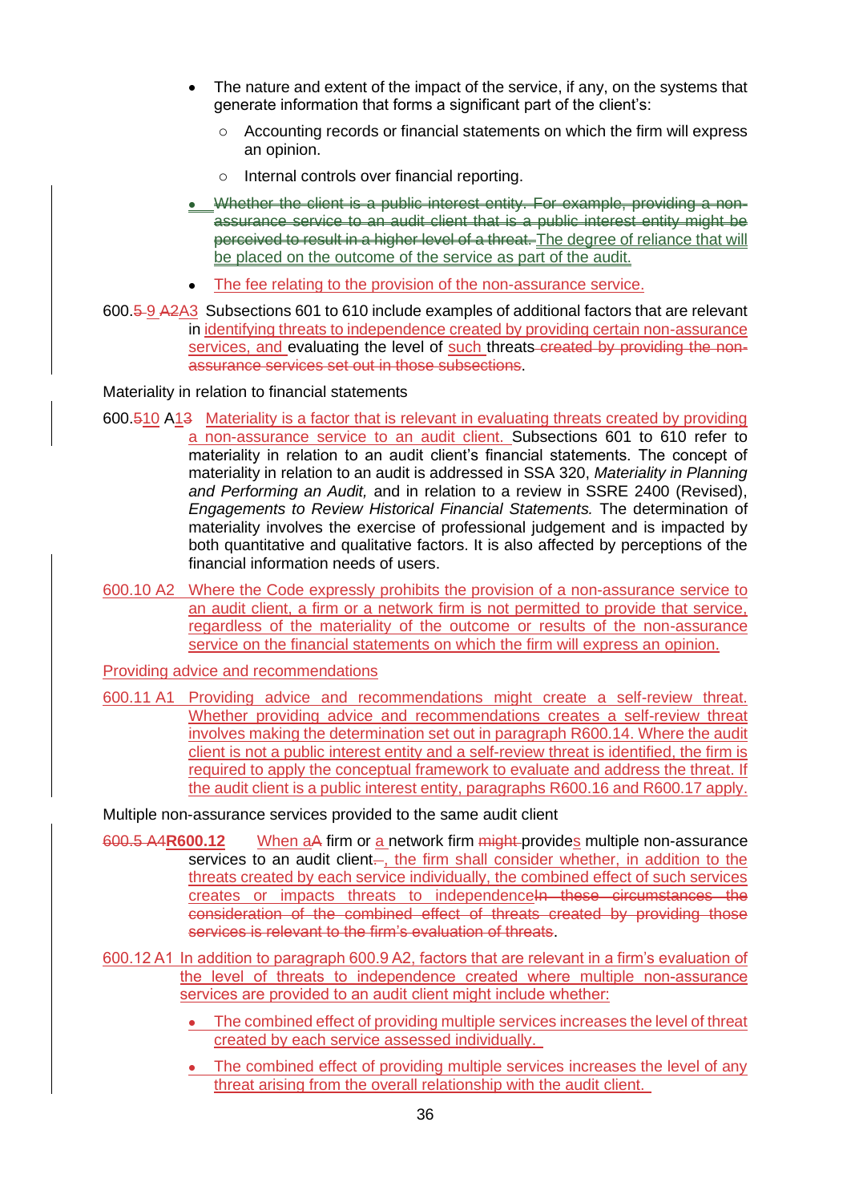- The nature and extent of the impact of the service, if any, on the systems that generate information that forms a significant part of the client's:
  - Accounting records or financial statements on which the firm will express an opinion.
  - Internal controls over financial reporting.
- ~~Whether the client is a public interest entity. For example, providing a non-assurance service to an audit client that is a public interest entity might be perceived to result in a higher level of a threat.~~ The degree of reliance that will be placed on the outcome of the service as part of the audit.
- The fee relating to the provision of the non-assurance service.

600.~~5~~ 9 ~~A2~~A3 Subsections 601 to 610 include examples of additional factors that are relevant in identifying threats to independence created by providing certain non-assurance services, and evaluating the level of such threats ~~created by the non-assurance services set out in those subsections~~.

Materiality in relation to financial statements

600.~~5~~10 A1~~3~~ Materiality is a factor that is relevant in evaluating threats created by providing a non-assurance service to an audit client. Subsections 601 to 610 refer to materiality in relation to an audit client's financial statements. The concept of materiality in relation to an audit is addressed in SSA 320, *Materiality in Planning and Performing an Audit,* and in relation to a review in SSRE 2400 (Revised), *Engagements to Review Historical Financial Statements.* The determination of materiality involves the exercise of professional judgement and is impacted by both quantitative and qualitative factors. It is also affected by perceptions of the financial information needs of users.

600.10 A2 Where the Code expressly prohibits the provision of a non-assurance service to an audit client, a firm or a network firm is not permitted to provide that service, regardless of the materiality of the outcome or results of the non-assurance service on the financial statements on which the firm will express an opinion.

Providing advice and recommendations

600.11 A1 Providing advice and recommendations might create a self-review threat. Whether providing advice and recommendations creates a self-review threat involves making the determination set out in paragraph R600.14. Where the audit client is not a public interest entity and a self-review threat is identified, the firm is required to apply the conceptual framework to evaluate and address the threat. If the audit client is a public interest entity, paragraphs R600.16 and R600.17 apply.

Multiple non-assurance services provided to the same audit client

~~600.5 A4~~**R600.12** When a~~A~~ firm or a network firm ~~might~~ provides multiple non-assurance services to an audit client~~.~~, the firm shall consider whether, in addition to the threats created by each service individually, the combined effect of such services creates or impacts threats to independence~~In these circumstances the consideration of the combined effect of threats created by providing those services is relevant to the firm's evaluation of threats~~.

600.12 A1 In addition to paragraph 600.9 A2, factors that are relevant in a firm's evaluation of the level of threats to independence created where multiple non-assurance services are provided to an audit client might include whether:

- The combined effect of providing multiple services increases the level of threat created by each service assessed individually.
- The combined effect of providing multiple services increases the level of any threat arising from the overall relationship with the audit client.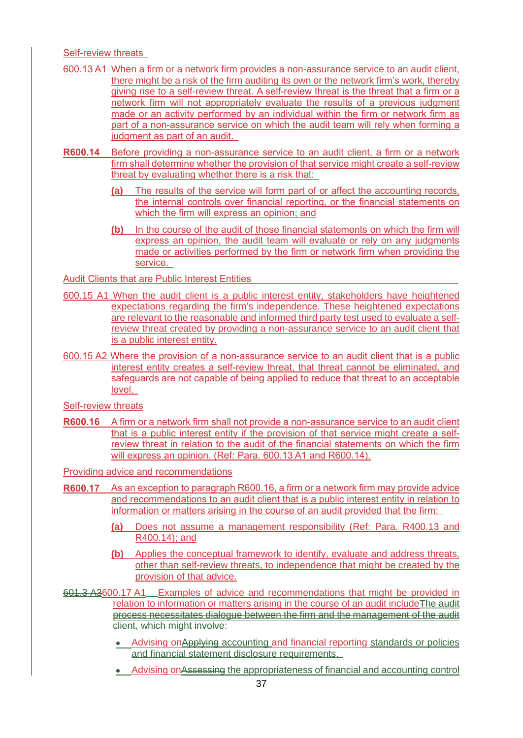Self-review threats

600.13 A1 When a firm or a network firm provides a non-assurance service to an audit client, there might be a risk of the firm auditing its own or the network firm's work, thereby giving rise to a self-review threat. A self-review threat is the threat that a firm or a network firm will not appropriately evaluate the results of a previous judgment made or an activity performed by an individual within the firm or network firm as part of a non-assurance service on which the audit team will rely when forming a judgment as part of an audit.

**R600.14** Before providing a non-assurance service to an audit client, a firm or a network firm shall determine whether the provision of that service might create a self-review threat by evaluating whether there is a risk that:

**(a)** The results of the service will form part of or affect the accounting records, the internal controls over financial reporting, or the financial statements on which the firm will express an opinion; and

**(b)** In the course of the audit of those financial statements on which the firm will express an opinion, the audit team will evaluate or rely on any judgments made or activities performed by the firm or network firm when providing the service.

Audit Clients that are Public Interest Entities

600.15 A1 When the audit client is a public interest entity, stakeholders have heightened expectations regarding the firm's independence. These heightened expectations are relevant to the reasonable and informed third party test used to evaluate a self-review threat created by providing a non-assurance service to an audit client that is a public interest entity.

600.15 A2 Where the provision of a non-assurance service to an audit client that is a public interest entity creates a self-review threat, that threat cannot be eliminated, and safeguards are not capable of being applied to reduce that threat to an acceptable level.

Self-review threats

**R600.16** A firm or a network firm shall not provide a non-assurance service to an audit client that is a public interest entity if the provision of that service might create a self-review threat in relation to the audit of the financial statements on which the firm will express an opinion. (Ref: Para. 600.13 A1 and R600.14).

Providing advice and recommendations

**R600.17** As an exception to paragraph R600.16, a firm or a network firm may provide advice and recommendations to an audit client that is a public interest entity in relation to information or matters arising in the course of an audit provided that the firm:

**(a)** Does not assume a management responsibility (Ref: Para. R400.13 and R400.14); and

**(b)** Applies the conceptual framework to identify, evaluate and address threats, other than self-review threats, to independence that might be created by the provision of that advice.

~~601.3 A3~~600.17 A1 Examples of advice and recommendations that might be provided in relation to information or matters arising in the course of an audit include~~The audit process necessitates dialogue between the firm and the management of the audit client, which might involve~~:

- Advising on~~Applying~~ accounting and financial reporting standards or policies and financial statement disclosure requirements.
- Advising on~~Assessing~~ the appropriateness of financial and accounting control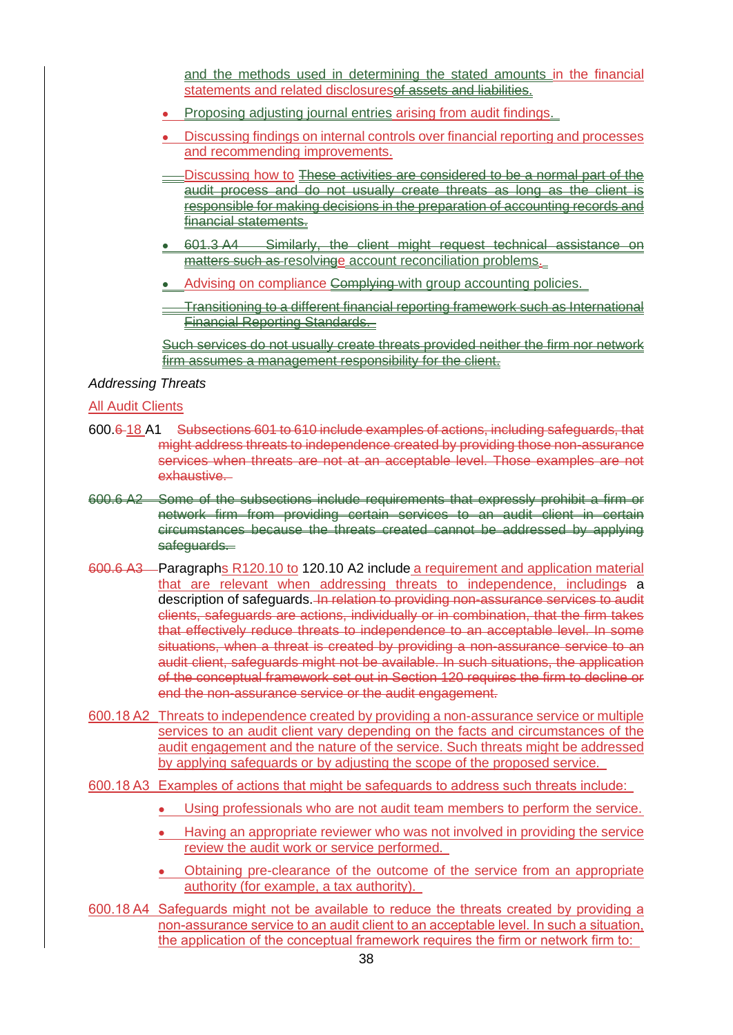and the methods used in determining the stated amounts in the financial statements and related disclosuresof assets and liabilities.

- Proposing adjusting journal entries arising from audit findings.
- Discussing findings on internal controls over financial reporting and processes and recommending improvements.
- Discussing how to These activities are considered to be a normal part of the audit process and do not usually create threats as long as the client is responsible for making decisions in the preparation of accounting records and financial statements.
- 601.3 A4 Similarly, the client might request technical assistance on matters such as resolvinge account reconciliation problems.
- Advising on compliance Complying with group accounting policies.
- Transitioning to a different financial reporting framework such as International Financial Reporting Standards.

Such services do not usually create threats provided neither the firm nor network firm assumes a management responsibility for the client.

*Addressing Threats*

All Audit Clients

600.6 18 A1 Subsections 601 to 610 include examples of actions, including safeguards, that might address threats to independence created by providing those non-assurance services when threats are not at an acceptable level. Those examples are not exhaustive.

600.6 A2 Some of the subsections include requirements that expressly prohibit a firm or network firm from providing certain services to an audit client in certain circumstances because the threats created cannot be addressed by applying safeguards.

600.6 A3 Paragraphs R120.10 to 120.10 A2 include a requirement and application material that are relevant when addressing threats to independence, includings a description of safeguards. In relation to providing non-assurance services to audit clients, safeguards are actions, individually or in combination, that the firm takes that effectively reduce threats to independence to an acceptable level. In some situations, when a threat is created by providing a non-assurance service to an audit client, safeguards might not be available. In such situations, the application of the conceptual framework set out in Section 120 requires the firm to decline or end the non-assurance service or the audit engagement.

600.18 A2 Threats to independence created by providing a non-assurance service or multiple services to an audit client vary depending on the facts and circumstances of the audit engagement and the nature of the service. Such threats might be addressed by applying safeguards or by adjusting the scope of the proposed service.

600.18 A3 Examples of actions that might be safeguards to address such threats include:

- Using professionals who are not audit team members to perform the service.
- Having an appropriate reviewer who was not involved in providing the service review the audit work or service performed.
- Obtaining pre-clearance of the outcome of the service from an appropriate authority (for example, a tax authority).

600.18 A4 Safeguards might not be available to reduce the threats created by providing a non-assurance service to an audit client to an acceptable level. In such a situation, the application of the conceptual framework requires the firm or network firm to: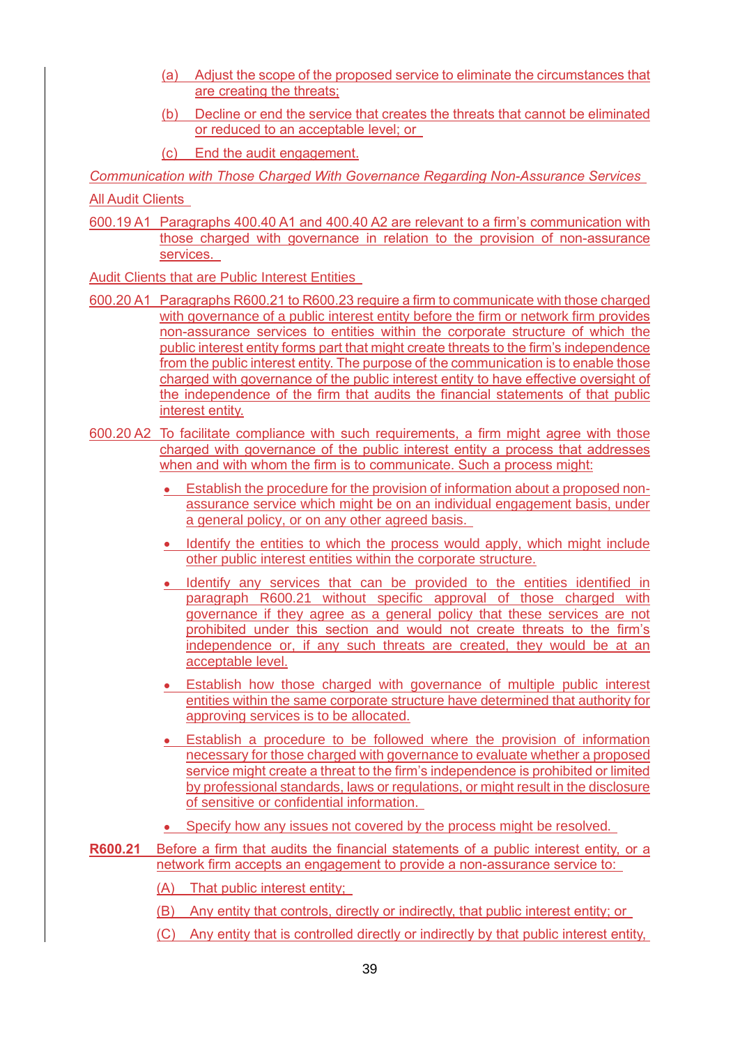(a) Adjust the scope of the proposed service to eliminate the circumstances that are creating the threats;

(b) Decline or end the service that creates the threats that cannot be eliminated or reduced to an acceptable level; or

(c) End the audit engagement.

*Communication with Those Charged With Governance Regarding Non-Assurance Services*

All Audit Clients

600.19 A1 Paragraphs 400.40 A1 and 400.40 A2 are relevant to a firm's communication with those charged with governance in relation to the provision of non-assurance services.

Audit Clients that are Public Interest Entities

600.20 A1 Paragraphs R600.21 to R600.23 require a firm to communicate with those charged with governance of a public interest entity before the firm or network firm provides non-assurance services to entities within the corporate structure of which the public interest entity forms part that might create threats to the firm's independence from the public interest entity. The purpose of the communication is to enable those charged with governance of the public interest entity to have effective oversight of the independence of the firm that audits the financial statements of that public interest entity.

600.20 A2 To facilitate compliance with such requirements, a firm might agree with those charged with governance of the public interest entity a process that addresses when and with whom the firm is to communicate. Such a process might:

- Establish the procedure for the provision of information about a proposed non-assurance service which might be on an individual engagement basis, under a general policy, or on any other agreed basis.
- Identify the entities to which the process would apply, which might include other public interest entities within the corporate structure.
- Identify any services that can be provided to the entities identified in paragraph R600.21 without specific approval of those charged with governance if they agree as a general policy that these services are not prohibited under this section and would not create threats to the firm's independence or, if any such threats are created, they would be at an acceptable level.
- Establish how those charged with governance of multiple public interest entities within the same corporate structure have determined that authority for approving services is to be allocated.
- Establish a procedure to be followed where the provision of information necessary for those charged with governance to evaluate whether a proposed service might create a threat to the firm's independence is prohibited or limited by professional standards, laws or regulations, or might result in the disclosure of sensitive or confidential information.
- Specify how any issues not covered by the process might be resolved.

**R600.21** Before a firm that audits the financial statements of a public interest entity, or a network firm accepts an engagement to provide a non-assurance service to:

(A) That public interest entity;

(B) Any entity that controls, directly or indirectly, that public interest entity; or

(C) Any entity that is controlled directly or indirectly by that public interest entity,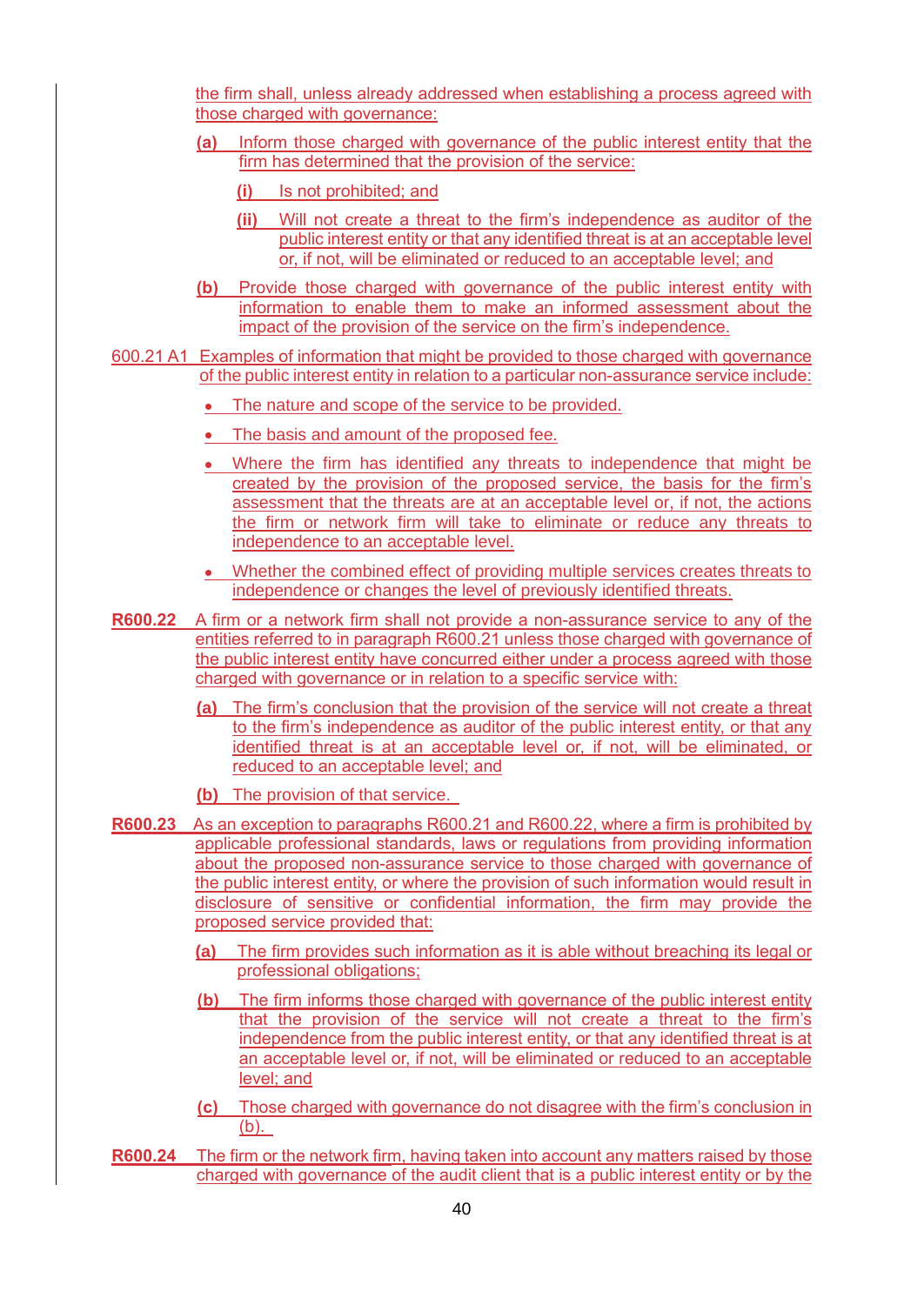the firm shall, unless already addressed when establishing a process agreed with those charged with governance:

**(a)** Inform those charged with governance of the public interest entity that the firm has determined that the provision of the service:

**(i)** Is not prohibited; and

**(ii)** Will not create a threat to the firm's independence as auditor of the public interest entity or that any identified threat is at an acceptable level or, if not, will be eliminated or reduced to an acceptable level; and

**(b)** Provide those charged with governance of the public interest entity with information to enable them to make an informed assessment about the impact of the provision of the service on the firm's independence.

600.21 A1 Examples of information that might be provided to those charged with governance of the public interest entity in relation to a particular non-assurance service include:

- The nature and scope of the service to be provided.
- The basis and amount of the proposed fee.
- Where the firm has identified any threats to independence that might be created by the provision of the proposed service, the basis for the firm's assessment that the threats are at an acceptable level or, if not, the actions the firm or network firm will take to eliminate or reduce any threats to independence to an acceptable level.
- Whether the combined effect of providing multiple services creates threats to independence or changes the level of previously identified threats.

**R600.22** A firm or a network firm shall not provide a non-assurance service to any of the entities referred to in paragraph R600.21 unless those charged with governance of the public interest entity have concurred either under a process agreed with those charged with governance or in relation to a specific service with:

**(a)** The firm's conclusion that the provision of the service will not create a threat to the firm's independence as auditor of the public interest entity, or that any identified threat is at an acceptable level or, if not, will be eliminated, or reduced to an acceptable level; and

**(b)** The provision of that service.

**R600.23** As an exception to paragraphs R600.21 and R600.22, where a firm is prohibited by applicable professional standards, laws or regulations from providing information about the proposed non-assurance service to those charged with governance of the public interest entity, or where the provision of such information would result in disclosure of sensitive or confidential information, the firm may provide the proposed service provided that:

**(a)** The firm provides such information as it is able without breaching its legal or professional obligations;

**(b)** The firm informs those charged with governance of the public interest entity that the provision of the service will not create a threat to the firm's independence from the public interest entity, or that any identified threat is at an acceptable level or, if not, will be eliminated or reduced to an acceptable level; and

**(c)** Those charged with governance do not disagree with the firm's conclusion in (b).

**R600.24** The firm or the network firm, having taken into account any matters raised by those charged with governance of the audit client that is a public interest entity or by the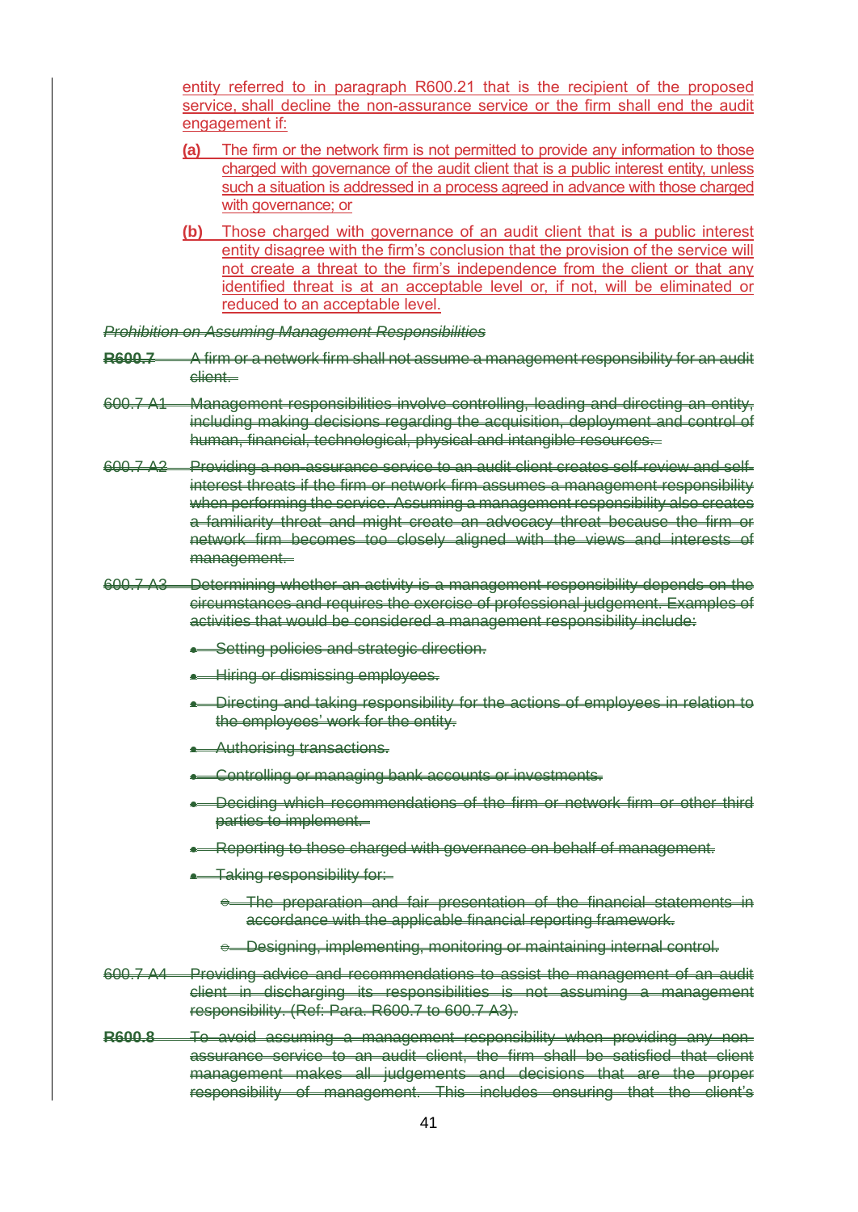entity referred to in paragraph R600.21 that is the recipient of the proposed service, shall decline the non-assurance service or the firm shall end the audit engagement if:

**(a)** The firm or the network firm is not permitted to provide any information to those charged with governance of the audit client that is a public interest entity, unless such a situation is addressed in a process agreed in advance with those charged with governance; or

**(b)** Those charged with governance of an audit client that is a public interest entity disagree with the firm's conclusion that the provision of the service will not create a threat to the firm's independence from the client or that any identified threat is at an acceptable level or, if not, will be eliminated or reduced to an acceptable level.

~~*Prohibition on Assuming Management Responsibilities*~~

~~**R600.7** A firm or a network firm shall not assume a management responsibility for an audit client.~~

~~600.7 A1 Management responsibilities involve controlling, leading and directing an entity, including making decisions regarding the acquisition, deployment and control of human, financial, technological, physical and intangible resources.~~

~~600.7 A2 Providing a non-assurance service to an audit client creates self-review and self-interest threats if the firm or network firm assumes a management responsibility when performing the service. Assuming a management responsibility also creates a familiarity threat and might create an advocacy threat because the firm or network firm becomes too closely aligned with the views and interests of management.~~

~~600.7 A3 Determining whether an activity is a management responsibility depends on the circumstances and requires the exercise of professional judgement. Examples of activities that would be considered a management responsibility include:~~

- ~~Setting policies and strategic direction.~~
- ~~Hiring or dismissing employees.~~
- ~~Directing and taking responsibility for the actions of employees in relation to the employees' work for the entity.~~
- ~~Authorising transactions.~~
- ~~Controlling or managing bank accounts or investments.~~
- ~~Deciding which recommendations of the firm or network firm or other third parties to implement.~~
- ~~Reporting to those charged with governance on behalf of management.~~
- ~~Taking responsibility for:~~
  - ~~The preparation and fair presentation of the financial statements in accordance with the applicable financial reporting framework.~~
  - ~~Designing, implementing, monitoring or maintaining internal control.~~

~~600.7 A4 Providing advice and recommendations to assist the management of an audit client in discharging its responsibilities is not assuming a management responsibility. (Ref: Para. R600.7 to 600.7 A3).~~

~~**R600.8** To avoid assuming a management responsibility when providing any non-assurance service to an audit client, the firm shall be satisfied that client management makes all judgements and decisions that are the proper responsibility of management. This includes ensuring that the client's~~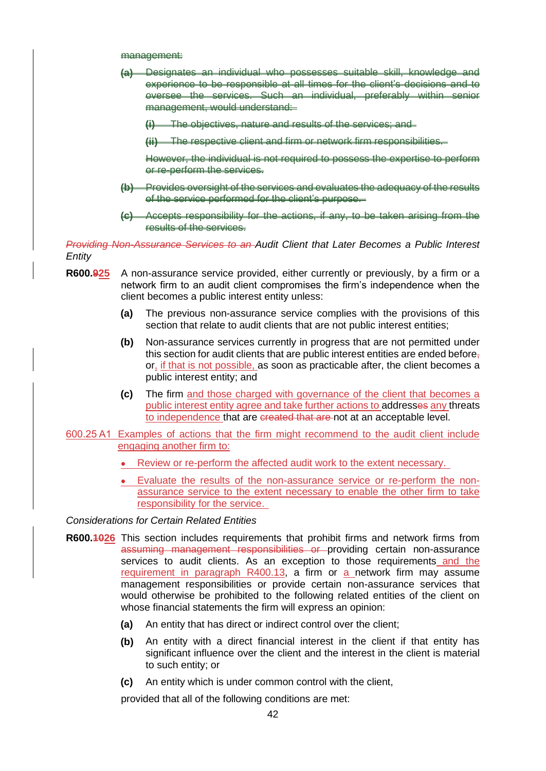~~management:~~

~~**(a)** Designates an individual who possesses suitable skill, knowledge and experience to be responsible at all times for the client's decisions and to oversee the services. Such an individual, preferably within senior management, would understand:~~

~~**(i)** The objectives, nature and results of the services; and~~

~~**(ii)** The respective client and firm or network firm responsibilities.~~

~~However, the individual is not required to possess the expertise to perform or re-perform the services.~~

~~**(b)** Provides oversight of the services and evaluates the adequacy of the results of the service performed for the client's purpose.~~

~~**(c)** Accepts responsibility for the actions, if any, to be taken arising from the results of the services.~~

*~~Providing Non-Assurance Services to an~~ Audit Client that Later Becomes a Public Interest Entity*

**R600.~~9~~25** A non-assurance service provided, either currently or previously, by a firm or a network firm to an audit client compromises the firm's independence when the client becomes a public interest entity unless:

- **(a)** The previous non-assurance service complies with the provisions of this section that relate to audit clients that are not public interest entities;
- **(b)** Non-assurance services currently in progress that are not permitted under this section for audit clients that are public interest entities are ended before~~,~~ or, if that is not possible, as soon as practicable after, the client becomes a public interest entity; and
- **(c)** The firm and those charged with governance of the client that becomes a public interest entity agree and take further actions to address~~es~~ any threats to independence that are ~~created that are~~ not at an acceptable level.

600.25 A1 Examples of actions that the firm might recommend to the audit client include engaging another firm to:

- Review or re-perform the affected audit work to the extent necessary.
- Evaluate the results of the non-assurance service or re-perform the non-assurance service to the extent necessary to enable the other firm to take responsibility for the service.

*Considerations for Certain Related Entities*

**R600.~~10~~26** This section includes requirements that prohibit firms and network firms from ~~assuming management responsibilities or~~ providing certain non-assurance services to audit clients. As an exception to those requirements and the requirement in paragraph R400.13, a firm or a network firm may assume management responsibilities or provide certain non-assurance services that would otherwise be prohibited to the following related entities of the client on whose financial statements the firm will express an opinion:

- **(a)** An entity that has direct or indirect control over the client;
- **(b)** An entity with a direct financial interest in the client if that entity has significant influence over the client and the interest in the client is material to such entity; or
- **(c)** An entity which is under common control with the client,

provided that all of the following conditions are met: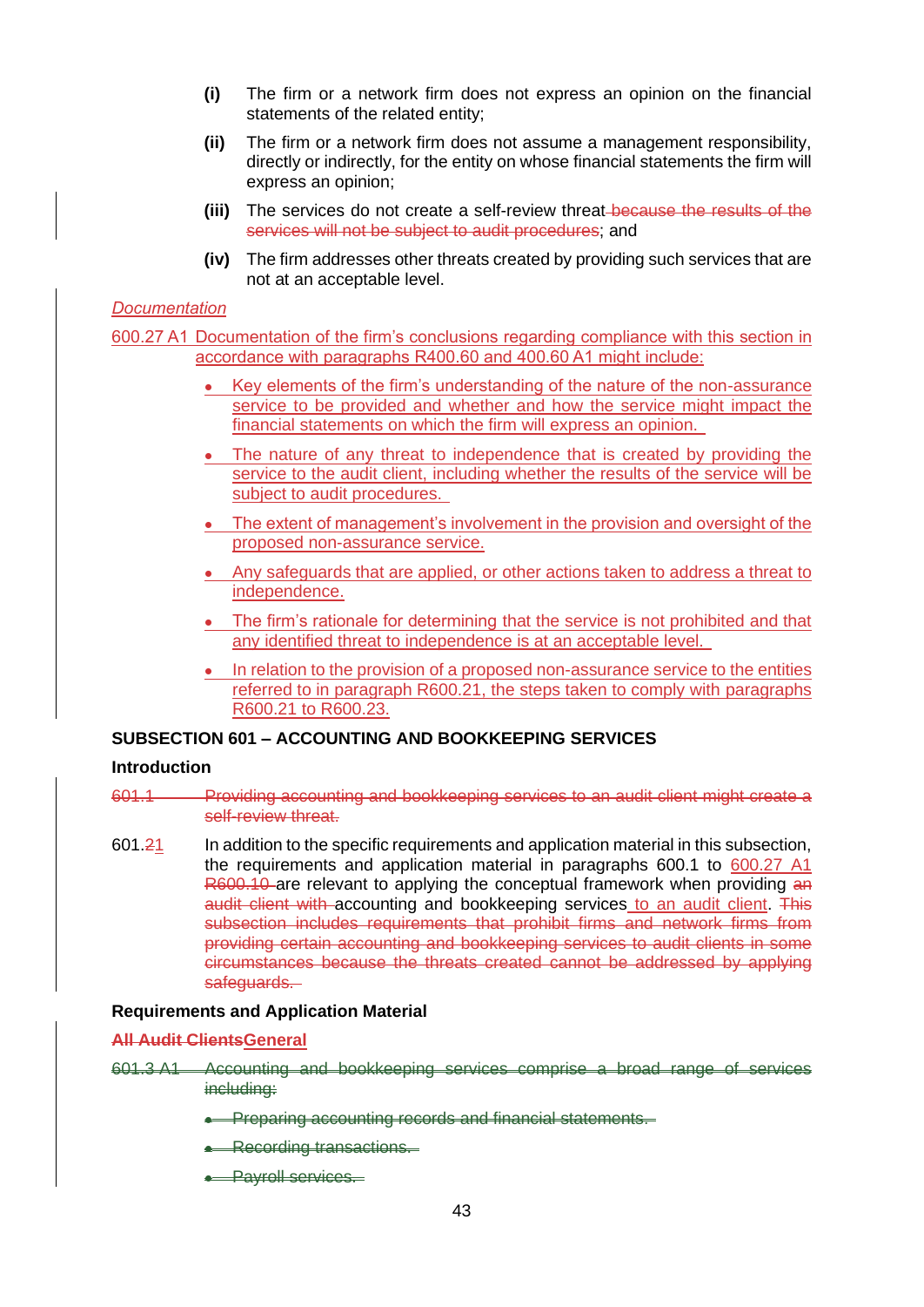(i) The firm or a network firm does not express an opinion on the financial statements of the related entity;

(ii) The firm or a network firm does not assume a management responsibility, directly or indirectly, for the entity on whose financial statements the firm will express an opinion;

(iii) The services do not create a self-review threat because the results of the services will not be subject to audit procedures; and

(iv) The firm addresses other threats created by providing such services that are not at an acceptable level.

*Documentation*

600.27 A1 Documentation of the firm's conclusions regarding compliance with this section in accordance with paragraphs R400.60 and 400.60 A1 might include:

- Key elements of the firm's understanding of the nature of the non-assurance service to be provided and whether and how the service might impact the financial statements on which the firm will express an opinion.
- The nature of any threat to independence that is created by providing the service to the audit client, including whether the results of the service will be subject to audit procedures.
- The extent of management's involvement in the provision and oversight of the proposed non-assurance service.
- Any safeguards that are applied, or other actions taken to address a threat to independence.
- The firm's rationale for determining that the service is not prohibited and that any identified threat to independence is at an acceptable level.
- In relation to the provision of a proposed non-assurance service to the entities referred to in paragraph R600.21, the steps taken to comply with paragraphs R600.21 to R600.23.

## SUBSECTION 601 – ACCOUNTING AND BOOKKEEPING SERVICES

### Introduction

601.1 Providing accounting and bookkeeping services to an audit client might create a self-review threat.

601.21 In addition to the specific requirements and application material in this subsection, the requirements and application material in paragraphs 600.1 to 600.27 A1 R600.10 are relevant to applying the conceptual framework when providing an audit client with accounting and bookkeeping services to an audit client. This subsection includes requirements that prohibit firms and network firms from providing certain accounting and bookkeeping services to audit clients in some circumstances because the threats created cannot be addressed by applying safeguards.

### Requirements and Application Material

**All Audit ClientsGeneral**

601.3 A1 Accounting and bookkeeping services comprise a broad range of services including:

- Preparing accounting records and financial statements.
- Recording transactions.
- Payroll services.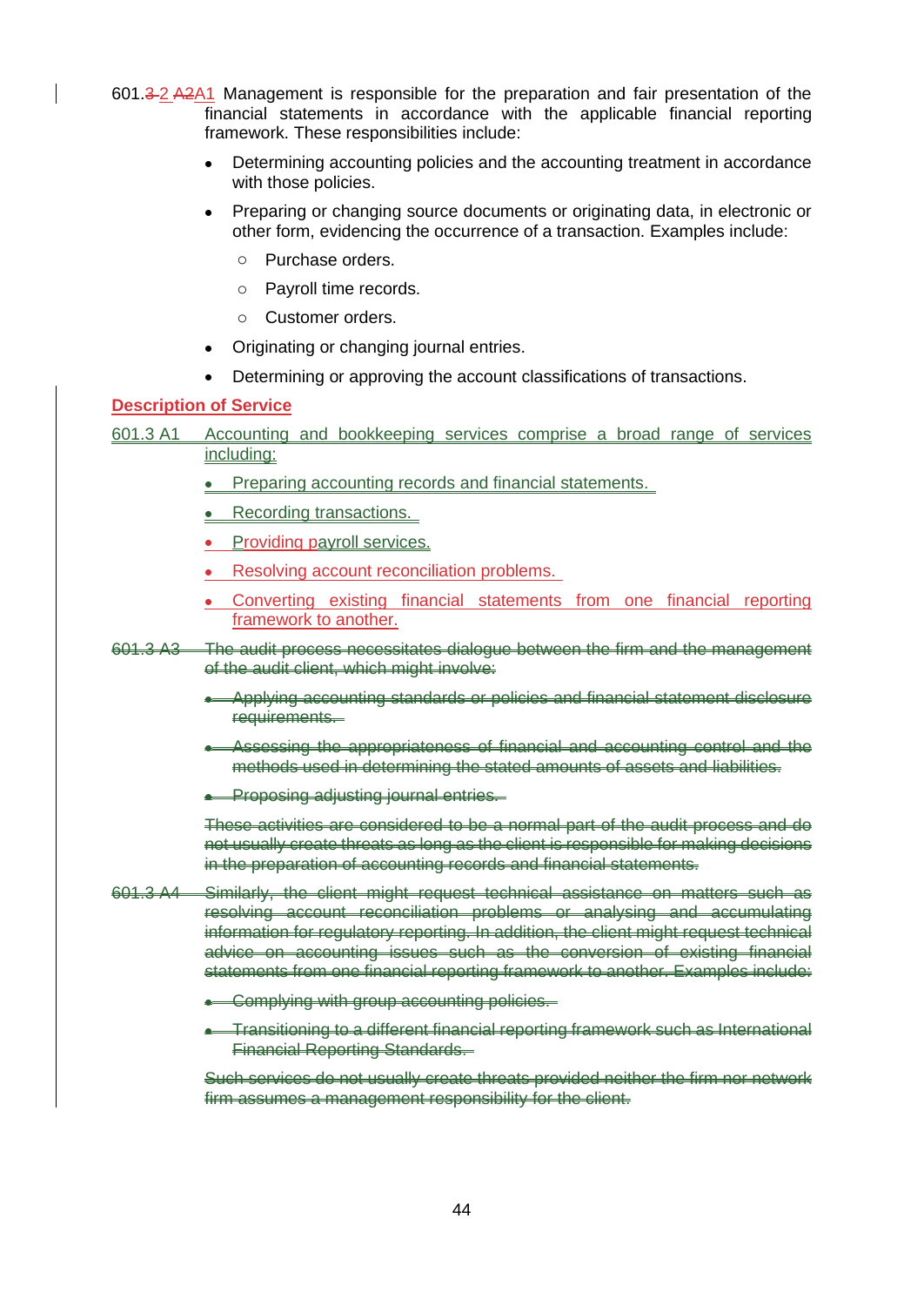601.~~3~~ 2 ~~A2~~A1 Management is responsible for the preparation and fair presentation of the financial statements in accordance with the applicable financial reporting framework. These responsibilities include:

- Determining accounting policies and the accounting treatment in accordance with those policies.
- Preparing or changing source documents or originating data, in electronic or other form, evidencing the occurrence of a transaction. Examples include:
  - Purchase orders.
  - Payroll time records.
  - Customer orders.
- Originating or changing journal entries.
- Determining or approving the account classifications of transactions.

**Description of Service**

601.3 A1 Accounting and bookkeeping services comprise a broad range of services including:

- Preparing accounting records and financial statements.
- Recording transactions.
- Providing payroll services.
- Resolving account reconciliation problems.
- Converting existing financial statements from one financial reporting framework to another.

~~601.3 A3 The audit process necessitates dialogue between the firm and the management of the audit client, which might involve:~~

- ~~Applying accounting standards or policies and financial statement disclosure requirements.~~
- ~~Assessing the appropriateness of financial and accounting control and the methods used in determining the stated amounts of assets and liabilities.~~
- ~~Proposing adjusting journal entries.~~

~~These activities are considered to be a normal part of the audit process and do not usually create threats as long as the client is responsible for making decisions in the preparation of accounting records and financial statements.~~

~~601.3 A4 Similarly, the client might request technical assistance on matters such as resolving account reconciliation problems or analysing and accumulating information for regulatory reporting. In addition, the client might request technical advice on accounting issues such as the conversion of existing financial statements from one financial reporting framework to another. Examples include:~~

- ~~Complying with group accounting policies.~~
- ~~Transitioning to a different financial reporting framework such as International Financial Reporting Standards.~~

~~Such services do not usually create threats provided neither the firm nor network firm assumes a management responsibility for the client.~~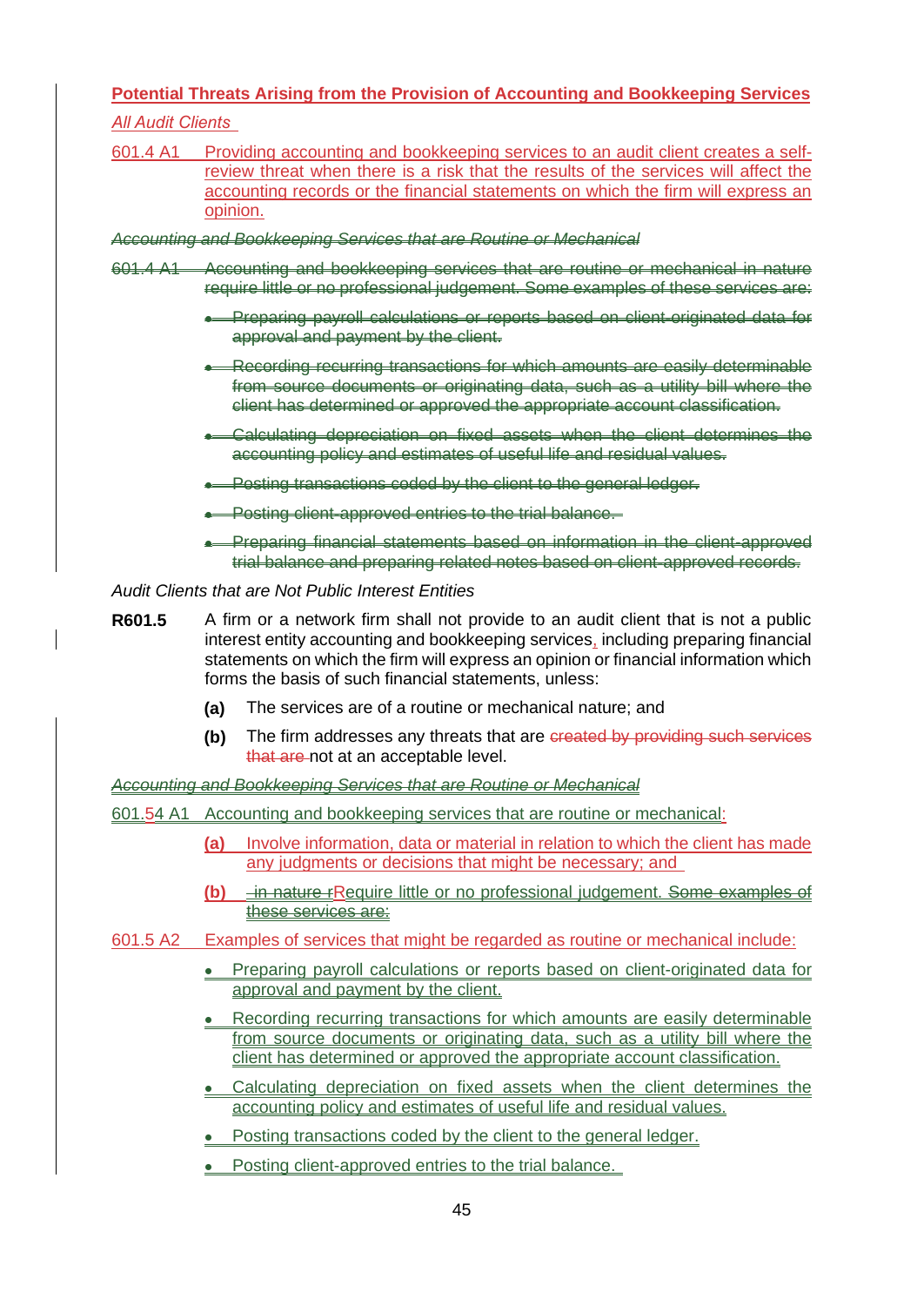**Potential Threats Arising from the Provision of Accounting and Bookkeeping Services**

*All Audit Clients*

601.4 A1 Providing accounting and bookkeeping services to an audit client creates a self-review threat when there is a risk that the results of the services will affect the accounting records or the financial statements on which the firm will express an opinion.

~~*Accounting and Bookkeeping Services that are Routine or Mechanical*~~

~~601.4 A1 Accounting and bookkeeping services that are routine or mechanical in nature require little or no professional judgement. Some examples of these services are:~~

- ~~Preparing payroll calculations or reports based on client-originated data for approval and payment by the client.~~
- ~~Recording recurring transactions for which amounts are easily determinable from source documents or originating data, such as a utility bill where the client has determined or approved the appropriate account classification.~~
- ~~Calculating depreciation on fixed assets when the client determines the accounting policy and estimates of useful life and residual values.~~
- ~~Posting transactions coded by the client to the general ledger.~~
- ~~Posting client-approved entries to the trial balance.~~
- ~~Preparing financial statements based on information in the client-approved trial balance and preparing related notes based on client-approved records.~~

*Audit Clients that are Not Public Interest Entities*

**R601.5** A firm or a network firm shall not provide to an audit client that is not a public interest entity accounting and bookkeeping services, including preparing financial statements on which the firm will express an opinion or financial information which forms the basis of such financial statements, unless:

**(a)** The services are of a routine or mechanical nature; and

**(b)** The firm addresses any threats that are ~~created by providing such services that are~~ not at an acceptable level.

~~*Accounting and Bookkeeping Services that are Routine or Mechanical*~~

601.~~5~~4 A1 Accounting and bookkeeping services that are routine or mechanical:

**(a)** Involve information, data or material in relation to which the client has made any judgments or decisions that might be necessary; and

**(b)** ~~in nature r~~Require little or no professional judgement. ~~Some examples of these services are:~~

601.5 A2 Examples of services that might be regarded as routine or mechanical include:

- Preparing payroll calculations or reports based on client-originated data for approval and payment by the client.
- Recording recurring transactions for which amounts are easily determinable from source documents or originating data, such as a utility bill where the client has determined or approved the appropriate account classification.
- Calculating depreciation on fixed assets when the client determines the accounting policy and estimates of useful life and residual values.
- Posting transactions coded by the client to the general ledger.
- Posting client-approved entries to the trial balance.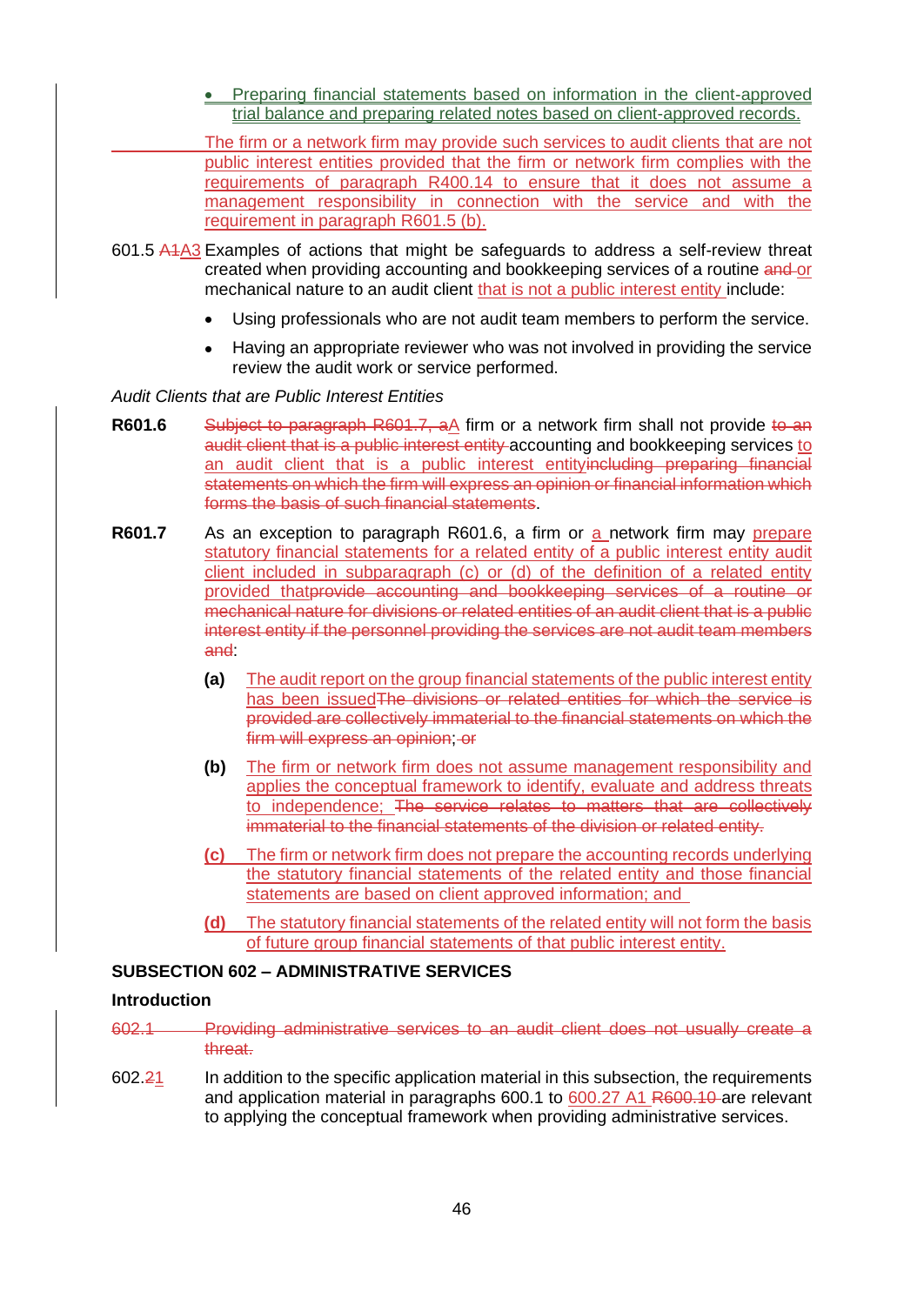- Preparing financial statements based on information in the client-approved trial balance and preparing related notes based on client-approved records.

The firm or a network firm may provide such services to audit clients that are not public interest entities provided that the firm or network firm complies with the requirements of paragraph R400.14 to ensure that it does not assume a management responsibility in connection with the service and with the requirement in paragraph R601.5 (b).

601.5 A1A3 Examples of actions that might be safeguards to address a self-review threat created when providing accounting and bookkeeping services of a routine and or mechanical nature to an audit client that is not a public interest entity include:

- Using professionals who are not audit team members to perform the service.
- Having an appropriate reviewer who was not involved in providing the service review the audit work or service performed.

*Audit Clients that are Public Interest Entities*

**R601.6** Subject to paragraph R601.7, aA firm or a network firm shall not provide to an audit client that is a public interest entity accounting and bookkeeping services to an audit client that is a public interest entityincluding preparing financial statements on which the firm will express an opinion or financial information which forms the basis of such financial statements.

**R601.7** As an exception to paragraph R601.6, a firm or a network firm may prepare statutory financial statements for a related entity of a public interest entity audit client included in subparagraph (c) or (d) of the definition of a related entity provided thatprovide accounting and bookkeeping services of a routine or mechanical nature for divisions or related entities of an audit client that is a public interest entity if the personnel providing the services are not audit team members and:

**(a)** The audit report on the group financial statements of the public interest entity has been issuedThe divisions or related entities for which the service is provided are collectively immaterial to the financial statements on which the firm will express an opinion; or

**(b)** The firm or network firm does not assume management responsibility and applies the conceptual framework to identify, evaluate and address threats to independence; The service relates to matters that are collectively immaterial to the financial statements of the division or related entity.

**(c)** The firm or network firm does not prepare the accounting records underlying the statutory financial statements of the related entity and those financial statements are based on client approved information; and

**(d)** The statutory financial statements of the related entity will not form the basis of future group financial statements of that public interest entity.

### SUBSECTION 602 – ADMINISTRATIVE SERVICES

#### Introduction

602.1 Providing administrative services to an audit client does not usually create a threat.

602.21 In addition to the specific application material in this subsection, the requirements and application material in paragraphs 600.1 to 600.27 A1 R600.10 are relevant to applying the conceptual framework when providing administrative services.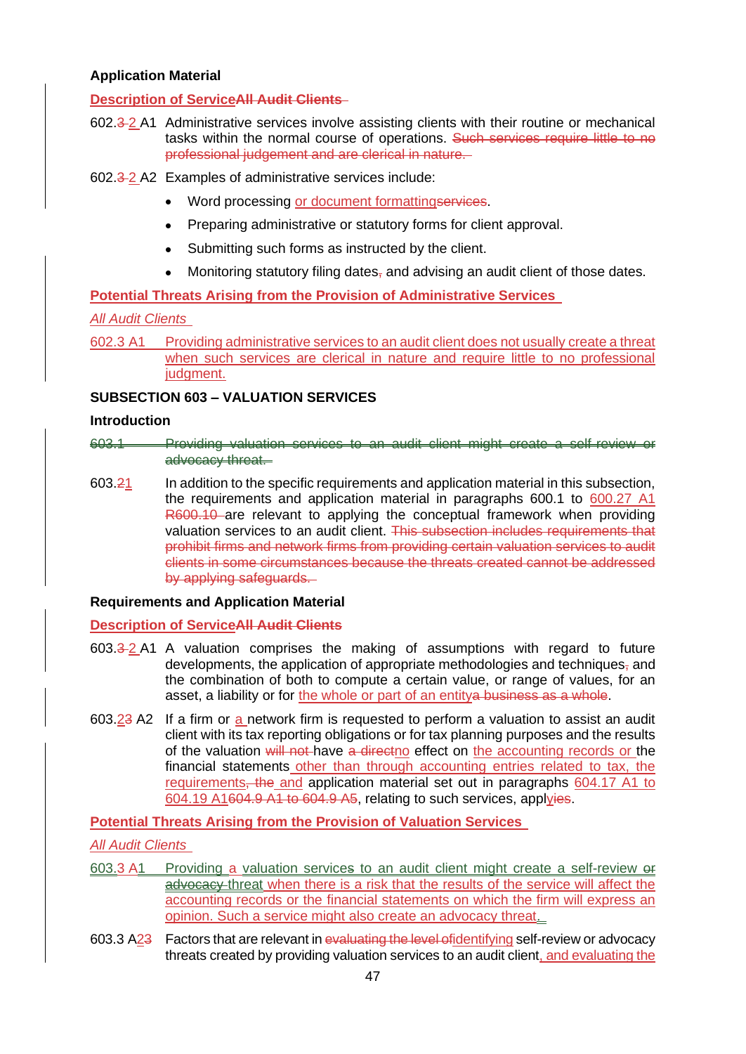**Application Material**

**Description of Service~~All Audit Clients~~**

602.~~3~~2 A1 Administrative services involve assisting clients with their routine or mechanical tasks within the normal course of operations. ~~Such services require little to no professional judgement and are clerical in nature.~~

602.~~3~~2 A2 Examples of administrative services include:

- Word processing or document formatting~~services~~.
- Preparing administrative or statutory forms for client approval.
- Submitting such forms as instructed by the client.
- Monitoring statutory filing dates~~,~~ and advising an audit client of those dates.

**Potential Threats Arising from the Provision of Administrative Services**

*All Audit Clients*

602.3 A1 Providing administrative services to an audit client does not usually create a threat when such services are clerical in nature and require little to no professional judgment.

**SUBSECTION 603 – VALUATION SERVICES**

**Introduction**

~~603.1 Providing valuation services to an audit client might create a self-review or advocacy threat.~~

603.~~2~~1 In addition to the specific requirements and application material in this subsection, the requirements and application material in paragraphs 600.1 to 600.27 A1 ~~R600.10~~ are relevant to applying the conceptual framework when providing valuation services to an audit client. ~~This subsection includes requirements that prohibit firms and network firms from providing certain valuation services to audit clients in some circumstances because the threats created cannot be addressed by applying safeguards.~~

**Requirements and Application Material**

**Description of Service~~All Audit Clients~~**

603.~~3~~2 A1 A valuation comprises the making of assumptions with regard to future developments, the application of appropriate methodologies and techniques~~,~~ and the combination of both to compute a certain value, or range of values, for an asset, a liability or for the whole or part of an entity~~a business as a whole~~.

603.2~~3~~ A2 If a firm or a network firm is requested to perform a valuation to assist an audit client with its tax reporting obligations or for tax planning purposes and the results of the valuation ~~will not~~ have ~~a direct~~no effect on the accounting records or the financial statements other than through accounting entries related to tax, the requirements~~, the~~ and application material set out in paragraphs 604.17 A1 to 604.19 A1~~604.9 A1 to 604.9 A5~~, relating to such services, appl~~ies~~y.

**Potential Threats Arising from the Provision of Valuation Services**

*All Audit Clients*

603.3 A1 Providing a valuation services to an audit client might create a self-review ~~or advocacy~~ threat when there is a risk that the results of the service will affect the accounting records or the financial statements on which the firm will express an opinion. Such a service might also create an advocacy threat.

603.3 A2~~3~~ Factors that are relevant in ~~evaluating the level of~~identifying self-review or advocacy threats created by providing valuation services to an audit client, and evaluating the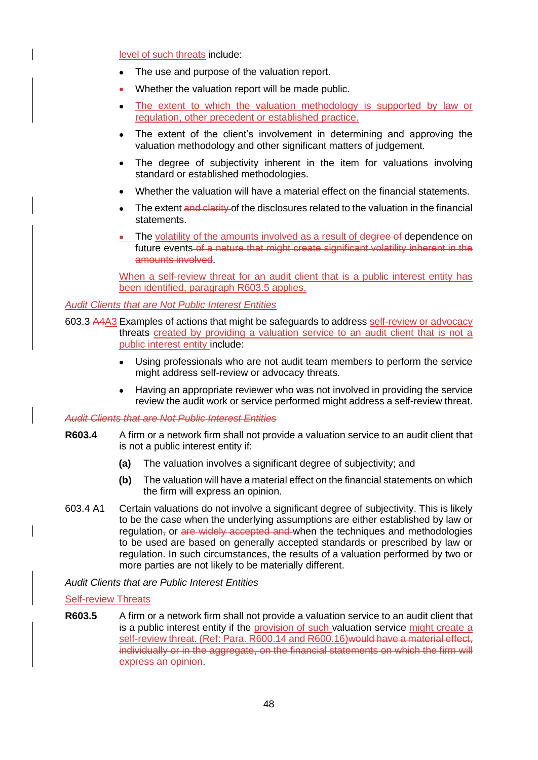level of such threats include:

- The use and purpose of the valuation report.
- Whether the valuation report will be made public.
- The extent to which the valuation methodology is supported by law or regulation, other precedent or established practice.
- The extent of the client's involvement in determining and approving the valuation methodology and other significant matters of judgement.
- The degree of subjectivity inherent in the item for valuations involving standard or established methodologies.
- Whether the valuation will have a material effect on the financial statements.
- The extent ~~and clarity~~ of the disclosures related to the valuation in the financial statements.
- The volatility of the amounts involved as a result of ~~degree of~~ dependence on future events ~~of a nature that might create significant volatility inherent in the amounts involved~~.

When a self-review threat for an audit client that is a public interest entity has been identified, paragraph R603.5 applies.

*Audit Clients that are Not Public Interest Entities*

603.3 ~~A4~~A3 Examples of actions that might be safeguards to address self-review or advocacy threats created by providing a valuation service to an audit client that is not a public interest entity include:

- Using professionals who are not audit team members to perform the service might address self-review or advocacy threats.
- Having an appropriate reviewer who was not involved in providing the service review the audit work or service performed might address a self-review threat.

~~*Audit Clients that are Not Public Interest Entities*~~

**R603.4** A firm or a network firm shall not provide a valuation service to an audit client that is not a public interest entity if:

**(a)** The valuation involves a significant degree of subjectivity; and

**(b)** The valuation will have a material effect on the financial statements on which the firm will express an opinion.

603.4 A1 Certain valuations do not involve a significant degree of subjectivity. This is likely to be the case when the underlying assumptions are either established by law or regulation~~,~~ or ~~are widely accepted and~~ when the techniques and methodologies to be used are based on generally accepted standards or prescribed by law or regulation. In such circumstances, the results of a valuation performed by two or more parties are not likely to be materially different.

*Audit Clients that are Public Interest Entities*

Self-review Threats

**R603.5** A firm or a network firm shall not provide a valuation service to an audit client that is a public interest entity if the provision of such valuation service might create a self-review threat. (Ref: Para. R600.14 and R600.16)~~would have a material effect, individually or in the aggregate, on the financial statements on which the firm will express an opinion~~.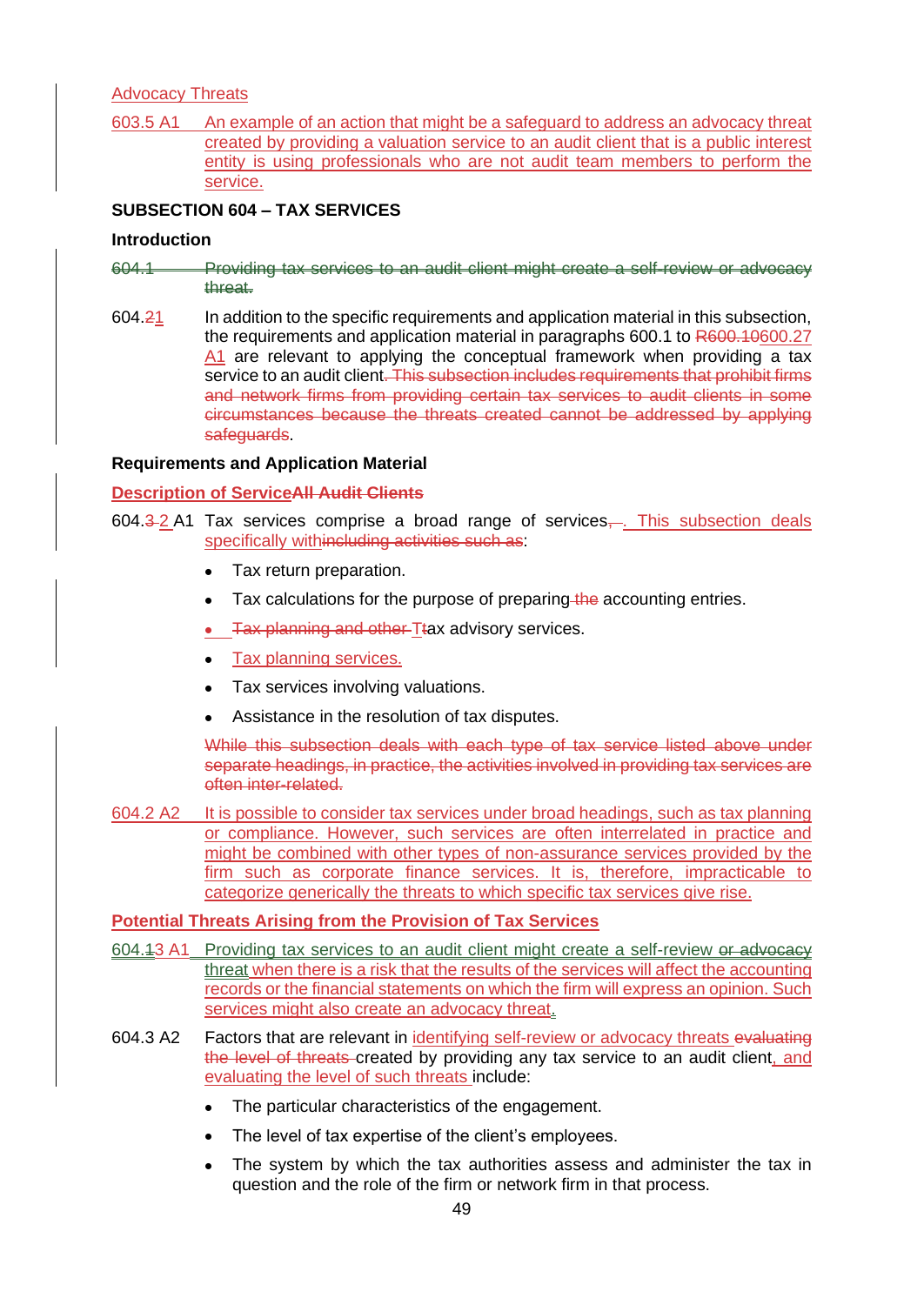Advocacy Threats

603.5 A1 An example of an action that might be a safeguard to address an advocacy threat created by providing a valuation service to an audit client that is a public interest entity is using professionals who are not audit team members to perform the service.

## SUBSECTION 604 – TAX SERVICES

### Introduction

~~604.1 Providing tax services to an audit client might create a self-review or advocacy threat.~~

604.~~2~~1 In addition to the specific requirements and application material in this subsection, the requirements and application material in paragraphs 600.1 to ~~R600.10~~600.27 A1 are relevant to applying the conceptual framework when providing a tax service to an audit client~~. This subsection includes requirements that prohibit firms and network firms from providing certain tax services to audit clients in some circumstances because the threats created cannot be addressed by applying safeguards~~.

### Requirements and Application Material

**Description of Service~~All Audit Clients~~**

604.~~3~~ 2 A1 Tax services comprise a broad range of services~~,~~. This subsection deals specifically with~~including activities such as~~:

- Tax return preparation.
- Tax calculations for the purpose of preparing ~~the~~ accounting entries.
- ~~Tax planning and other~~ ~~T~~Tax advisory services.
- Tax planning services.
- Tax services involving valuations.
- Assistance in the resolution of tax disputes.

~~While this subsection deals with each type of tax service listed above under separate headings, in practice, the activities involved in providing tax services are often inter-related.~~

604.2 A2 It is possible to consider tax services under broad headings, such as tax planning or compliance. However, such services are often interrelated in practice and might be combined with other types of non-assurance services provided by the firm such as corporate finance services. It is, therefore, impracticable to categorize generically the threats to which specific tax services give rise.

**Potential Threats Arising from the Provision of Tax Services**

604.~~1~~3 A1 Providing tax services to an audit client might create a self-review ~~or advocacy~~ threat when there is a risk that the results of the services will affect the accounting records or the financial statements on which the firm will express an opinion. Such services might also create an advocacy threat.

604.3 A2 Factors that are relevant in identifying self-review or advocacy threats ~~evaluating the level of threats~~ created by providing any tax service to an audit client, and evaluating the level of such threats include:

- The particular characteristics of the engagement.
- The level of tax expertise of the client's employees.
- The system by which the tax authorities assess and administer the tax in question and the role of the firm or network firm in that process.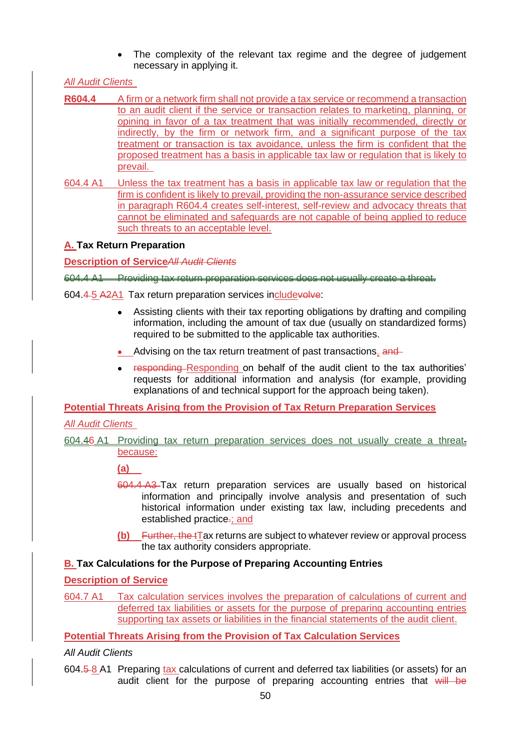- The complexity of the relevant tax regime and the degree of judgement necessary in applying it.

*All Audit Clients*

**R604.4** A firm or a network firm shall not provide a tax service or recommend a transaction to an audit client if the service or transaction relates to marketing, planning, or opining in favor of a tax treatment that was initially recommended, directly or indirectly, by the firm or network firm, and a significant purpose of the tax treatment or transaction is tax avoidance, unless the firm is confident that the proposed treatment has a basis in applicable tax law or regulation that is likely to prevail.

604.4 A1 Unless the tax treatment has a basis in applicable tax law or regulation that the firm is confident is likely to prevail, providing the non-assurance service described in paragraph R604.4 creates self-interest, self-review and advocacy threats that cannot be eliminated and safeguards are not capable of being applied to reduce such threats to an acceptable level.

**A. Tax Return Preparation**

**Description of Service***All Audit Clients*

~~604.4 A1 Providing tax return preparation services does not usually create a threat.~~

604.4 5 A2A1 Tax return preparation services includevolve:

- Assisting clients with their tax reporting obligations by drafting and compiling information, including the amount of tax due (usually on standardized forms) required to be submitted to the applicable tax authorities.
- Advising on the tax return treatment of past transactions. and
- responding Responding on behalf of the audit client to the tax authorities' requests for additional information and analysis (for example, providing explanations of and technical support for the approach being taken).

**Potential Threats Arising from the Provision of Tax Return Preparation Services**

*All Audit Clients*

604.46 A1 Providing tax return preparation services does not usually create a threat. because:

**(a)**

~~604.4 A3~~ Tax return preparation services are usually based on historical information and principally involve analysis and presentation of such historical information under existing tax law, including precedents and established practice.; and

**(b)** ~~Further, the t~~Tax returns are subject to whatever review or approval process the tax authority considers appropriate.

**B. Tax Calculations for the Purpose of Preparing Accounting Entries**

**Description of Service**

604.7 A1 Tax calculation services involves the preparation of calculations of current and deferred tax liabilities or assets for the purpose of preparing accounting entries supporting tax assets or liabilities in the financial statements of the audit client.

**Potential Threats Arising from the Provision of Tax Calculation Services**

*All Audit Clients*

604.5 8 A1 Preparing tax calculations of current and deferred tax liabilities (or assets) for an audit client for the purpose of preparing accounting entries that ~~will be~~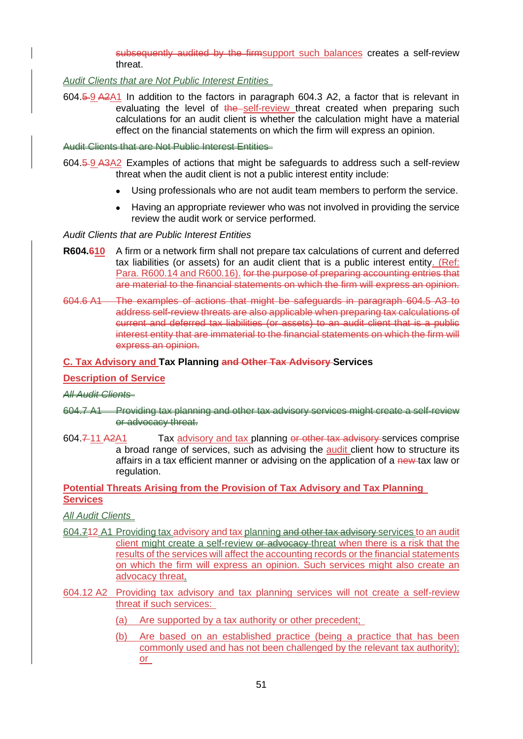~~subsequently audited by the firm~~support such balances creates a self-review threat.

*Audit Clients that are Not Public Interest Entities*

604.~~5~~9 ~~A2~~A1 In addition to the factors in paragraph 604.3 A2, a factor that is relevant in evaluating the level of ~~the~~ self-review threat created when preparing such calculations for an audit client is whether the calculation might have a material effect on the financial statements on which the firm will express an opinion.

~~Audit Clients that are Not Public Interest Entities~~

604.~~5~~9 ~~A3~~A2 Examples of actions that might be safeguards to address such a self-review threat when the audit client is not a public interest entity include:

- Using professionals who are not audit team members to perform the service.
- Having an appropriate reviewer who was not involved in providing the service review the audit work or service performed.

*Audit Clients that are Public Interest Entities*

**R604.~~6~~10** A firm or a network firm shall not prepare tax calculations of current and deferred tax liabilities (or assets) for an audit client that is a public interest entity. (Ref: Para. R600.14 and R600.16). ~~for the purpose of preparing accounting entries that are material to the financial statements on which the firm will express an opinion.~~

~~604.6 A1 The examples of actions that might be safeguards in paragraph 604.5 A3 to address self-review threats are also applicable when preparing tax calculations of current and deferred tax liabilities (or assets) to an audit client that is a public interest entity that are immaterial to the financial statements on which the firm will express an opinion.~~

**C. Tax Advisory and Tax Planning ~~and Other Tax Advisory~~ Services**

**Description of Service**

~~*All Audit Clients*~~

~~604.7 A1 Providing tax planning and other tax advisory services might create a self-review or advocacy threat.~~

604.~~7~~11 ~~A2~~A1 Tax advisory and tax planning ~~or other tax advisory~~ services comprise a broad range of services, such as advising the audit client how to structure its affairs in a tax efficient manner or advising on the application of a ~~new~~ tax law or regulation.

**Potential Threats Arising from the Provision of Tax Advisory and Tax Planning Services**

*All Audit Clients*

604.~~7~~12 A1 Providing tax advisory and tax planning ~~and other tax advisory~~ services to an audit client might create a self-review ~~or advocacy~~ threat when there is a risk that the results of the services will affect the accounting records or the financial statements on which the firm will express an opinion. Such services might also create an advocacy threat.

604.12 A2 Providing tax advisory and tax planning services will not create a self-review threat if such services:

(a) Are supported by a tax authority or other precedent;

(b) Are based on an established practice (being a practice that has been commonly used and has not been challenged by the relevant tax authority); or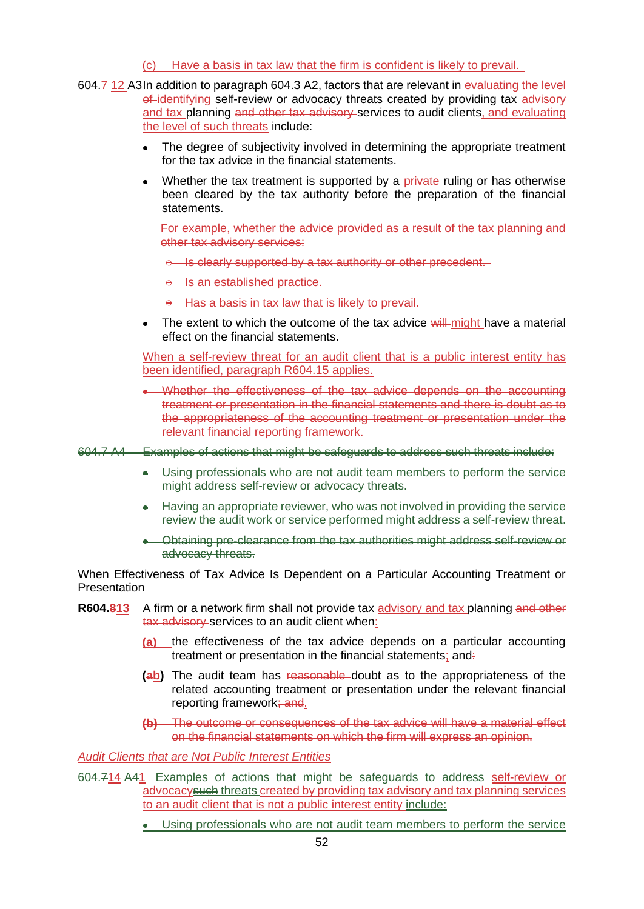(c) Have a basis in tax law that the firm is confident is likely to prevail.

604.7 12 A3 In addition to paragraph 604.3 A2, factors that are relevant in evaluating the level of identifying self-review or advocacy threats created by providing tax advisory and tax planning and other tax advisory services to audit clients, and evaluating the level of such threats include:

- The degree of subjectivity involved in determining the appropriate treatment for the tax advice in the financial statements.
- Whether the tax treatment is supported by a private ruling or has otherwise been cleared by the tax authority before the preparation of the financial statements.

  For example, whether the advice provided as a result of the tax planning and other tax advisory services:

  - Is clearly supported by a tax authority or other precedent.
  - Is an established practice.
  - Has a basis in tax law that is likely to prevail.
- The extent to which the outcome of the tax advice will might have a material effect on the financial statements.

  When a self-review threat for an audit client that is a public interest entity has been identified, paragraph R604.15 applies.

- Whether the effectiveness of the tax advice depends on the accounting treatment or presentation in the financial statements and there is doubt as to the appropriateness of the accounting treatment or presentation under the relevant financial reporting framework.

604.7 A4 Examples of actions that might be safeguards to address such threats include:

- Using professionals who are not audit team members to perform the service might address self-review or advocacy threats.
- Having an appropriate reviewer, who was not involved in providing the service review the audit work or service performed might address a self-review threat.
- Obtaining pre-clearance from the tax authorities might address self-review or advocacy threats.

When Effectiveness of Tax Advice Is Dependent on a Particular Accounting Treatment or Presentation

**R604.813** A firm or a network firm shall not provide tax advisory and tax planning and other tax advisory services to an audit client when:

(a) the effectiveness of the tax advice depends on a particular accounting treatment or presentation in the financial statements; and:

(ab) The audit team has reasonable doubt as to the appropriateness of the related accounting treatment or presentation under the relevant financial reporting framework; and.

(b) The outcome or consequences of the tax advice will have a material effect on the financial statements on which the firm will express an opinion.

*Audit Clients that are Not Public Interest Entities*

604.714 A41 Examples of actions that might be safeguards to address self-review or advocacysuch threats created by providing tax advisory and tax planning services to an audit client that is not a public interest entity include:

- Using professionals who are not audit team members to perform the service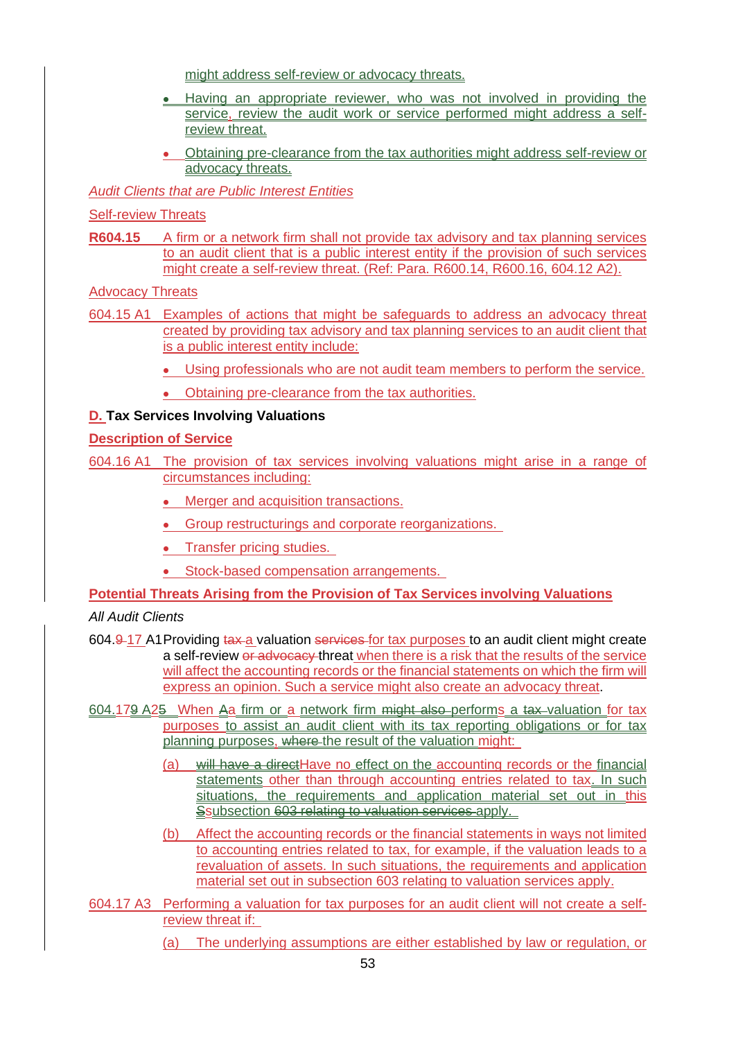might address self-review or advocacy threats.

- Having an appropriate reviewer, who was not involved in providing the service, review the audit work or service performed might address a self-review threat.
- Obtaining pre-clearance from the tax authorities might address self-review or advocacy threats.

*Audit Clients that are Public Interest Entities*

Self-review Threats

**R604.15** A firm or a network firm shall not provide tax advisory and tax planning services to an audit client that is a public interest entity if the provision of such services might create a self-review threat. (Ref: Para. R600.14, R600.16, 604.12 A2).

Advocacy Threats

604.15 A1 Examples of actions that might be safeguards to address an advocacy threat created by providing tax advisory and tax planning services to an audit client that is a public interest entity include:

- Using professionals who are not audit team members to perform the service.
- Obtaining pre-clearance from the tax authorities.

**D. Tax Services Involving Valuations**

**Description of Service**

604.16 A1 The provision of tax services involving valuations might arise in a range of circumstances including:

- Merger and acquisition transactions.
- Group restructurings and corporate reorganizations.
- Transfer pricing studies.
- Stock-based compensation arrangements.

**Potential Threats Arising from the Provision of Tax Services involving Valuations**

*All Audit Clients*

604.~~9~~ 17 A1 Providing ~~tax~~ a valuation ~~services~~ for tax purposes to an audit client might create a self-review ~~or advocacy~~ threat when there is a risk that the results of the service will affect the accounting records or the financial statements on which the firm will express an opinion. Such a service might also create an advocacy threat.

604.17~~9~~ A2~~5~~ When ~~A~~a firm or a network firm ~~might also~~ performs a ~~tax~~ valuation for tax purposes to assist an audit client with its tax reporting obligations or for tax planning purposes, ~~where~~ the result of the valuation might:

(a) ~~will have a direct~~Have no effect on the accounting records or the financial statements other than through accounting entries related to tax. In such situations, the requirements and application material set out in this ~~S~~subsection ~~603 relating to valuation services~~ apply.

(b) Affect the accounting records or the financial statements in ways not limited to accounting entries related to tax, for example, if the valuation leads to a revaluation of assets. In such situations, the requirements and application material set out in subsection 603 relating to valuation services apply.

604.17 A3 Performing a valuation for tax purposes for an audit client will not create a self-review threat if:

(a) The underlying assumptions are either established by law or regulation, or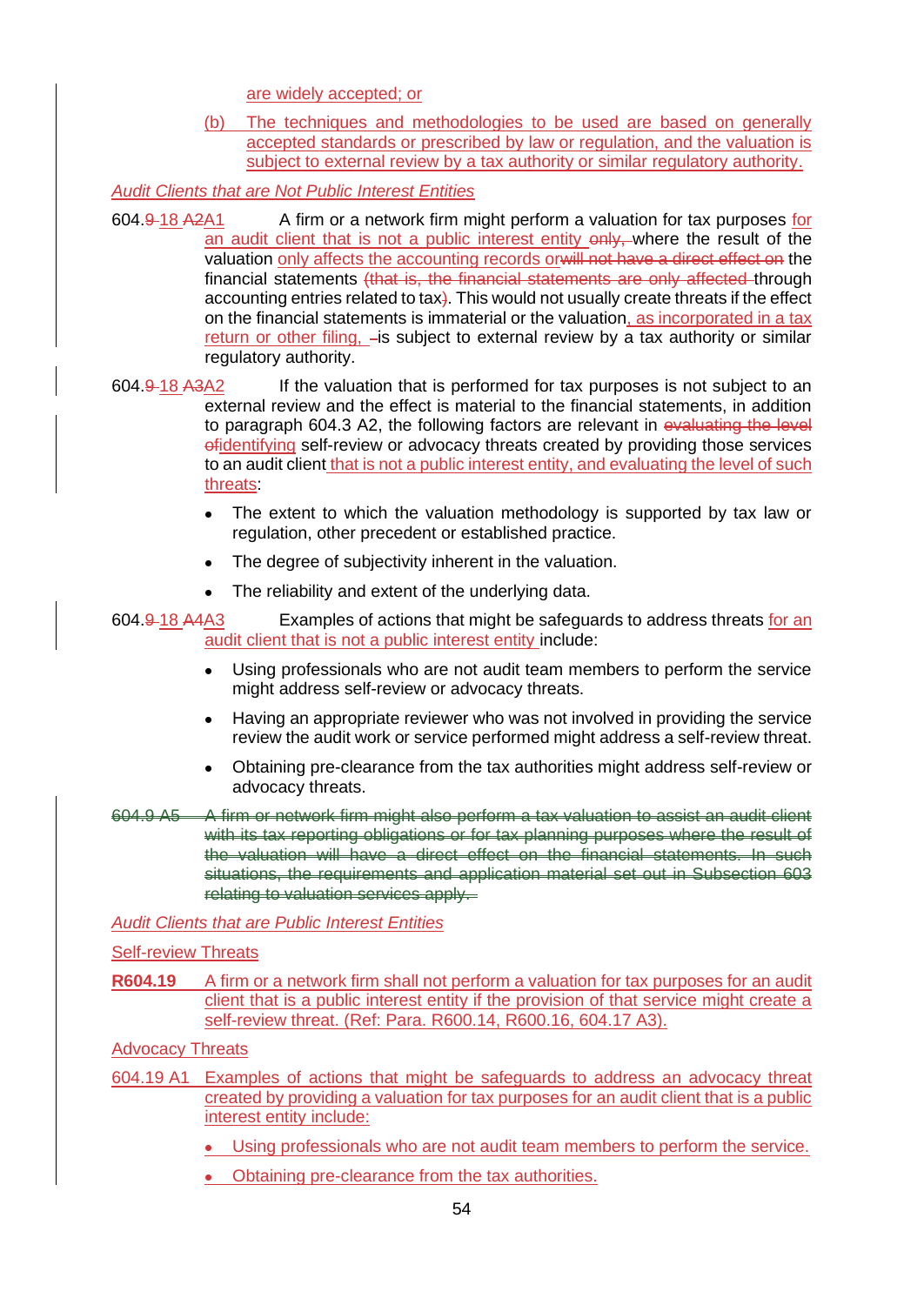are widely accepted; or

(b) The techniques and methodologies to be used are based on generally accepted standards or prescribed by law or regulation, and the valuation is subject to external review by a tax authority or similar regulatory authority.

*Audit Clients that are Not Public Interest Entities*

604.~~9~~ 18 ~~A2~~A1 A firm or a network firm might perform a valuation for tax purposes for an audit client that is not a public interest entity ~~only,~~ where the result of the valuation only affects the accounting records or~~will not have a direct effect on~~ the financial statements ~~(that is, the financial statements are only affected~~ through accounting entries related to tax~~)~~. This would not usually create threats if the effect on the financial statements is immaterial or the valuation, as incorporated in a tax return or other filing, ~~-~~is subject to external review by a tax authority or similar regulatory authority.

604.~~9~~ 18 ~~A3~~A2 If the valuation that is performed for tax purposes is not subject to an external review and the effect is material to the financial statements, in addition to paragraph 604.3 A2, the following factors are relevant in ~~evaluating the level of~~identifying self-review or advocacy threats created by providing those services to an audit client that is not a public interest entity, and evaluating the level of such threats:

- The extent to which the valuation methodology is supported by tax law or regulation, other precedent or established practice.
- The degree of subjectivity inherent in the valuation.
- The reliability and extent of the underlying data.

604.~~9~~ 18 ~~A4~~A3 Examples of actions that might be safeguards to address threats for an audit client that is not a public interest entity include:

- Using professionals who are not audit team members to perform the service might address self-review or advocacy threats.
- Having an appropriate reviewer who was not involved in providing the service review the audit work or service performed might address a self-review threat.
- Obtaining pre-clearance from the tax authorities might address self-review or advocacy threats.

~~604.9 A5 A firm or network firm might also perform a tax valuation to assist an audit client with its tax reporting obligations or for tax planning purposes where the result of the valuation will have a direct effect on the financial statements. In such situations, the requirements and application material set out in Subsection 603 relating to valuation services apply.~~

*Audit Clients that are Public Interest Entities*

Self-review Threats

**R604.19** A firm or a network firm shall not perform a valuation for tax purposes for an audit client that is a public interest entity if the provision of that service might create a self-review threat. (Ref: Para. R600.14, R600.16, 604.17 A3).

Advocacy Threats

604.19 A1 Examples of actions that might be safeguards to address an advocacy threat created by providing a valuation for tax purposes for an audit client that is a public interest entity include:

- Using professionals who are not audit team members to perform the service.
- Obtaining pre-clearance from the tax authorities.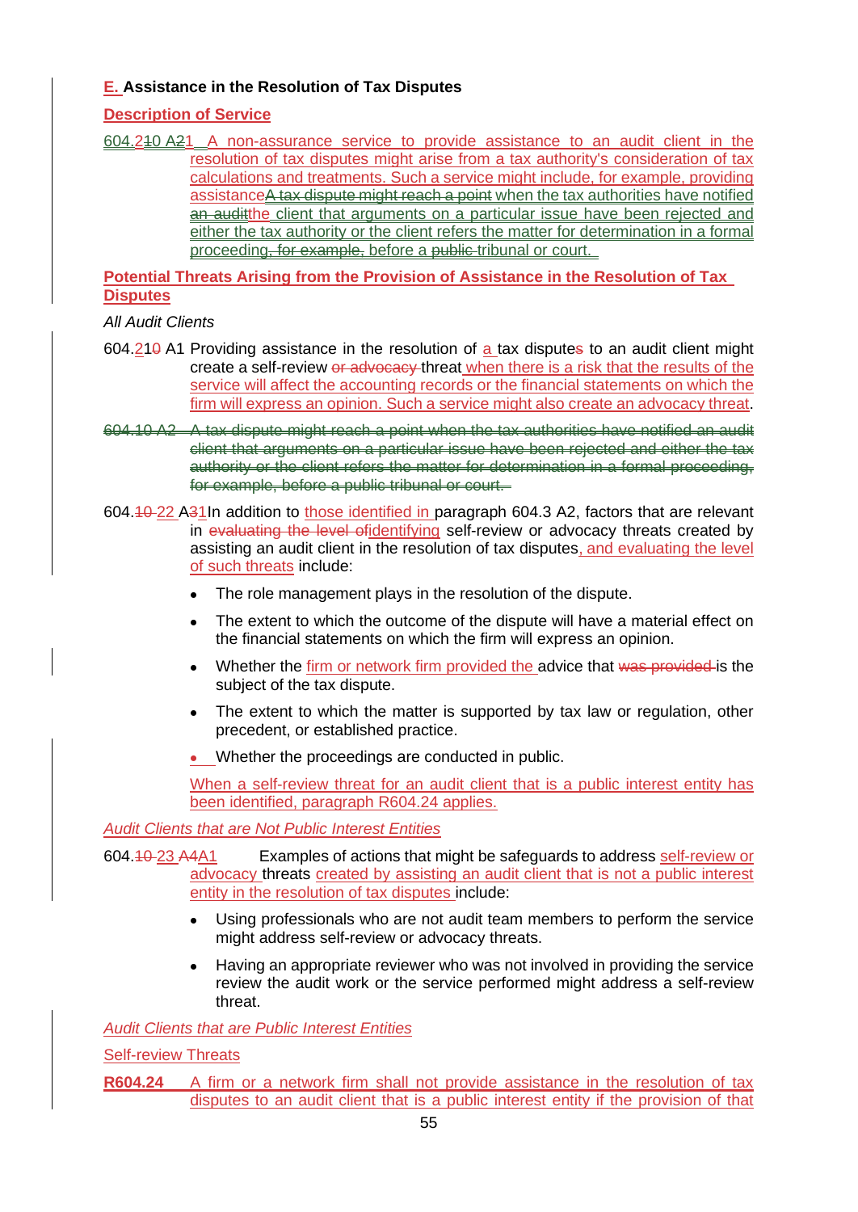**E. Assistance in the Resolution of Tax Disputes**

**Description of Service**

604.2~~10~~ A~~2~~1 A non-assurance service to provide assistance to an audit client in the resolution of tax disputes might arise from a tax authority's consideration of tax calculations and treatments. Such a service might include, for example, providing assistance~~A tax dispute might reach a point~~ when the tax authorities have notified ~~an audit~~the client that arguments on a particular issue have been rejected and either the tax authority or the client refers the matter for determination in a formal proceeding~~, for example,~~ before a ~~public~~ tribunal or court.

**Potential Threats Arising from the Provision of Assistance in the Resolution of Tax Disputes**

*All Audit Clients*

604.2~~10~~ A1 Providing assistance in the resolution of a tax dispute~~s~~ to an audit client might create a self-review ~~or advocacy~~ threat when there is a risk that the results of the service will affect the accounting records or the financial statements on which the firm will express an opinion. Such a service might also create an advocacy threat.

~~604.10 A2 A tax dispute might reach a point when the tax authorities have notified an audit client that arguments on a particular issue have been rejected and either the tax authority or the client refers the matter for determination in a formal proceeding, for example, before a public tribunal or court.~~

604.~~10~~ 22 A~~3~~1 In addition to those identified in paragraph 604.3 A2, factors that are relevant in ~~evaluating the level of~~identifying self-review or advocacy threats created by assisting an audit client in the resolution of tax disputes, and evaluating the level of such threats include:

- The role management plays in the resolution of the dispute.
- The extent to which the outcome of the dispute will have a material effect on the financial statements on which the firm will express an opinion.
- Whether the firm or network firm provided the advice that ~~was provided~~ is the subject of the tax dispute.
- The extent to which the matter is supported by tax law or regulation, other precedent, or established practice.
- Whether the proceedings are conducted in public.

When a self-review threat for an audit client that is a public interest entity has been identified, paragraph R604.24 applies.

*Audit Clients that are Not Public Interest Entities*

604.~~10~~ 23 A~~4~~A1 Examples of actions that might be safeguards to address self-review or advocacy threats created by assisting an audit client that is not a public interest entity in the resolution of tax disputes include:

- Using professionals who are not audit team members to perform the service might address self-review or advocacy threats.
- Having an appropriate reviewer who was not involved in providing the service review the audit work or the service performed might address a self-review threat.

*Audit Clients that are Public Interest Entities*

Self-review Threats

**R604.24** A firm or a network firm shall not provide assistance in the resolution of tax disputes to an audit client that is a public interest entity if the provision of that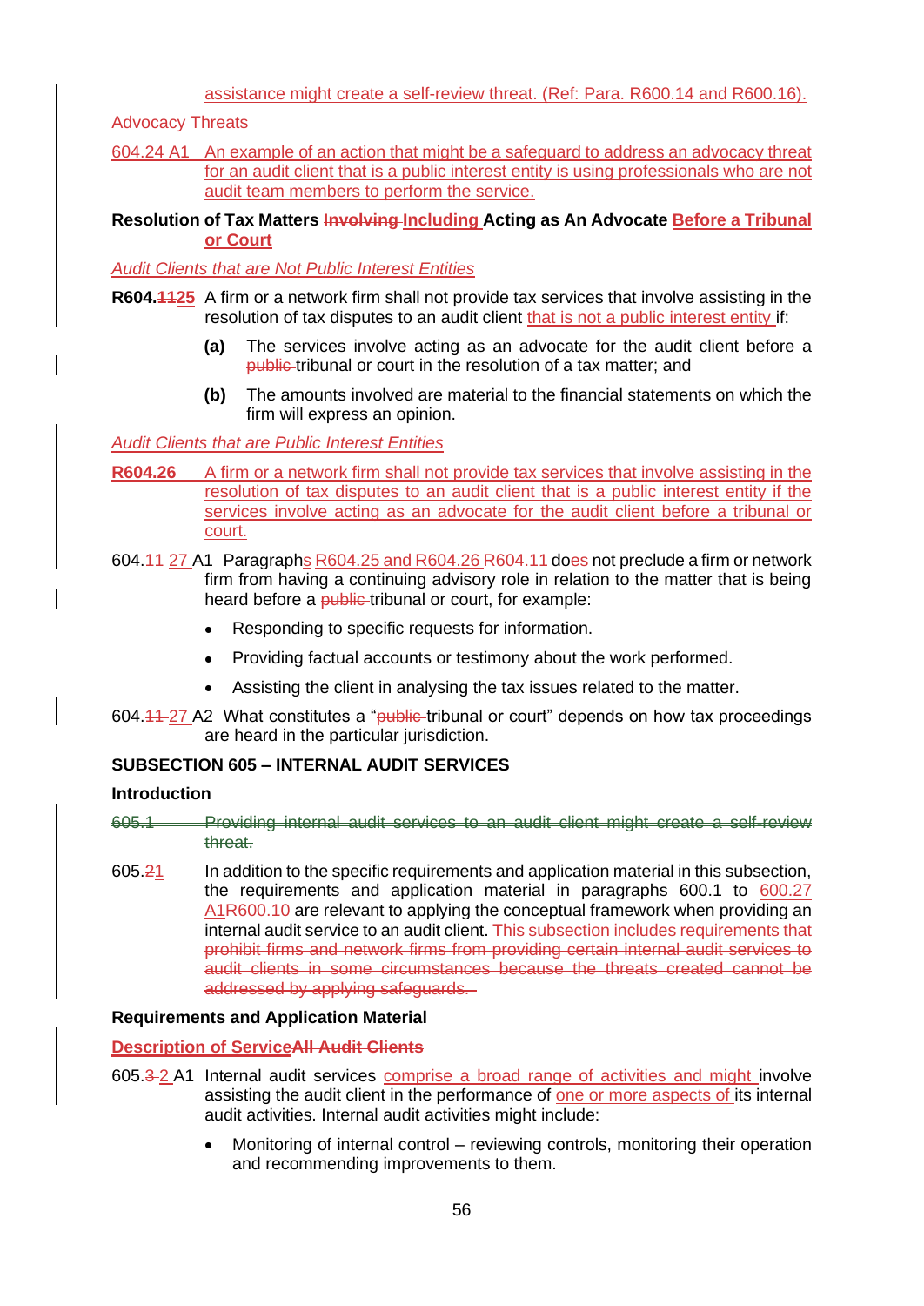assistance might create a self-review threat. (Ref: Para. R600.14 and R600.16).

Advocacy Threats

604.24 A1 An example of an action that might be a safeguard to address an advocacy threat for an audit client that is a public interest entity is using professionals who are not audit team members to perform the service.

**Resolution of Tax Matters ~~Involving~~ Including Acting as An Advocate Before a Tribunal or Court**

*Audit Clients that are Not Public Interest Entities*

**R604.~~11~~25** A firm or a network firm shall not provide tax services that involve assisting in the resolution of tax disputes to an audit client that is not a public interest entity if:

- **(a)** The services involve acting as an advocate for the audit client before a ~~public~~ tribunal or court in the resolution of a tax matter; and
- **(b)** The amounts involved are material to the financial statements on which the firm will express an opinion.

*Audit Clients that are Public Interest Entities*

**R604.26** A firm or a network firm shall not provide tax services that involve assisting in the resolution of tax disputes to an audit client that is a public interest entity if the services involve acting as an advocate for the audit client before a tribunal or court.

604.~~11~~ 27 A1 Paragraphs R604.25 and R604.26 ~~R604.11~~ do~~es~~ not preclude a firm or network firm from having a continuing advisory role in relation to the matter that is being heard before a ~~public~~ tribunal or court, for example:

- Responding to specific requests for information.
- Providing factual accounts or testimony about the work performed.
- Assisting the client in analysing the tax issues related to the matter.

604.~~11~~ 27 A2 What constitutes a "~~public~~ tribunal or court" depends on how tax proceedings are heard in the particular jurisdiction.

**SUBSECTION 605 – INTERNAL AUDIT SERVICES**

**Introduction**

~~605.1 Providing internal audit services to an audit client might create a self-review threat.~~

605.~~2~~1 In addition to the specific requirements and application material in this subsection, the requirements and application material in paragraphs 600.1 to 600.27 A1~~R600.10~~ are relevant to applying the conceptual framework when providing an internal audit service to an audit client. ~~This subsection includes requirements that prohibit firms and network firms from providing certain internal audit services to audit clients in some circumstances because the threats created cannot be addressed by applying safeguards.~~

**Requirements and Application Material**

**Description of Service~~All Audit Clients~~**

605.~~3~~ 2 A1 Internal audit services comprise a broad range of activities and might involve assisting the audit client in the performance of one or more aspects of its internal audit activities. Internal audit activities might include:

- Monitoring of internal control – reviewing controls, monitoring their operation and recommending improvements to them.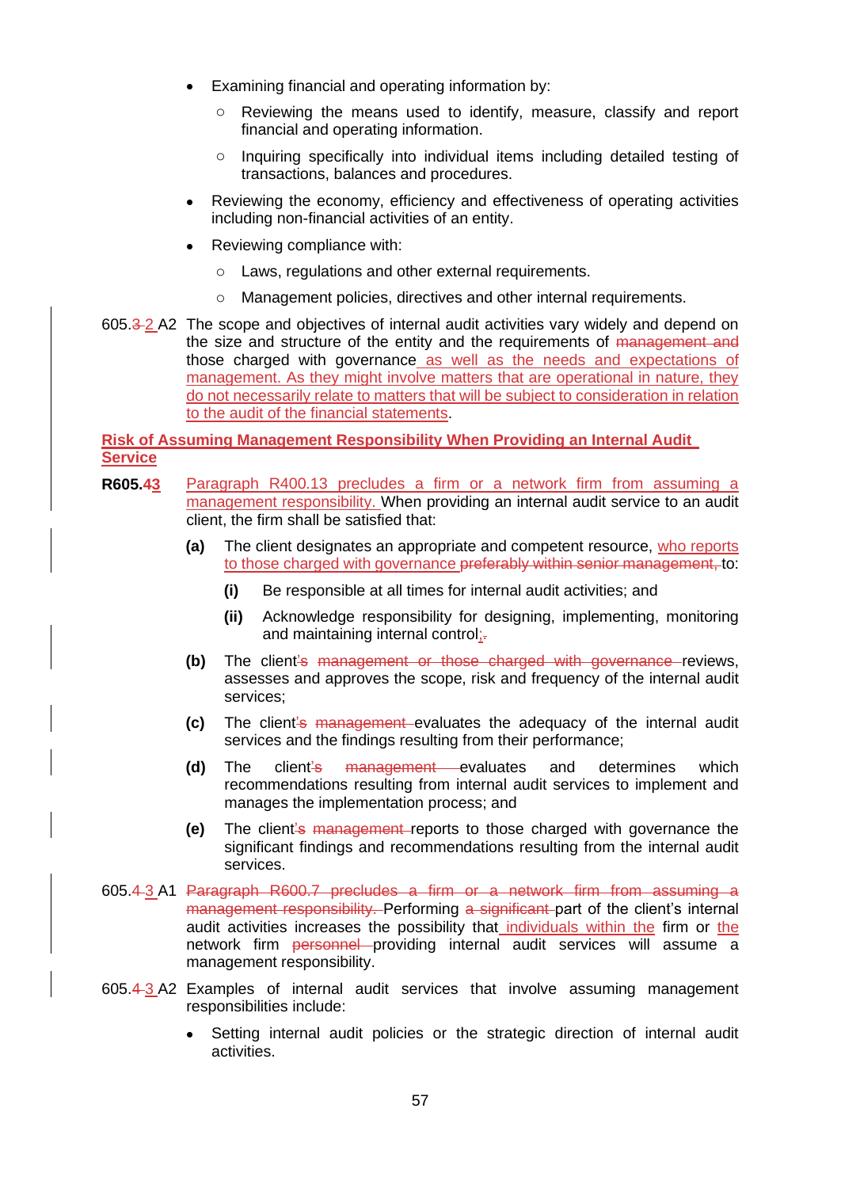- Examining financial and operating information by:
  - Reviewing the means used to identify, measure, classify and report financial and operating information.
  - Inquiring specifically into individual items including detailed testing of transactions, balances and procedures.
- Reviewing the economy, efficiency and effectiveness of operating activities including non-financial activities of an entity.
- Reviewing compliance with:
  - Laws, regulations and other external requirements.
  - Management policies, directives and other internal requirements.

605.~~3~~ 2 A2 The scope and objectives of internal audit activities vary widely and depend on the size and structure of the entity and the requirements of ~~management and~~ those charged with governance as well as the needs and expectations of management. As they might involve matters that are operational in nature, they do not necessarily relate to matters that will be subject to consideration in relation to the audit of the financial statements.

**Risk of Assuming Management Responsibility When Providing an Internal Audit Service**

**R605.~~4~~3** Paragraph R400.13 precludes a firm or a network firm from assuming a management responsibility. When providing an internal audit service to an audit client, the firm shall be satisfied that:

**(a)** The client designates an appropriate and competent resource, who reports to those charged with governance ~~preferably within senior management,~~ to:

**(i)** Be responsible at all times for internal audit activities; and

**(ii)** Acknowledge responsibility for designing, implementing, monitoring and maintaining internal control;~~.~~

**(b)** The client~~'s management or those charged with governance~~ reviews, assesses and approves the scope, risk and frequency of the internal audit services;

**(c)** The client~~'s management~~ evaluates the adequacy of the internal audit services and the findings resulting from their performance;

**(d)** The client~~'s management~~ evaluates and determines which recommendations resulting from internal audit services to implement and manages the implementation process; and

**(e)** The client~~'s management~~ reports to those charged with governance the significant findings and recommendations resulting from the internal audit services.

605.~~4~~ 3 A1 ~~Paragraph R600.7 precludes a firm or a network firm from assuming a management responsibility.~~ Performing ~~a significant~~ part of the client's internal audit activities increases the possibility that individuals within the firm or the network firm ~~personnel~~ providing internal audit services will assume a management responsibility.

605.~~4~~ 3 A2 Examples of internal audit services that involve assuming management responsibilities include:

- Setting internal audit policies or the strategic direction of internal audit activities.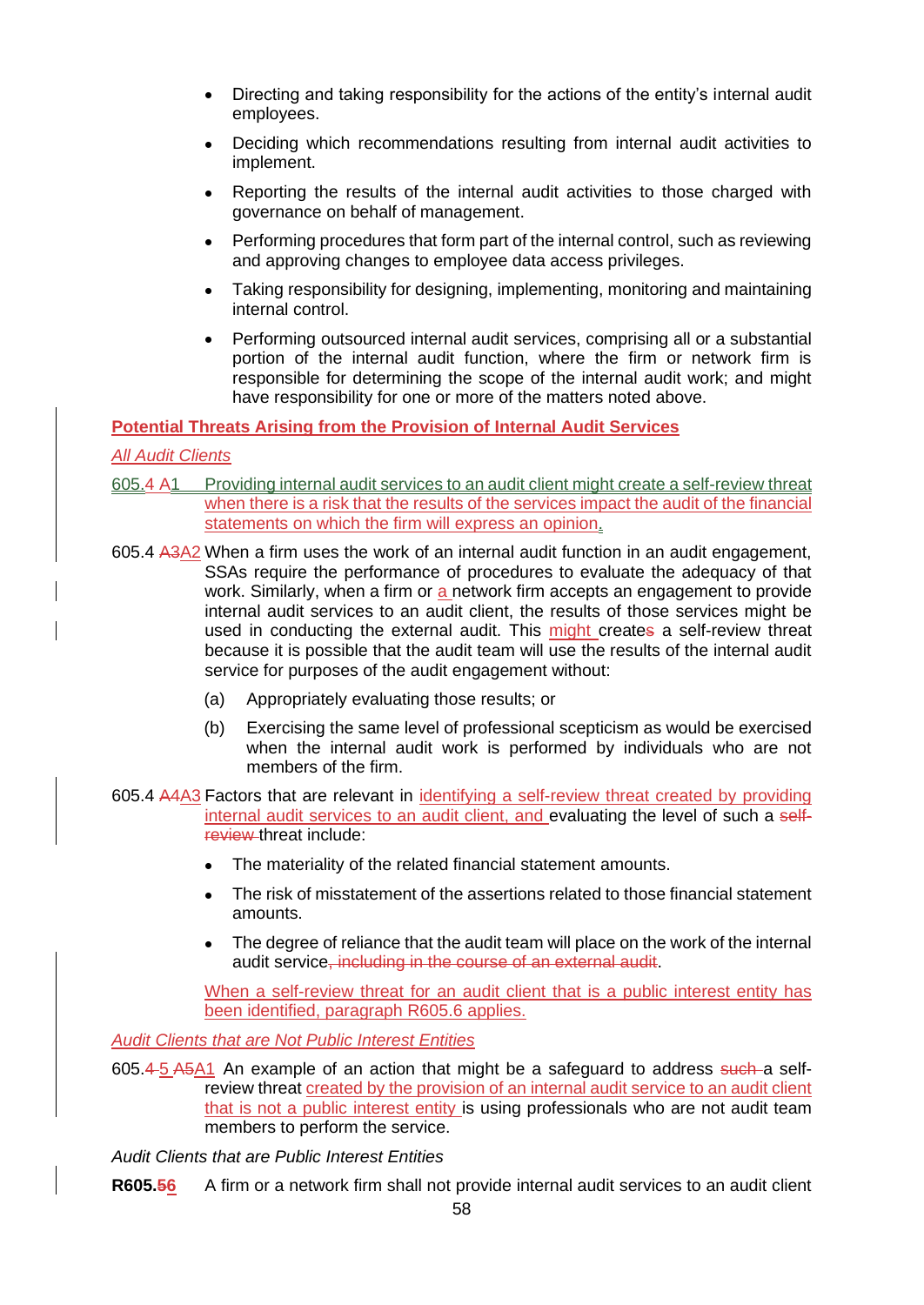- Directing and taking responsibility for the actions of the entity's internal audit employees.
- Deciding which recommendations resulting from internal audit activities to implement.
- Reporting the results of the internal audit activities to those charged with governance on behalf of management.
- Performing procedures that form part of the internal control, such as reviewing and approving changes to employee data access privileges.
- Taking responsibility for designing, implementing, monitoring and maintaining internal control.
- Performing outsourced internal audit services, comprising all or a substantial portion of the internal audit function, where the firm or network firm is responsible for determining the scope of the internal audit work; and might have responsibility for one or more of the matters noted above.

**Potential Threats Arising from the Provision of Internal Audit Services**

*All Audit Clients*

605.4 A1 Providing internal audit services to an audit client might create a self-review threat when there is a risk that the results of the services impact the audit of the financial statements on which the firm will express an opinion.

605.4 A3A2 When a firm uses the work of an internal audit function in an audit engagement, SSAs require the performance of procedures to evaluate the adequacy of that work. Similarly, when a firm or a network firm accepts an engagement to provide internal audit services to an audit client, the results of those services might be used in conducting the external audit. This might creates a self-review threat because it is possible that the audit team will use the results of the internal audit service for purposes of the audit engagement without:

(a) Appropriately evaluating those results; or

(b) Exercising the same level of professional scepticism as would be exercised when the internal audit work is performed by individuals who are not members of the firm.

605.4 A4A3 Factors that are relevant in identifying a self-review threat created by providing internal audit services to an audit client, and evaluating the level of such a self-review threat include:

- The materiality of the related financial statement amounts.
- The risk of misstatement of the assertions related to those financial statement amounts.
- The degree of reliance that the audit team will place on the work of the internal audit service, including in the course of an external audit.

When a self-review threat for an audit client that is a public interest entity has been identified, paragraph R605.6 applies.

*Audit Clients that are Not Public Interest Entities*

605.4 5 A5A1 An example of an action that might be a safeguard to address such a self-review threat created by the provision of an internal audit service to an audit client that is not a public interest entity is using professionals who are not audit team members to perform the service.

*Audit Clients that are Public Interest Entities*

**R605.56** A firm or a network firm shall not provide internal audit services to an audit client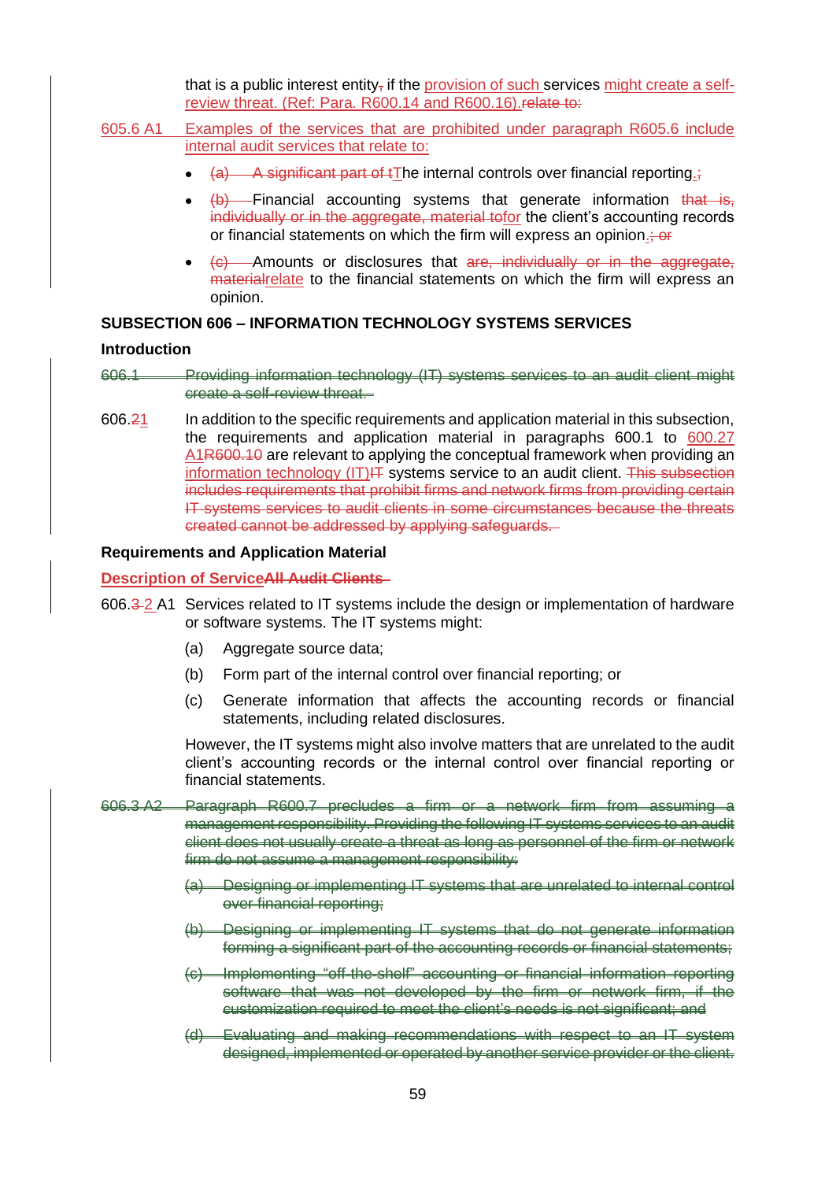that is a public interest entity, if the provision of such services might create a self-review threat. (Ref: Para. R600.14 and R600.16).~~relate to:~~

605.6 A1 Examples of the services that are prohibited under paragraph R605.6 include internal audit services that relate to:

- ~~(a) A significant part of t~~The internal controls over financial reporting.~~;~~
- ~~(b)~~ Financial accounting systems that generate information ~~that is, individually or in the aggregate, material to~~for the client's accounting records or financial statements on which the firm will express an opinion.~~; or~~
- ~~(c)~~ Amounts or disclosures that ~~are, individually or in the aggregate, material~~relate to the financial statements on which the firm will express an opinion.

## SUBSECTION 606 – INFORMATION TECHNOLOGY SYSTEMS SERVICES

### Introduction

~~606.1 Providing information technology (IT) systems services to an audit client might create a self-review threat.~~

606.~~2~~1 In addition to the specific requirements and application material in this subsection, the requirements and application material in paragraphs 600.1 to 600.27 A1~~R600.10~~ are relevant to applying the conceptual framework when providing an information technology (IT)~~IT~~ systems service to an audit client. ~~This subsection includes requirements that prohibit firms and network firms from providing certain IT systems services to audit clients in some circumstances because the threats created cannot be addressed by applying safeguards.~~

### Requirements and Application Material

#### Description of Service~~All Audit Clients~~

606.~~3~~2 A1 Services related to IT systems include the design or implementation of hardware or software systems. The IT systems might:

(a) Aggregate source data;

(b) Form part of the internal control over financial reporting; or

(c) Generate information that affects the accounting records or financial statements, including related disclosures.

However, the IT systems might also involve matters that are unrelated to the audit client's accounting records or the internal control over financial reporting or financial statements.

~~606.3 A2 Paragraph R600.7 precludes a firm or a network firm from assuming a management responsibility. Providing the following IT systems services to an audit client does not usually create a threat as long as personnel of the firm or network firm do not assume a management responsibility:~~

~~(a) Designing or implementing IT systems that are unrelated to internal control over financial reporting;~~

~~(b) Designing or implementing IT systems that do not generate information forming a significant part of the accounting records or financial statements;~~

~~(c) Implementing "off-the-shelf" accounting or financial information reporting software that was not developed by the firm or network firm, if the customization required to meet the client's needs is not significant; and~~

~~(d) Evaluating and making recommendations with respect to an IT system designed, implemented or operated by another service provider or the client.~~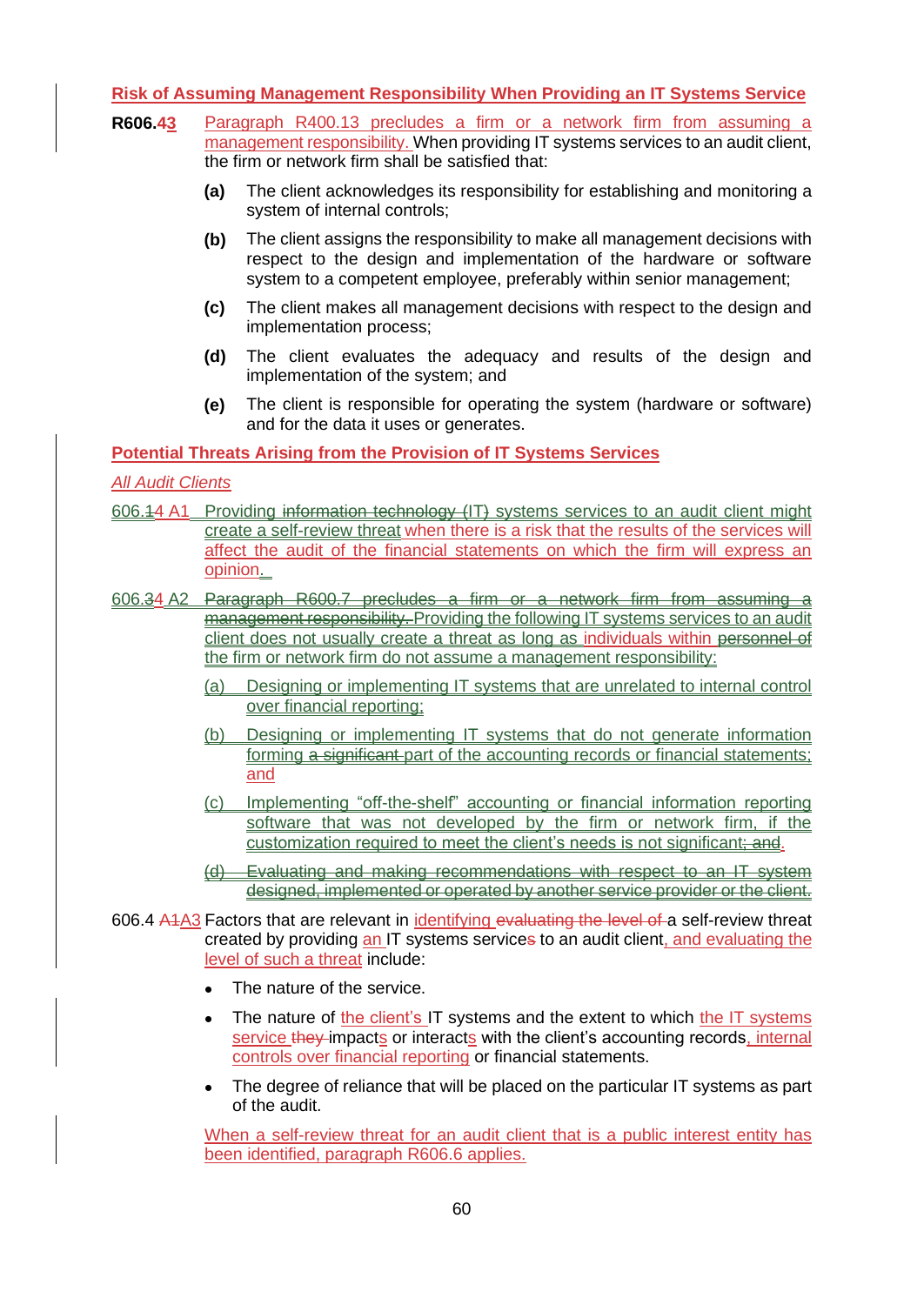**Risk of Assuming Management Responsibility When Providing an IT Systems Service**

**R606.43** Paragraph R400.13 precludes a firm or a network firm from assuming a management responsibility. When providing IT systems services to an audit client, the firm or network firm shall be satisfied that:

- **(a)** The client acknowledges its responsibility for establishing and monitoring a system of internal controls;
- **(b)** The client assigns the responsibility to make all management decisions with respect to the design and implementation of the hardware or software system to a competent employee, preferably within senior management;
- **(c)** The client makes all management decisions with respect to the design and implementation process;
- **(d)** The client evaluates the adequacy and results of the design and implementation of the system; and
- **(e)** The client is responsible for operating the system (hardware or software) and for the data it uses or generates.

**Potential Threats Arising from the Provision of IT Systems Services**

*All Audit Clients*

606.14 A1 Providing information technology (IT) systems services to an audit client might create a self-review threat when there is a risk that the results of the services will affect the audit of the financial statements on which the firm will express an opinion.

606.34 A2 Paragraph R600.7 precludes a firm or a network firm from assuming a management responsibility. Providing the following IT systems services to an audit client does not usually create a threat as long as individuals within personnel of the firm or network firm do not assume a management responsibility:

- (a) Designing or implementing IT systems that are unrelated to internal control over financial reporting;
- (b) Designing or implementing IT systems that do not generate information forming a significant part of the accounting records or financial statements; and
- (c) Implementing "off-the-shelf" accounting or financial information reporting software that was not developed by the firm or network firm, if the customization required to meet the client's needs is not significant; and.
- ~~(d) Evaluating and making recommendations with respect to an IT system designed, implemented or operated by another service provider or the client.~~

606.4 A1A3 Factors that are relevant in identifying evaluating the level of a self-review threat created by providing an IT systems services to an audit client, and evaluating the level of such a threat include:

- The nature of the service.
- The nature of the client's IT systems and the extent to which the IT systems service they impacts or interacts with the client's accounting records, internal controls over financial reporting or financial statements.
- The degree of reliance that will be placed on the particular IT systems as part of the audit.

When a self-review threat for an audit client that is a public interest entity has been identified, paragraph R606.6 applies.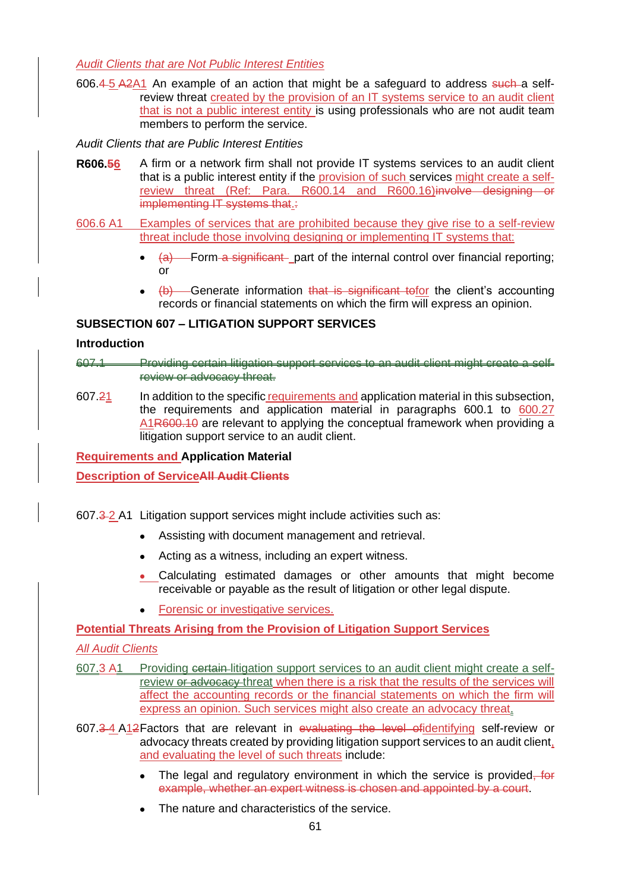*Audit Clients that are Not Public Interest Entities*

606.4 5 A2A1 An example of an action that might be a safeguard to address such a self-review threat created by the provision of an IT systems service to an audit client that is not a public interest entity is using professionals who are not audit team members to perform the service.

*Audit Clients that are Public Interest Entities*

**R606.56** A firm or a network firm shall not provide IT systems services to an audit client that is a public interest entity if the provision of such services might create a self-review threat (Ref: Para. R600.14 and R600.16)involve designing or implementing IT systems that.:

606.6 A1 Examples of services that are prohibited because they give rise to a self-review threat include those involving designing or implementing IT systems that:

- (a) Form a significant part of the internal control over financial reporting; or
- (b) Generate information that is significant tofor the client's accounting records or financial statements on which the firm will express an opinion.

## SUBSECTION 607 – LITIGATION SUPPORT SERVICES

### Introduction

~~607.1 Providing certain litigation support services to an audit client might create a self-review or advocacy threat.~~

607.21 In addition to the specific requirements and application material in this subsection, the requirements and application material in paragraphs 600.1 to 600.27 A1R600.10 are relevant to applying the conceptual framework when providing a litigation support service to an audit client.

### Requirements and Application Material

#### Description of ServiceAll Audit Clients

607.3 2 A1 Litigation support services might include activities such as:

- Assisting with document management and retrieval.
- Acting as a witness, including an expert witness.
- Calculating estimated damages or other amounts that might become receivable or payable as the result of litigation or other legal dispute.
- Forensic or investigative services.

#### Potential Threats Arising from the Provision of Litigation Support Services

*All Audit Clients*

607.3 A1 Providing certain litigation support services to an audit client might create a self-review or advocacy threat when there is a risk that the results of the services will affect the accounting records or the financial statements on which the firm will express an opinion. Such services might also create an advocacy threat.

607.3 4 A12 Factors that are relevant in evaluating the level ofidentifying self-review or advocacy threats created by providing litigation support services to an audit client, and evaluating the level of such threats include:

- The legal and regulatory environment in which the service is provided, for example, whether an expert witness is chosen and appointed by a court.
- The nature and characteristics of the service.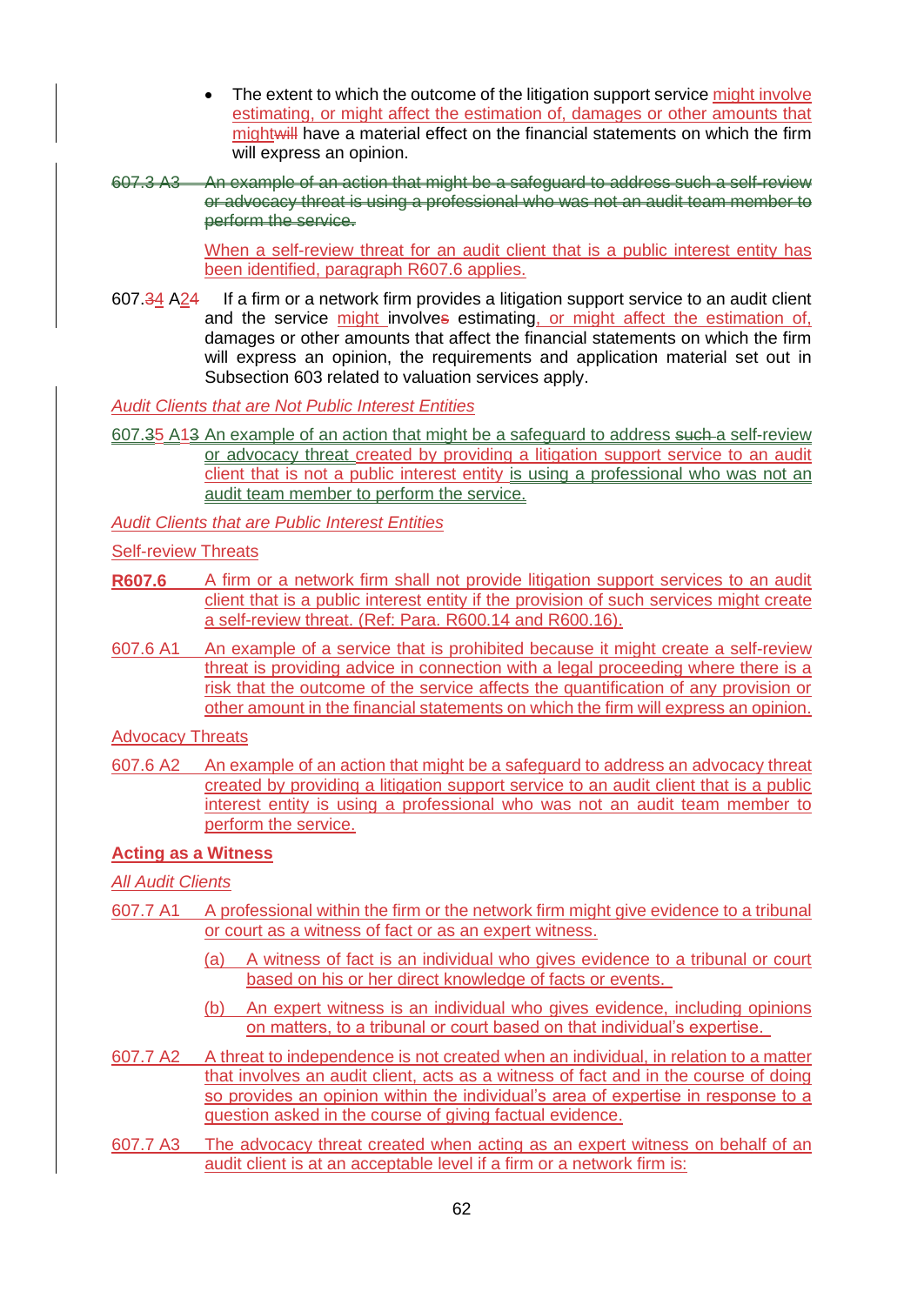- The extent to which the outcome of the litigation support service might involve estimating, or might affect the estimation of, damages or other amounts that mightwill have a material effect on the financial statements on which the firm will express an opinion.

~~607.3 A3 An example of an action that might be a safeguard to address such a self-review or advocacy threat is using a professional who was not an audit team member to perform the service.~~

When a self-review threat for an audit client that is a public interest entity has been identified, paragraph R607.6 applies.

607.34 A24 If a firm or a network firm provides a litigation support service to an audit client and the service might involves estimating, or might affect the estimation of, damages or other amounts that affect the financial statements on which the firm will express an opinion, the requirements and application material set out in Subsection 603 related to valuation services apply.

*Audit Clients that are Not Public Interest Entities*

607.35 A13 An example of an action that might be a safeguard to address such a self-review or advocacy threat created by providing a litigation support service to an audit client that is not a public interest entity is using a professional who was not an audit team member to perform the service.

*Audit Clients that are Public Interest Entities*

Self-review Threats

**R607.6** A firm or a network firm shall not provide litigation support services to an audit client that is a public interest entity if the provision of such services might create a self-review threat. (Ref: Para. R600.14 and R600.16).

607.6 A1 An example of a service that is prohibited because it might create a self-review threat is providing advice in connection with a legal proceeding where there is a risk that the outcome of the service affects the quantification of any provision or other amount in the financial statements on which the firm will express an opinion.

Advocacy Threats

607.6 A2 An example of an action that might be a safeguard to address an advocacy threat created by providing a litigation support service to an audit client that is a public interest entity is using a professional who was not an audit team member to perform the service.

**Acting as a Witness**

*All Audit Clients*

607.7 A1 A professional within the firm or the network firm might give evidence to a tribunal or court as a witness of fact or as an expert witness.

(a) A witness of fact is an individual who gives evidence to a tribunal or court based on his or her direct knowledge of facts or events.

(b) An expert witness is an individual who gives evidence, including opinions on matters, to a tribunal or court based on that individual's expertise.

607.7 A2 A threat to independence is not created when an individual, in relation to a matter that involves an audit client, acts as a witness of fact and in the course of doing so provides an opinion within the individual's area of expertise in response to a question asked in the course of giving factual evidence.

607.7 A3 The advocacy threat created when acting as an expert witness on behalf of an audit client is at an acceptable level if a firm or a network firm is: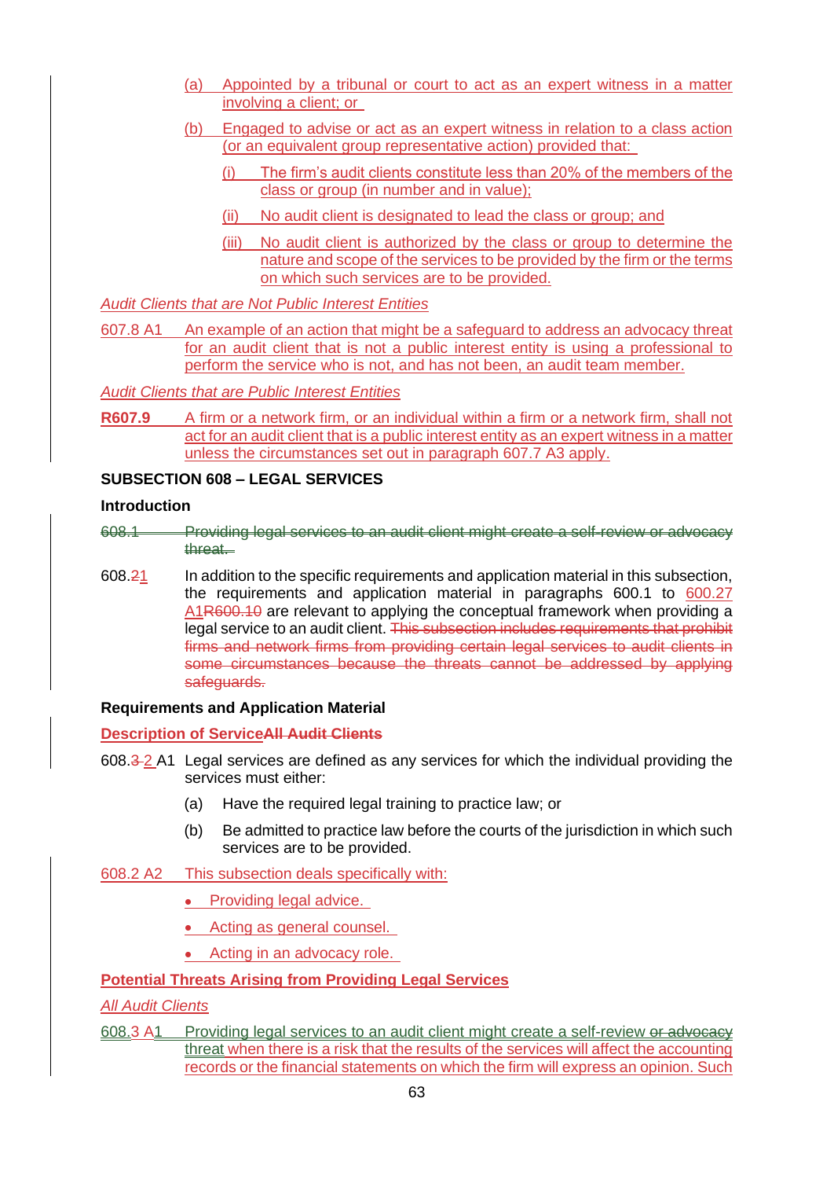(a) Appointed by a tribunal or court to act as an expert witness in a matter involving a client; or

(b) Engaged to advise or act as an expert witness in relation to a class action (or an equivalent group representative action) provided that:

(i) The firm's audit clients constitute less than 20% of the members of the class or group (in number and in value);

(ii) No audit client is designated to lead the class or group; and

(iii) No audit client is authorized by the class or group to determine the nature and scope of the services to be provided by the firm or the terms on which such services are to be provided.

*Audit Clients that are Not Public Interest Entities*

607.8 A1 An example of an action that might be a safeguard to address an advocacy threat for an audit client that is not a public interest entity is using a professional to perform the service who is not, and has not been, an audit team member.

*Audit Clients that are Public Interest Entities*

**R607.9** A firm or a network firm, or an individual within a firm or a network firm, shall not act for an audit client that is a public interest entity as an expert witness in a matter unless the circumstances set out in paragraph 607.7 A3 apply.

**SUBSECTION 608 – LEGAL SERVICES**

**Introduction**

~~608.1 Providing legal services to an audit client might create a self-review or advocacy threat.~~

608.~~2~~1 In addition to the specific requirements and application material in this subsection, the requirements and application material in paragraphs 600.1 to 600.27 A1~~R600.10~~ are relevant to applying the conceptual framework when providing a legal service to an audit client. ~~This subsection includes requirements that prohibit firms and network firms from providing certain legal services to audit clients in some circumstances because the threats cannot be addressed by applying safeguards.~~

**Requirements and Application Material**

**Description of Service~~All Audit Clients~~**

608.~~3~~ 2 A1 Legal services are defined as any services for which the individual providing the services must either:

(a) Have the required legal training to practice law; or

(b) Be admitted to practice law before the courts of the jurisdiction in which such services are to be provided.

608.2 A2 This subsection deals specifically with:

- Providing legal advice.
- Acting as general counsel.
- Acting in an advocacy role.

**Potential Threats Arising from Providing Legal Services**

*All Audit Clients*

608.3 A1 Providing legal services to an audit client might create a self-review ~~or advocacy~~ threat when there is a risk that the results of the services will affect the accounting records or the financial statements on which the firm will express an opinion. Such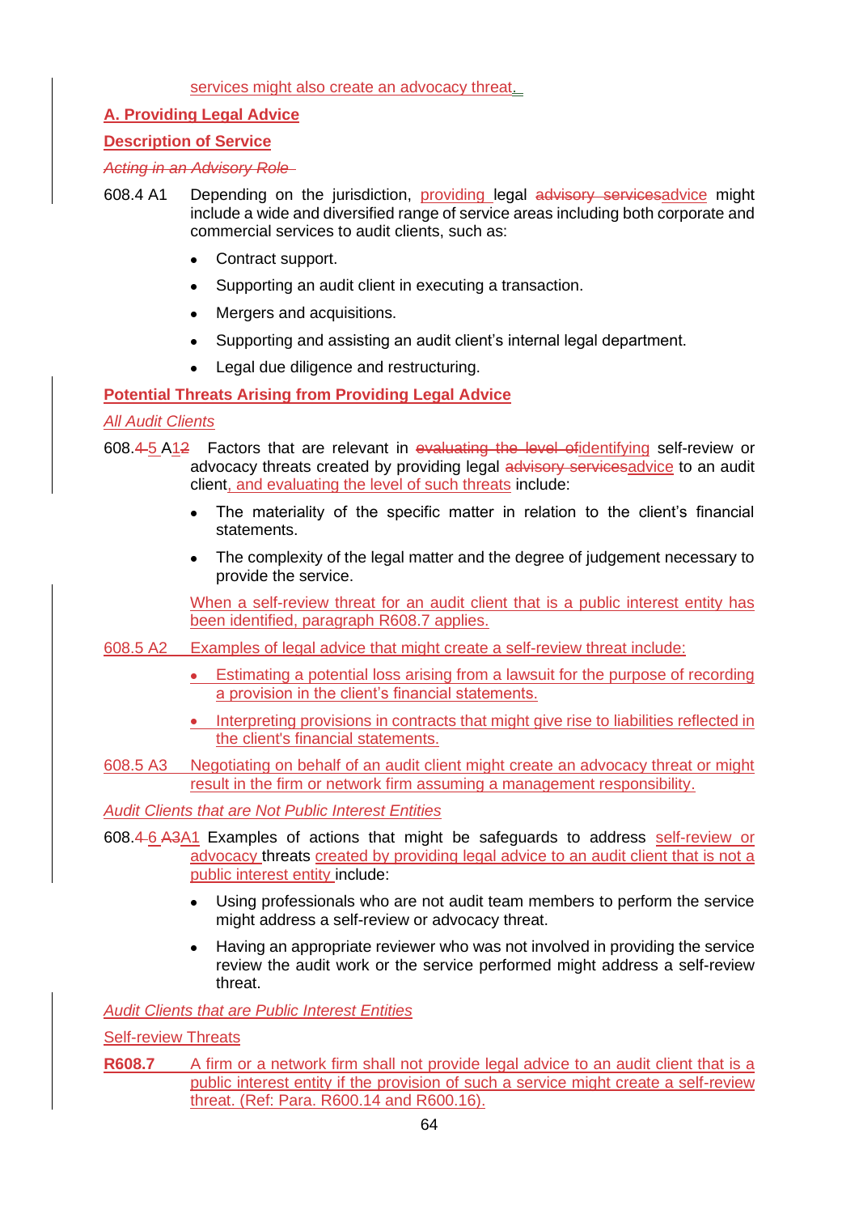services might also create an advocacy threat.

**A. Providing Legal Advice**

**Description of Service**

~~*Acting in an Advisory Role*~~

608.4 A1 Depending on the jurisdiction, providing legal ~~advisory services~~advice might include a wide and diversified range of service areas including both corporate and commercial services to audit clients, such as:

- Contract support.
- Supporting an audit client in executing a transaction.
- Mergers and acquisitions.
- Supporting and assisting an audit client's internal legal department.
- Legal due diligence and restructuring.

**Potential Threats Arising from Providing Legal Advice**

*All Audit Clients*

608.~~4~~5 A1~~2~~ Factors that are relevant in ~~evaluating the level of~~identifying self-review or advocacy threats created by providing legal ~~advisory services~~advice to an audit client, and evaluating the level of such threats include:

- The materiality of the specific matter in relation to the client's financial statements.
- The complexity of the legal matter and the degree of judgement necessary to provide the service.

When a self-review threat for an audit client that is a public interest entity has been identified, paragraph R608.7 applies.

608.5 A2 Examples of legal advice that might create a self-review threat include:

- Estimating a potential loss arising from a lawsuit for the purpose of recording a provision in the client's financial statements.
- Interpreting provisions in contracts that might give rise to liabilities reflected in the client's financial statements.

608.5 A3 Negotiating on behalf of an audit client might create an advocacy threat or might result in the firm or network firm assuming a management responsibility.

*Audit Clients that are Not Public Interest Entities*

608.~~4~~6 ~~A3~~A1 Examples of actions that might be safeguards to address self-review or advocacy threats created by providing legal advice to an audit client that is not a public interest entity include:

- Using professionals who are not audit team members to perform the service might address a self-review or advocacy threat.
- Having an appropriate reviewer who was not involved in providing the service review the audit work or the service performed might address a self-review threat.

*Audit Clients that are Public Interest Entities*

Self-review Threats

**R608.7** A firm or a network firm shall not provide legal advice to an audit client that is a public interest entity if the provision of such a service might create a self-review threat. (Ref: Para. R600.14 and R600.16).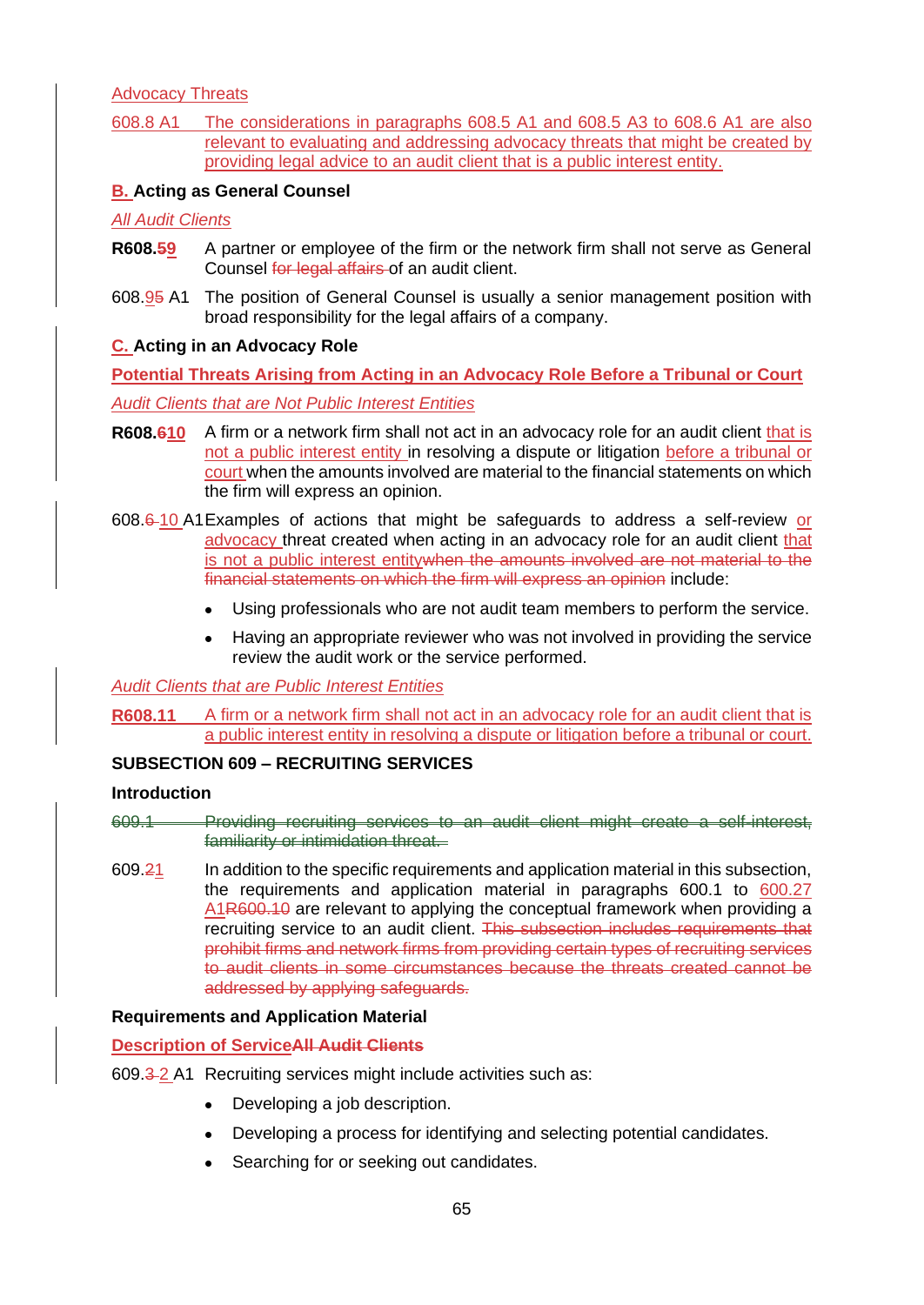*Advocacy Threats*

608.8 A1 The considerations in paragraphs 608.5 A1 and 608.5 A3 to 608.6 A1 are also relevant to evaluating and addressing advocacy threats that might be created by providing legal advice to an audit client that is a public interest entity.

### B. Acting as General Counsel

*All Audit Clients*

**R608.59** A partner or employee of the firm or the network firm shall not serve as General Counsel for legal affairs of an audit client.

608.95 A1 The position of General Counsel is usually a senior management position with broad responsibility for the legal affairs of a company.

### C. Acting in an Advocacy Role

**Potential Threats Arising from Acting in an Advocacy Role Before a Tribunal or Court**

*Audit Clients that are Not Public Interest Entities*

**R608.610** A firm or a network firm shall not act in an advocacy role for an audit client that is not a public interest entity in resolving a dispute or litigation before a tribunal or court when the amounts involved are material to the financial statements on which the firm will express an opinion.

608.6 10 A1 Examples of actions that might be safeguards to address a self-review or advocacy threat created when acting in an advocacy role for an audit client that is not a public interest entitywhen the amounts involved are not material to the financial statements on which the firm will express an opinion include:

- Using professionals who are not audit team members to perform the service.
- Having an appropriate reviewer who was not involved in providing the service review the audit work or the service performed.

*Audit Clients that are Public Interest Entities*

**R608.11** A firm or a network firm shall not act in an advocacy role for an audit client that is a public interest entity in resolving a dispute or litigation before a tribunal or court.

## SUBSECTION 609 – RECRUITING SERVICES

### Introduction

609.1 Providing recruiting services to an audit client might create a self-interest, familiarity or intimidation threat.

609.21 In addition to the specific requirements and application material in this subsection, the requirements and application material in paragraphs 600.1 to 600.27 A1R600.10 are relevant to applying the conceptual framework when providing a recruiting service to an audit client. This subsection includes requirements that prohibit firms and network firms from providing certain types of recruiting services to audit clients in some circumstances because the threats created cannot be addressed by applying safeguards.

### Requirements and Application Material

**Description of ServiceAll Audit Clients**

609.3 2 A1 Recruiting services might include activities such as:

- Developing a job description.
- Developing a process for identifying and selecting potential candidates.
- Searching for or seeking out candidates.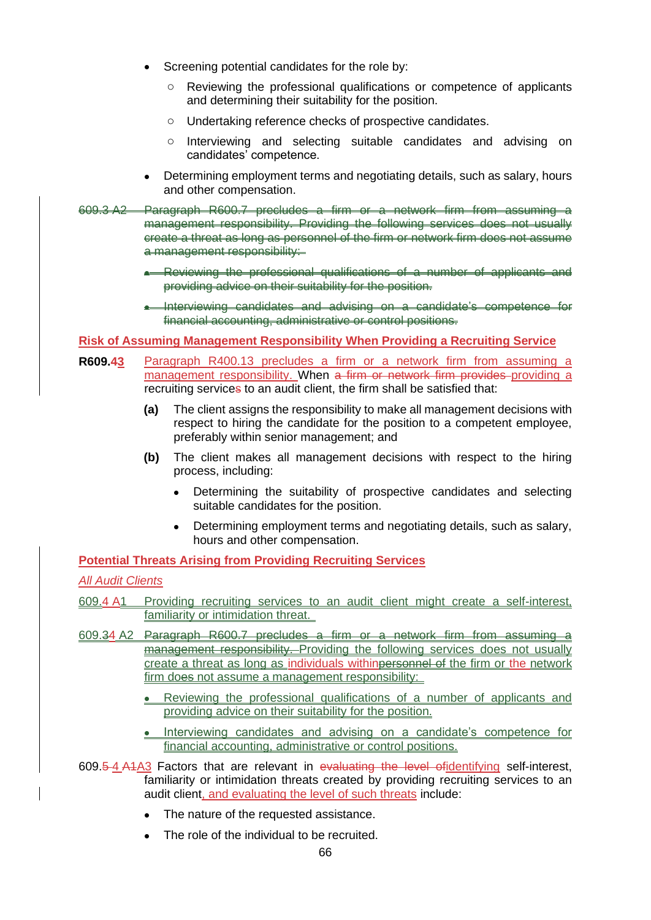- Screening potential candidates for the role by:
  - Reviewing the professional qualifications or competence of applicants and determining their suitability for the position.
  - Undertaking reference checks of prospective candidates.
  - Interviewing and selecting suitable candidates and advising on candidates' competence.
- Determining employment terms and negotiating details, such as salary, hours and other compensation.

~~609.3 A2 Paragraph R600.7 precludes a firm or a network firm from assuming a management responsibility. Providing the following services does not usually create a threat as long as personnel of the firm or network firm does not assume a management responsibility:~~

- ~~Reviewing the professional qualifications of a number of applicants and providing advice on their suitability for the position.~~
- ~~Interviewing candidates and advising on a candidate's competence for financial accounting, administrative or control positions.~~

## Risk of Assuming Management Responsibility When Providing a Recruiting Service

**R609.~~4~~3** Paragraph R400.13 precludes a firm or a network firm from assuming a management responsibility. When ~~a firm or network firm provides~~ providing a recruiting service~~s~~ to an audit client, the firm shall be satisfied that:

**(a)** The client assigns the responsibility to make all management decisions with respect to hiring the candidate for the position to a competent employee, preferably within senior management; and

**(b)** The client makes all management decisions with respect to the hiring process, including:

- Determining the suitability of prospective candidates and selecting suitable candidates for the position.
- Determining employment terms and negotiating details, such as salary, hours and other compensation.

## Potential Threats Arising from Providing Recruiting Services

*All Audit Clients*

609.4 A1 Providing recruiting services to an audit client might create a self-interest, familiarity or intimidation threat.

609.~~3~~4 A2 ~~Paragraph R600.7 precludes a firm or a network firm from assuming a management responsibility.~~ Providing the following services does not usually create a threat as long as individuals within~~personnel of~~ the firm or the network firm do~~es~~ not assume a management responsibility:

- Reviewing the professional qualifications of a number of applicants and providing advice on their suitability for the position.
- Interviewing candidates and advising on a candidate's competence for financial accounting, administrative or control positions.

609.~~5~~ 4 ~~A1~~A3 Factors that are relevant in ~~evaluating the level of~~identifying self-interest, familiarity or intimidation threats created by providing recruiting services to an audit client, and evaluating the level of such threats include:

- The nature of the requested assistance.
- The role of the individual to be recruited.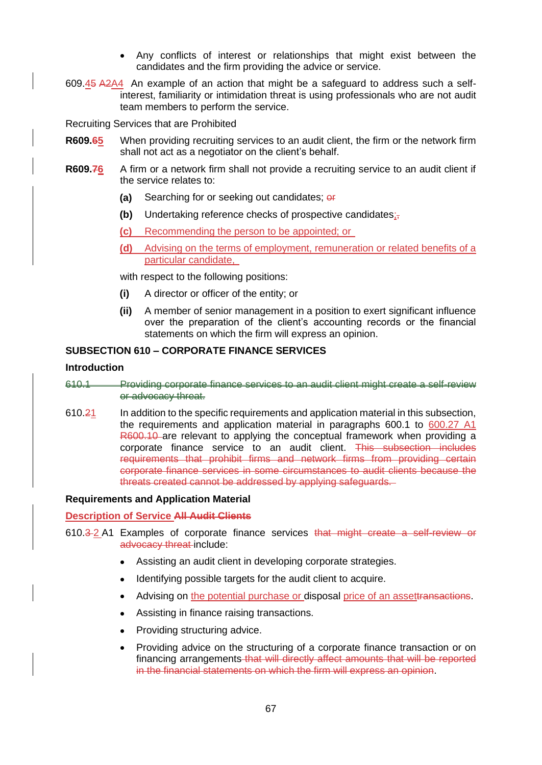- Any conflicts of interest or relationships that might exist between the candidates and the firm providing the advice or service.

609.45 A2A4 An example of an action that might be a safeguard to address such a self-interest, familiarity or intimidation threat is using professionals who are not audit team members to perform the service.

Recruiting Services that are Prohibited

**R609.65** When providing recruiting services to an audit client, the firm or the network firm shall not act as a negotiator on the client's behalf.

**R609.76** A firm or a network firm shall not provide a recruiting service to an audit client if the service relates to:

- **(a)** Searching for or seeking out candidates; or
- **(b)** Undertaking reference checks of prospective candidates;,
- **(c)** Recommending the person to be appointed; or
- **(d)** Advising on the terms of employment, remuneration or related benefits of a particular candidate,

with respect to the following positions:

- **(i)** A director or officer of the entity; or
- **(ii)** A member of senior management in a position to exert significant influence over the preparation of the client's accounting records or the financial statements on which the firm will express an opinion.

### SUBSECTION 610 – CORPORATE FINANCE SERVICES

#### Introduction

~~610.1 Providing corporate finance services to an audit client might create a self-review or advocacy threat.~~

610.21 In addition to the specific requirements and application material in this subsection, the requirements and application material in paragraphs 600.1 to 600.27 A1 R600.10 are relevant to applying the conceptual framework when providing a corporate finance service to an audit client. ~~This subsection includes requirements that prohibit firms and network firms from providing certain corporate finance services in some circumstances to audit clients because the threats created cannot be addressed by applying safeguards.~~

#### Requirements and Application Material

Description of Service ~~All Audit Clients~~

610.3 2 A1 Examples of corporate finance services ~~that might create a self-review or advocacy threat~~ include:

- Assisting an audit client in developing corporate strategies.
- Identifying possible targets for the audit client to acquire.
- Advising on the potential purchase or disposal price of an asset~~transactions~~.
- Assisting in finance raising transactions.
- Providing structuring advice.
- Providing advice on the structuring of a corporate finance transaction or on financing arrangements ~~that will directly affect amounts that will be reported in the financial statements on which the firm will express an opinion~~.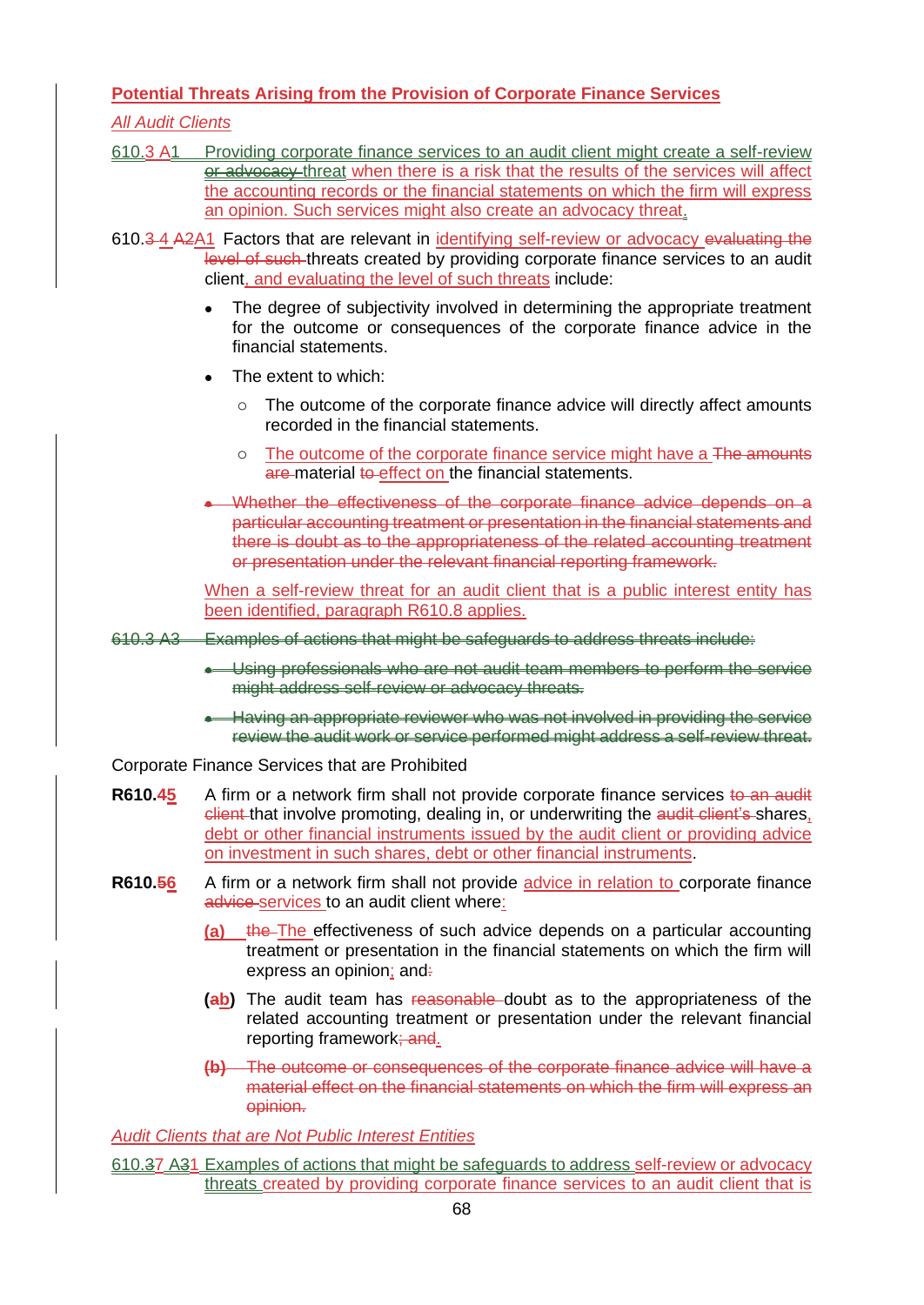**Potential Threats Arising from the Provision of Corporate Finance Services**

*All Audit Clients*

610.3 A1 Providing corporate finance services to an audit client might create a self-review ~~or advocacy~~ threat when there is a risk that the results of the services will affect the accounting records or the financial statements on which the firm will express an opinion. Such services might also create an advocacy threat.

610.~~3~~ 4 ~~A2~~A1 Factors that are relevant in identifying self-review or advocacy ~~evaluating the level of such~~ threats created by providing corporate finance services to an audit client, and evaluating the level of such threats include:

- The degree of subjectivity involved in determining the appropriate treatment for the outcome or consequences of the corporate finance advice in the financial statements.
- The extent to which:
  - The outcome of the corporate finance advice will directly affect amounts recorded in the financial statements.
  - The outcome of the corporate finance service might have a ~~The amounts are~~ material ~~to~~effect on the financial statements.
- ~~Whether the effectiveness of the corporate finance advice depends on a particular accounting treatment or presentation in the financial statements and there is doubt as to the appropriateness of the related accounting treatment or presentation under the relevant financial reporting framework.~~

When a self-review threat for an audit client that is a public interest entity has been identified, paragraph R610.8 applies.

~~610.3 A3 Examples of actions that might be safeguards to address threats include:~~

- ~~Using professionals who are not audit team members to perform the service might address self-review or advocacy threats.~~
- ~~Having an appropriate reviewer who was not involved in providing the service review the audit work or service performed might address a self-review threat.~~

Corporate Finance Services that are Prohibited

**R610.~~4~~5** A firm or a network firm shall not provide corporate finance services ~~to an audit client~~ that involve promoting, dealing in, or underwriting the ~~audit client's~~ shares, debt or other financial instruments issued by the audit client or providing advice on investment in such shares, debt or other financial instruments.

**R610.~~5~~6** A firm or a network firm shall not provide advice in relation to corporate finance ~~advice~~ services to an audit client where:

(a) ~~the~~ The effectiveness of such advice depends on a particular accounting treatment or presentation in the financial statements on which the firm will express an opinion; and~~:~~

(~~a~~b) The audit team has ~~reasonable~~ doubt as to the appropriateness of the related accounting treatment or presentation under the relevant financial reporting framework~~; and~~.

~~(b) The outcome or consequences of the corporate finance advice will have a material effect on the financial statements on which the firm will express an opinion.~~

*Audit Clients that are Not Public Interest Entities*

610.~~3~~7 A~~3~~1 Examples of actions that might be safeguards to address self-review or advocacy threats created by providing corporate finance services to an audit client that is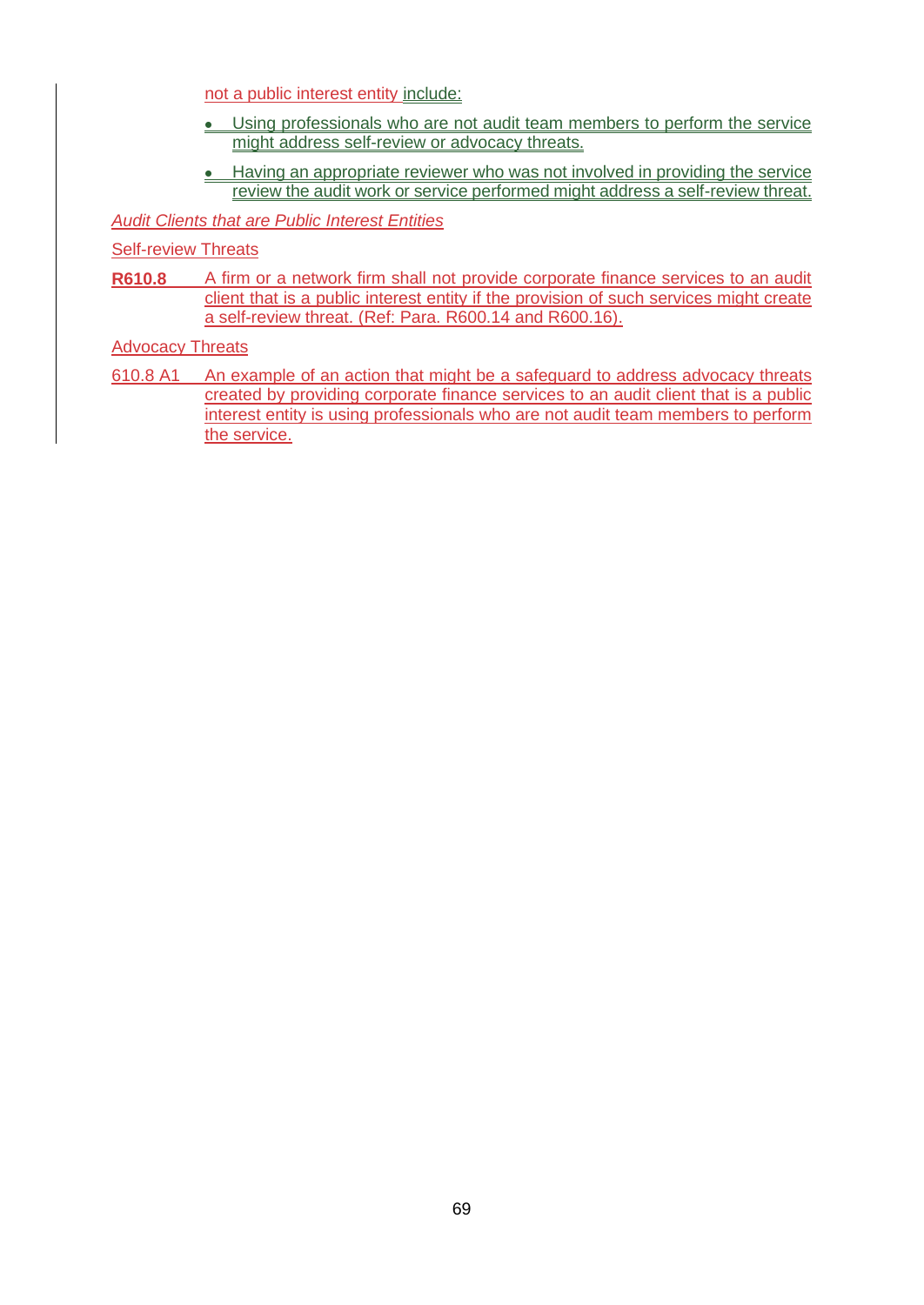not a public interest entity include:

- Using professionals who are not audit team members to perform the service might address self-review or advocacy threats.
- Having an appropriate reviewer who was not involved in providing the service review the audit work or service performed might address a self-review threat.

*Audit Clients that are Public Interest Entities*

Self-review Threats

**R610.8** A firm or a network firm shall not provide corporate finance services to an audit client that is a public interest entity if the provision of such services might create a self-review threat. (Ref: Para. R600.14 and R600.16).

Advocacy Threats

610.8 A1 An example of an action that might be a safeguard to address advocacy threats created by providing corporate finance services to an audit client that is a public interest entity is using professionals who are not audit team members to perform the service.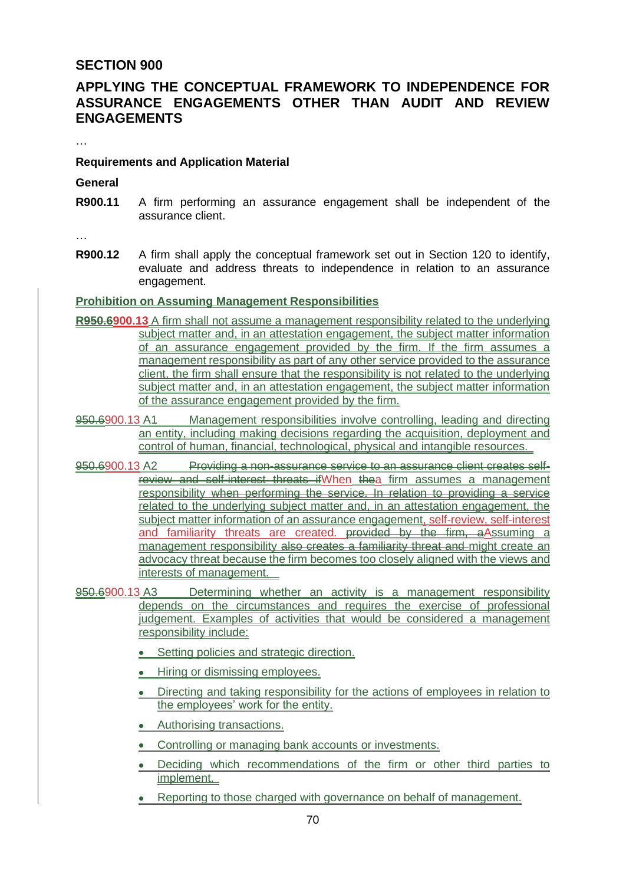## SECTION 900

## APPLYING THE CONCEPTUAL FRAMEWORK TO INDEPENDENCE FOR ASSURANCE ENGAGEMENTS OTHER THAN AUDIT AND REVIEW ENGAGEMENTS

…

### Requirements and Application Material

#### General

**R900.11** A firm performing an assurance engagement shall be independent of the assurance client.

…

**R900.12** A firm shall apply the conceptual framework set out in Section 120 to identify, evaluate and address threats to independence in relation to an assurance engagement.

#### Prohibition on Assuming Management Responsibilities

**~~R950.6~~900.13** A firm shall not assume a management responsibility related to the underlying subject matter and, in an attestation engagement, the subject matter information of an assurance engagement provided by the firm. If the firm assumes a management responsibility as part of any other service provided to the assurance client, the firm shall ensure that the responsibility is not related to the underlying subject matter and, in an attestation engagement, the subject matter information of the assurance engagement provided by the firm.

~~950.6~~900.13 A1 Management responsibilities involve controlling, leading and directing an entity, including making decisions regarding the acquisition, deployment and control of human, financial, technological, physical and intangible resources.

~~950.6~~900.13 A2 ~~Providing a non-assurance service to an assurance client creates self-review and self-interest threats if~~When ~~the~~a firm assumes a management responsibility ~~when performing the service. In relation to providing a service~~ related to the underlying subject matter and, in an attestation engagement, the subject matter information of an assurance engagement, self-review, self-interest and familiarity threats are created. ~~provided by the firm, a~~Assuming a management responsibility ~~also creates a familiarity threat and~~ might create an advocacy threat because the firm becomes too closely aligned with the views and interests of management.

~~950.6~~900.13 A3 Determining whether an activity is a management responsibility depends on the circumstances and requires the exercise of professional judgement. Examples of activities that would be considered a management responsibility include:

- Setting policies and strategic direction.
- Hiring or dismissing employees.
- Directing and taking responsibility for the actions of employees in relation to the employees' work for the entity.
- Authorising transactions.
- Controlling or managing bank accounts or investments.
- Deciding which recommendations of the firm or other third parties to implement.
- Reporting to those charged with governance on behalf of management.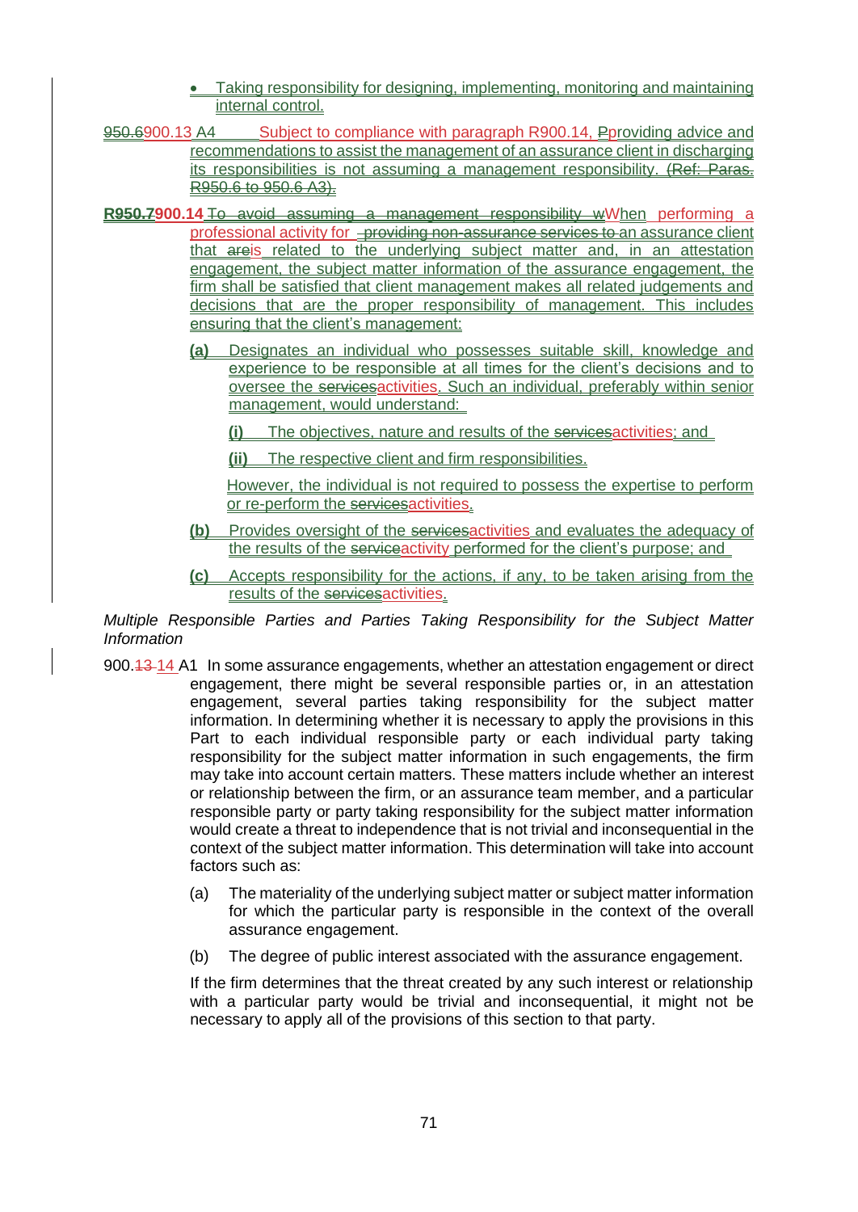- Taking responsibility for designing, implementing, monitoring and maintaining internal control.

~~950.6~~900.13 A4 Subject to compliance with paragraph R900.14, ~~P~~providing advice and recommendations to assist the management of an assurance client in discharging its responsibilities is not assuming a management responsibility. ~~(Ref: Paras. R950.6 to 950.6 A3).~~

**~~R950.7~~900.14** ~~To avoid assuming a management responsibility w~~When performing a professional activity for ~~providing non-assurance services to~~ an assurance client that ~~are~~is related to the underlying subject matter and, in an attestation engagement, the subject matter information of the assurance engagement, the firm shall be satisfied that client management makes all related judgements and decisions that are the proper responsibility of management. This includes ensuring that the client's management:

**(a)** Designates an individual who possesses suitable skill, knowledge and experience to be responsible at all times for the client's decisions and to oversee the ~~services~~activities. Such an individual, preferably within senior management, would understand:

**(i)** The objectives, nature and results of the ~~services~~activities; and

**(ii)** The respective client and firm responsibilities.

However, the individual is not required to possess the expertise to perform or re-perform the ~~services~~activities.

**(b)** Provides oversight of the ~~services~~activities and evaluates the adequacy of the results of the ~~service~~activity performed for the client's purpose; and

**(c)** Accepts responsibility for the actions, if any, to be taken arising from the results of the ~~services~~activities.

*Multiple Responsible Parties and Parties Taking Responsibility for the Subject Matter Information*

900.~~13~~ 14 A1 In some assurance engagements, whether an attestation engagement or direct engagement, there might be several responsible parties or, in an attestation engagement, several parties taking responsibility for the subject matter information. In determining whether it is necessary to apply the provisions in this Part to each individual responsible party or each individual party taking responsibility for the subject matter information in such engagements, the firm may take into account certain matters. These matters include whether an interest or relationship between the firm, or an assurance team member, and a particular responsible party or party taking responsibility for the subject matter information would create a threat to independence that is not trivial and inconsequential in the context of the subject matter information. This determination will take into account factors such as:

(a) The materiality of the underlying subject matter or subject matter information for which the particular party is responsible in the context of the overall assurance engagement.

(b) The degree of public interest associated with the assurance engagement.

If the firm determines that the threat created by any such interest or relationship with a particular party would be trivial and inconsequential, it might not be necessary to apply all of the provisions of this section to that party.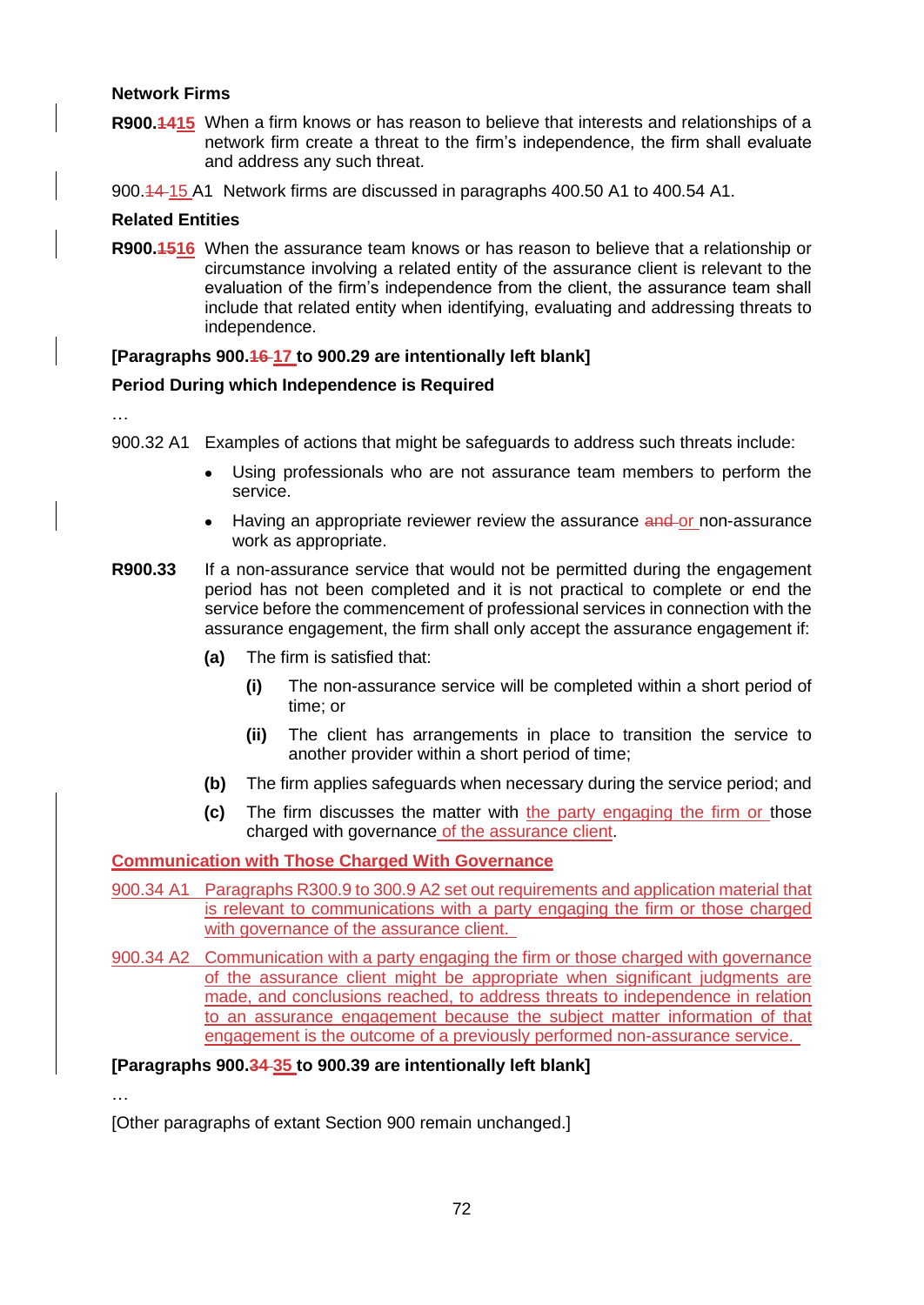**Network Firms**

**R900.~~14~~15** When a firm knows or has reason to believe that interests and relationships of a network firm create a threat to the firm's independence, the firm shall evaluate and address any such threat.

900.~~14~~ 15 A1 Network firms are discussed in paragraphs 400.50 A1 to 400.54 A1.

**Related Entities**

**R900.~~15~~16** When the assurance team knows or has reason to believe that a relationship or circumstance involving a related entity of the assurance client is relevant to the evaluation of the firm's independence from the client, the assurance team shall include that related entity when identifying, evaluating and addressing threats to independence.

**[Paragraphs 900.~~16~~ 17 to 900.29 are intentionally left blank]**

**Period During which Independence is Required**

…

900.32 A1 Examples of actions that might be safeguards to address such threats include:

- Using professionals who are not assurance team members to perform the service.
- Having an appropriate reviewer review the assurance ~~and~~ or non-assurance work as appropriate.

**R900.33** If a non-assurance service that would not be permitted during the engagement period has not been completed and it is not practical to complete or end the service before the commencement of professional services in connection with the assurance engagement, the firm shall only accept the assurance engagement if:

**(a)** The firm is satisfied that:

**(i)** The non-assurance service will be completed within a short period of time; or

**(ii)** The client has arrangements in place to transition the service to another provider within a short period of time;

**(b)** The firm applies safeguards when necessary during the service period; and

**(c)** The firm discusses the matter with the party engaging the firm or those charged with governance of the assurance client.

**Communication with Those Charged With Governance**

900.34 A1 Paragraphs R300.9 to 300.9 A2 set out requirements and application material that is relevant to communications with a party engaging the firm or those charged with governance of the assurance client.

900.34 A2 Communication with a party engaging the firm or those charged with governance of the assurance client might be appropriate when significant judgments are made, and conclusions reached, to address threats to independence in relation to an assurance engagement because the subject matter information of that engagement is the outcome of a previously performed non-assurance service.

**[Paragraphs 900.~~34~~ 35 to 900.39 are intentionally left blank]**

…

[Other paragraphs of extant Section 900 remain unchanged.]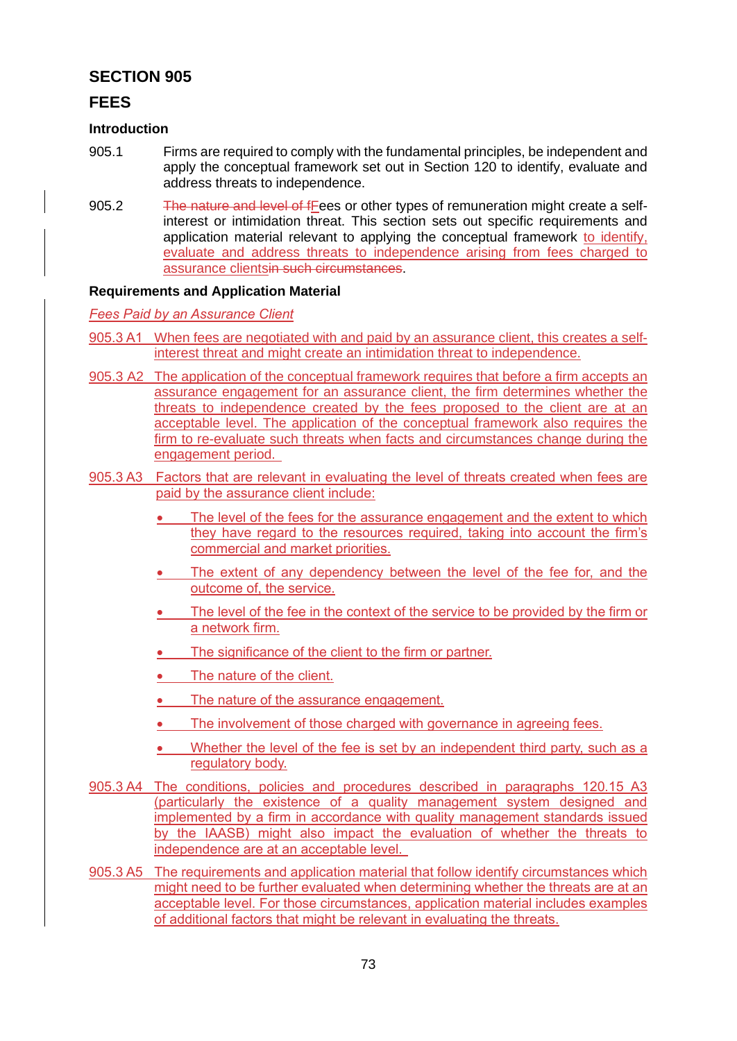# SECTION 905

# FEES

### Introduction

905.1 Firms are required to comply with the fundamental principles, be independent and apply the conceptual framework set out in Section 120 to identify, evaluate and address threats to independence.

905.2 ~~The nature and level of f~~Fees or other types of remuneration might create a self-interest or intimidation threat. This section sets out specific requirements and application material relevant to applying the conceptual framework to identify, evaluate and address threats to independence arising from fees charged to assurance clients~~in such circumstances~~.

### Requirements and Application Material

*Fees Paid by an Assurance Client*

905.3 A1 When fees are negotiated with and paid by an assurance client, this creates a self-interest threat and might create an intimidation threat to independence.

905.3 A2 The application of the conceptual framework requires that before a firm accepts an assurance engagement for an assurance client, the firm determines whether the threats to independence created by the fees proposed to the client are at an acceptable level. The application of the conceptual framework also requires the firm to re-evaluate such threats when facts and circumstances change during the engagement period.

905.3 A3 Factors that are relevant in evaluating the level of threats created when fees are paid by the assurance client include:

- The level of the fees for the assurance engagement and the extent to which they have regard to the resources required, taking into account the firm's commercial and market priorities.
- The extent of any dependency between the level of the fee for, and the outcome of, the service.
- The level of the fee in the context of the service to be provided by the firm or a network firm.
- The significance of the client to the firm or partner.
- The nature of the client.
- The nature of the assurance engagement.
- The involvement of those charged with governance in agreeing fees.
- Whether the level of the fee is set by an independent third party, such as a regulatory body.

905.3 A4 The conditions, policies and procedures described in paragraphs 120.15 A3 (particularly the existence of a quality management system designed and implemented by a firm in accordance with quality management standards issued by the IAASB) might also impact the evaluation of whether the threats to independence are at an acceptable level.

905.3 A5 The requirements and application material that follow identify circumstances which might need to be further evaluated when determining whether the threats are at an acceptable level. For those circumstances, application material includes examples of additional factors that might be relevant in evaluating the threats.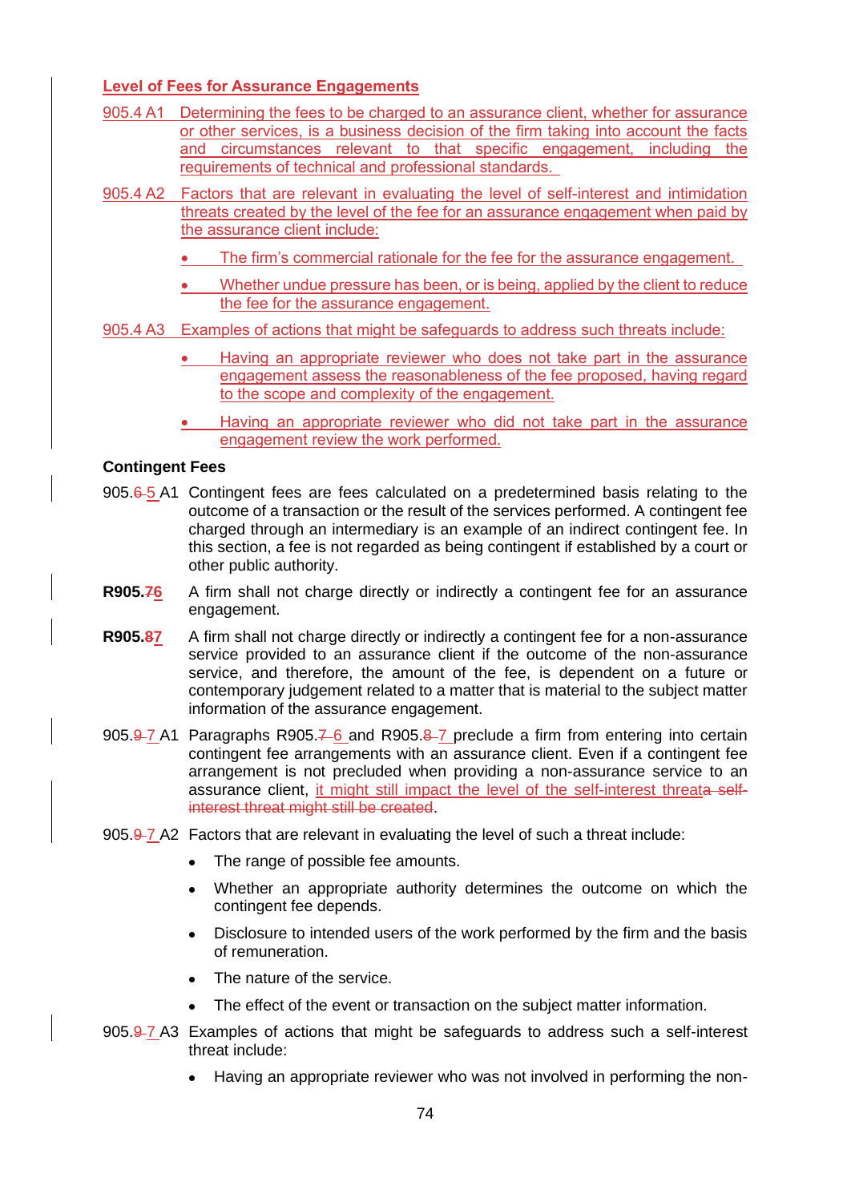### Level of Fees for Assurance Engagements

905.4 A1 Determining the fees to be charged to an assurance client, whether for assurance or other services, is a business decision of the firm taking into account the facts and circumstances relevant to that specific engagement, including the requirements of technical and professional standards.

905.4 A2 Factors that are relevant in evaluating the level of self-interest and intimidation threats created by the level of the fee for an assurance engagement when paid by the assurance client include:

- The firm's commercial rationale for the fee for the assurance engagement.
- Whether undue pressure has been, or is being, applied by the client to reduce the fee for the assurance engagement.

905.4 A3 Examples of actions that might be safeguards to address such threats include:

- Having an appropriate reviewer who does not take part in the assurance engagement assess the reasonableness of the fee proposed, having regard to the scope and complexity of the engagement.
- Having an appropriate reviewer who did not take part in the assurance engagement review the work performed.

**Contingent Fees**

905.~~6~~ 5 A1 Contingent fees are fees calculated on a predetermined basis relating to the outcome of a transaction or the result of the services performed. A contingent fee charged through an intermediary is an example of an indirect contingent fee. In this section, a fee is not regarded as being contingent if established by a court or other public authority.

**R905.~~7~~6** A firm shall not charge directly or indirectly a contingent fee for an assurance engagement.

**R905.~~8~~7** A firm shall not charge directly or indirectly a contingent fee for a non-assurance service provided to an assurance client if the outcome of the non-assurance service, and therefore, the amount of the fee, is dependent on a future or contemporary judgement related to a matter that is material to the subject matter information of the assurance engagement.

905.~~9~~ 7 A1 Paragraphs R905.~~7~~ 6 and R905.~~8~~ 7 preclude a firm from entering into certain contingent fee arrangements with an assurance client. Even if a contingent fee arrangement is not precluded when providing a non-assurance service to an assurance client, it might still impact the level of the self-interest threat~~a self-interest threat might still be created~~.

905.~~9~~ 7 A2 Factors that are relevant in evaluating the level of such a threat include:

- The range of possible fee amounts.
- Whether an appropriate authority determines the outcome on which the contingent fee depends.
- Disclosure to intended users of the work performed by the firm and the basis of remuneration.
- The nature of the service.
- The effect of the event or transaction on the subject matter information.

905.~~9~~ 7 A3 Examples of actions that might be safeguards to address such a self-interest threat include:

- Having an appropriate reviewer who was not involved in performing the non-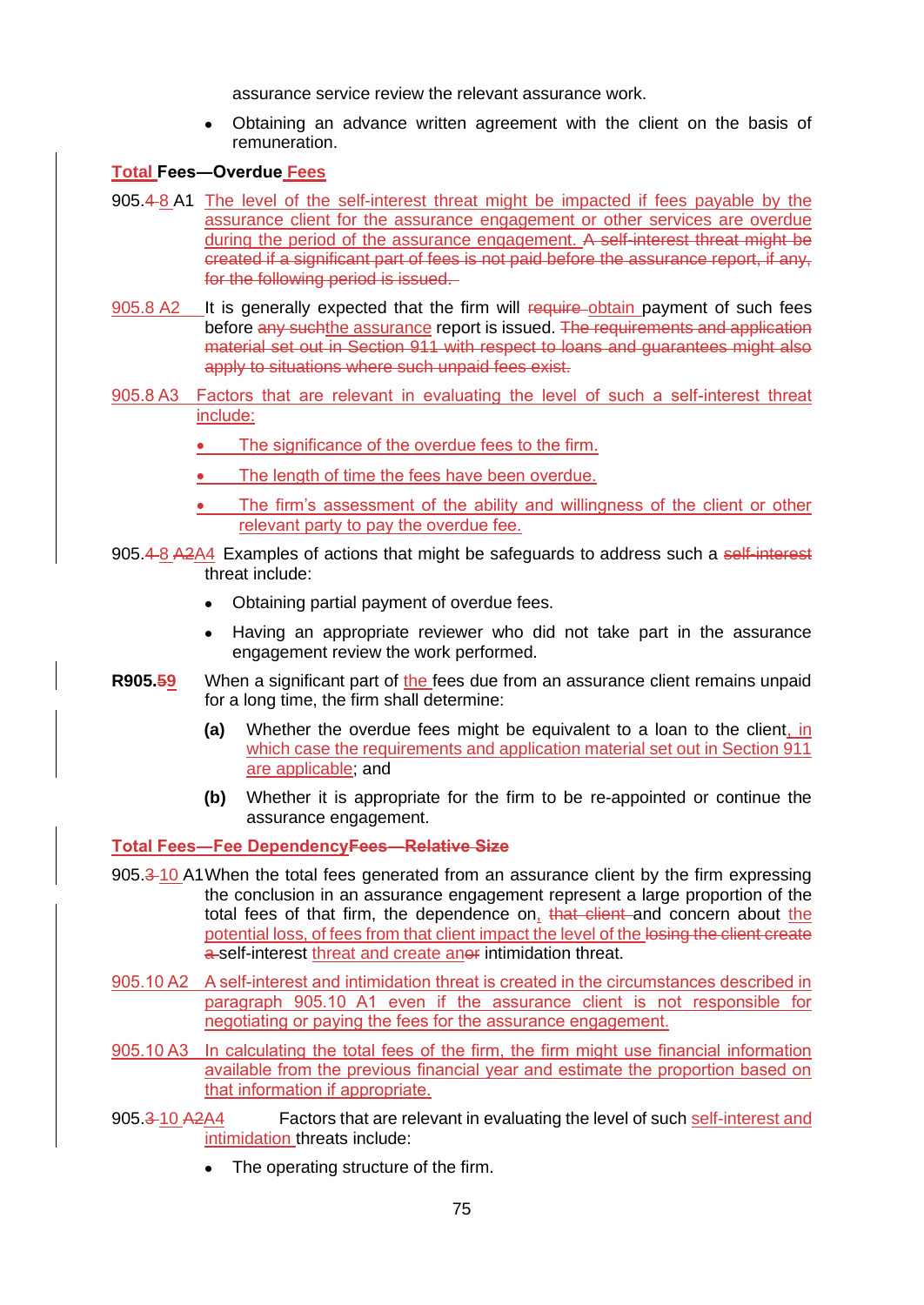assurance service review the relevant assurance work.

- Obtaining an advance written agreement with the client on the basis of remuneration.

**Total Fees—Overdue Fees**

905.4 8 A1 The level of the self-interest threat might be impacted if fees payable by the assurance client for the assurance engagement or other services are overdue during the period of the assurance engagement. A self-interest threat might be created if a significant part of fees is not paid before the assurance report, if any, for the following period is issued.

905.8 A2 It is generally expected that the firm will require obtain payment of such fees before any suchthe assurance report is issued. The requirements and application material set out in Section 911 with respect to loans and guarantees might also apply to situations where such unpaid fees exist.

905.8 A3 Factors that are relevant in evaluating the level of such a self-interest threat include:

- The significance of the overdue fees to the firm.
- The length of time the fees have been overdue.
- The firm's assessment of the ability and willingness of the client or other relevant party to pay the overdue fee.

905.4 8 A2A4 Examples of actions that might be safeguards to address such a self-interest threat include:

- Obtaining partial payment of overdue fees.
- Having an appropriate reviewer who did not take part in the assurance engagement review the work performed.

**R905.59** When a significant part of the fees due from an assurance client remains unpaid for a long time, the firm shall determine:

**(a)** Whether the overdue fees might be equivalent to a loan to the client, in which case the requirements and application material set out in Section 911 are applicable; and

**(b)** Whether it is appropriate for the firm to be re-appointed or continue the assurance engagement.

**Total Fees—Fee DependencyFees—Relative Size**

905.3 10 A1 When the total fees generated from an assurance client by the firm expressing the conclusion in an assurance engagement represent a large proportion of the total fees of that firm, the dependence on, that client and concern about the potential loss, of fees from that client impact the level of the losing the client create a self-interest threat and create anor intimidation threat.

905.10 A2 A self-interest and intimidation threat is created in the circumstances described in paragraph 905.10 A1 even if the assurance client is not responsible for negotiating or paying the fees for the assurance engagement.

905.10 A3 In calculating the total fees of the firm, the firm might use financial information available from the previous financial year and estimate the proportion based on that information if appropriate.

905.3 10 A2A4 Factors that are relevant in evaluating the level of such self-interest and intimidation threats include:

- The operating structure of the firm.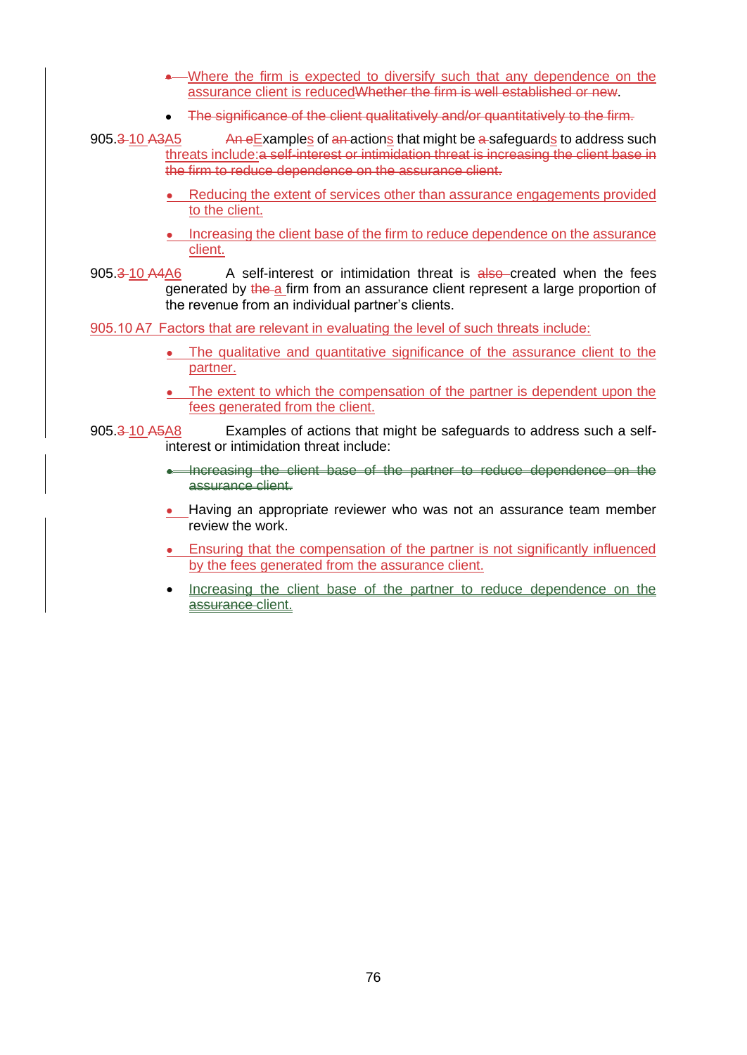- Where the firm is expected to diversify such that any dependence on the assurance client is reducedWhether the firm is well established or new.
- The significance of the client qualitatively and/or quantitatively to the firm.

905.3 10 A3A5 An eExamples of an actions that might be a safeguards to address such threats include:a self-interest or intimidation threat is increasing the client base in the firm to reduce dependence on the assurance client.

- Reducing the extent of services other than assurance engagements provided to the client.
- Increasing the client base of the firm to reduce dependence on the assurance client.

905.3 10 A4A6 A self-interest or intimidation threat is also created when the fees generated by the a firm from an assurance client represent a large proportion of the revenue from an individual partner's clients.

905.10 A7 Factors that are relevant in evaluating the level of such threats include:

- The qualitative and quantitative significance of the assurance client to the partner.
- The extent to which the compensation of the partner is dependent upon the fees generated from the client.

905.3 10 A5A8 Examples of actions that might be safeguards to address such a self-interest or intimidation threat include:

- Increasing the client base of the partner to reduce dependence on the assurance client.
- Having an appropriate reviewer who was not an assurance team member review the work.
- Ensuring that the compensation of the partner is not significantly influenced by the fees generated from the assurance client.
- Increasing the client base of the partner to reduce dependence on the assurance client.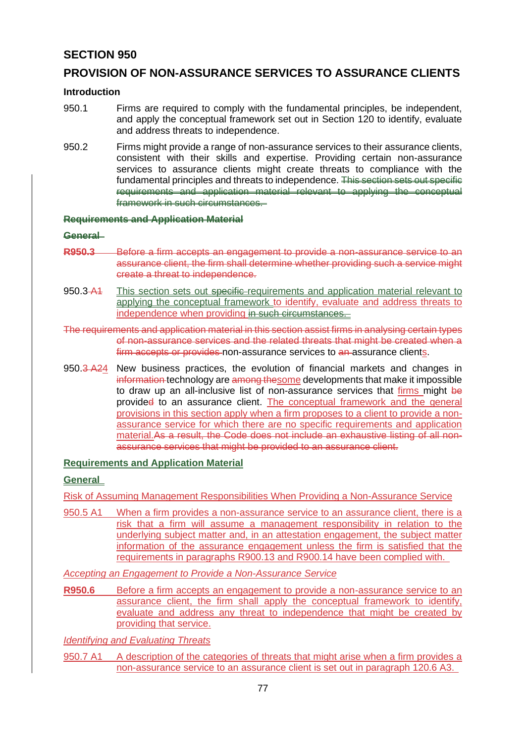## SECTION 950

## PROVISION OF NON-ASSURANCE SERVICES TO ASSURANCE CLIENTS

### Introduction

950.1 Firms are required to comply with the fundamental principles, be independent, and apply the conceptual framework set out in Section 120 to identify, evaluate and address threats to independence.

950.2 Firms might provide a range of non-assurance services to their assurance clients, consistent with their skills and expertise. Providing certain non-assurance services to assurance clients might create threats to compliance with the fundamental principles and threats to independence. ~~This section sets out specific requirements and application material relevant to applying the conceptual framework in such circumstances.~~

~~**Requirements and Application Material**~~

~~**General**~~

~~**R950.3** Before a firm accepts an engagement to provide a non-assurance service to an assurance client, the firm shall determine whether providing such a service might create a threat to independence.~~

950.3 ~~A1~~ This section sets out ~~specific~~ requirements and application material relevant to applying the conceptual framework to identify, evaluate and address threats to independence when providing ~~in such circumstances.~~

~~The requirements and application material in this section assist firms in analysing certain types of non-assurance services and the related threats that might be created when a firm accepts or provides~~ non-assurance services to ~~an~~ assurance clients.

950.~~3 A2~~4 New business practices, the evolution of financial markets and changes in ~~information~~ technology are ~~among the~~some developments that make it impossible to draw up an all-inclusive list of non-assurance services that firms might ~~be~~ provide~~d~~ to an assurance client. The conceptual framework and the general provisions in this section apply when a firm proposes to a client to provide a non-assurance service for which there are no specific requirements and application material.~~As a result, the Code does not include an exhaustive listing of all non-assurance services that might be provided to an assurance client.~~

### Requirements and Application Material

#### General

Risk of Assuming Management Responsibilities When Providing a Non-Assurance Service

950.5 A1 When a firm provides a non-assurance service to an assurance client, there is a risk that a firm will assume a management responsibility in relation to the underlying subject matter and, in an attestation engagement, the subject matter information of the assurance engagement unless the firm is satisfied that the requirements in paragraphs R900.13 and R900.14 have been complied with.

*Accepting an Engagement to Provide a Non-Assurance Service*

**R950.6** Before a firm accepts an engagement to provide a non-assurance service to an assurance client, the firm shall apply the conceptual framework to identify, evaluate and address any threat to independence that might be created by providing that service.

*Identifying and Evaluating Threats*

950.7 A1 A description of the categories of threats that might arise when a firm provides a non-assurance service to an assurance client is set out in paragraph 120.6 A3.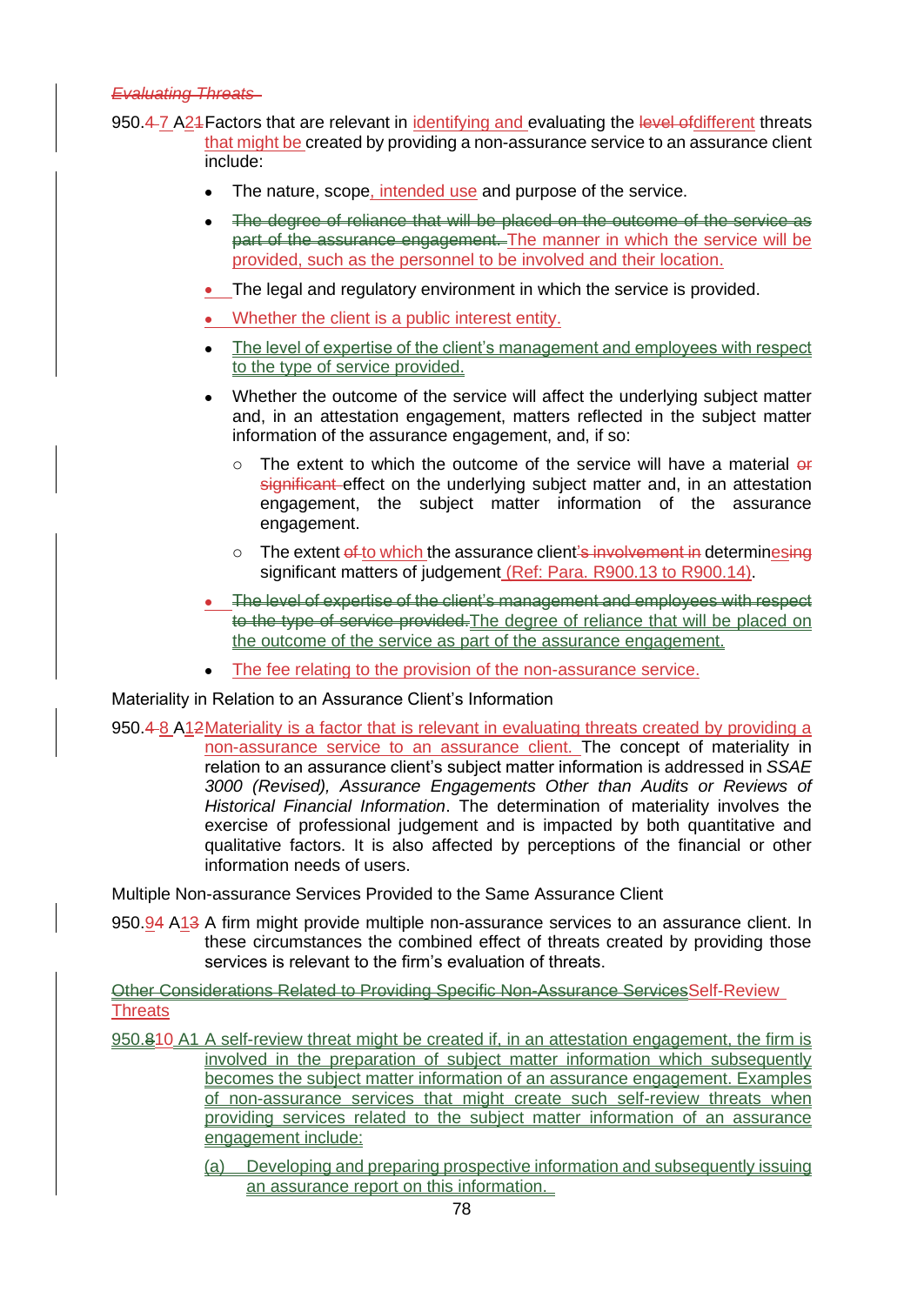*Evaluating Threats*

950.4 7 A21 Factors that are relevant in identifying and evaluating the level of different threats that might be created by providing a non-assurance service to an assurance client include:

- The nature, scope, intended use and purpose of the service.
- ~~The degree of reliance that will be placed on the outcome of the service as part of the assurance engagement.~~ The manner in which the service will be provided, such as the personnel to be involved and their location.
- The legal and regulatory environment in which the service is provided.
- Whether the client is a public interest entity.
- The level of expertise of the client's management and employees with respect to the type of service provided.
- Whether the outcome of the service will affect the underlying subject matter and, in an attestation engagement, matters reflected in the subject matter information of the assurance engagement, and, if so:
  - The extent to which the outcome of the service will have a material ~~or significant~~ effect on the underlying subject matter and, in an attestation engagement, the subject matter information of the assurance engagement.
  - The extent ~~of~~ to which the assurance client~~'s involvement in~~ determines~~ing~~ significant matters of judgement (Ref: Para. R900.13 to R900.14).
- ~~The level of expertise of the client's management and employees with respect to the type of service provided.~~ The degree of reliance that will be placed on the outcome of the service as part of the assurance engagement.
- The fee relating to the provision of the non-assurance service.

Materiality in Relation to an Assurance Client's Information

950.4 8 A12 Materiality is a factor that is relevant in evaluating threats created by providing a non-assurance service to an assurance client. The concept of materiality in relation to an assurance client's subject matter information is addressed in *SSAE 3000 (Revised), Assurance Engagements Other than Audits or Reviews of Historical Financial Information*. The determination of materiality involves the exercise of professional judgement and is impacted by both quantitative and qualitative factors. It is also affected by perceptions of the financial or other information needs of users.

Multiple Non-assurance Services Provided to the Same Assurance Client

950.94 A13 A firm might provide multiple non-assurance services to an assurance client. In these circumstances the combined effect of threats created by providing those services is relevant to the firm's evaluation of threats.

~~Other Considerations Related to Providing Specific Non-Assurance Services~~ Self-Review Threats

950.810 A1 A self-review threat might be created if, in an attestation engagement, the firm is involved in the preparation of subject matter information which subsequently becomes the subject matter information of an assurance engagement. Examples of non-assurance services that might create such self-review threats when providing services related to the subject matter information of an assurance engagement include:

(a) Developing and preparing prospective information and subsequently issuing an assurance report on this information.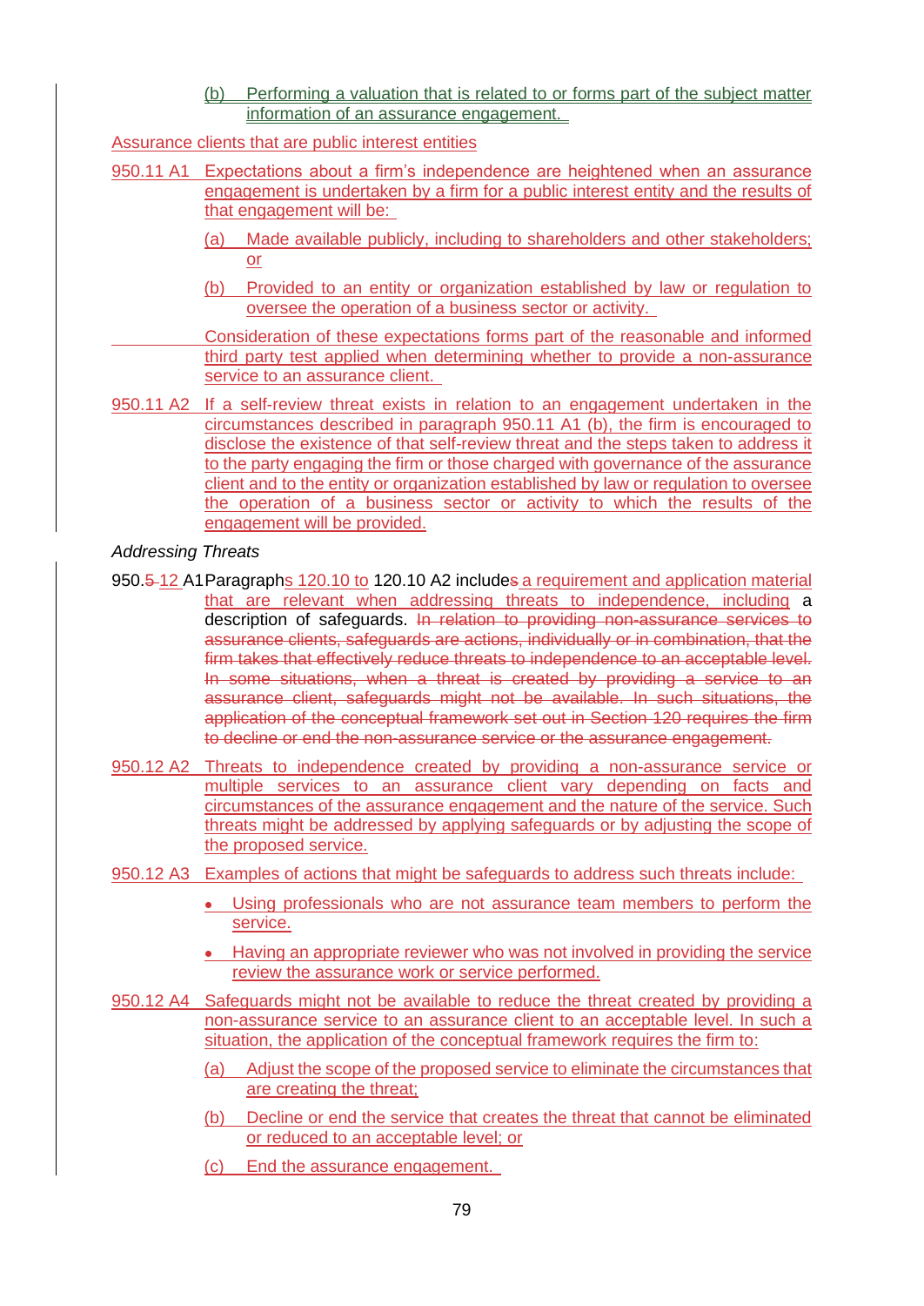(b) Performing a valuation that is related to or forms part of the subject matter information of an assurance engagement.

Assurance clients that are public interest entities

950.11 A1 Expectations about a firm's independence are heightened when an assurance engagement is undertaken by a firm for a public interest entity and the results of that engagement will be:

(a) Made available publicly, including to shareholders and other stakeholders; or

(b) Provided to an entity or organization established by law or regulation to oversee the operation of a business sector or activity.

Consideration of these expectations forms part of the reasonable and informed third party test applied when determining whether to provide a non-assurance service to an assurance client.

950.11 A2 If a self-review threat exists in relation to an engagement undertaken in the circumstances described in paragraph 950.11 A1 (b), the firm is encouraged to disclose the existence of that self-review threat and the steps taken to address it to the party engaging the firm or those charged with governance of the assurance client and to the entity or organization established by law or regulation to oversee the operation of a business sector or activity to which the results of the engagement will be provided.

*Addressing Threats*

950.~~5~~ 12 A1 Paragraphs 120.10 to 120.10 A2 include~~s~~ a requirement and application material that are relevant when addressing threats to independence, including a description of safeguards. ~~In relation to providing non-assurance services to assurance clients, safeguards are actions, individually or in combination, that the firm takes that effectively reduce threats to independence to an acceptable level. In some situations, when a threat is created by providing a service to an assurance client, safeguards might not be available. In such situations, the application of the conceptual framework set out in Section 120 requires the firm to decline or end the non-assurance service or the assurance engagement.~~

950.12 A2 Threats to independence created by providing a non-assurance service or multiple services to an assurance client vary depending on facts and circumstances of the assurance engagement and the nature of the service. Such threats might be addressed by applying safeguards or by adjusting the scope of the proposed service.

950.12 A3 Examples of actions that might be safeguards to address such threats include:

- Using professionals who are not assurance team members to perform the service.
- Having an appropriate reviewer who was not involved in providing the service review the assurance work or service performed.

950.12 A4 Safeguards might not be available to reduce the threat created by providing a non-assurance service to an assurance client to an acceptable level. In such a situation, the application of the conceptual framework requires the firm to:

(a) Adjust the scope of the proposed service to eliminate the circumstances that are creating the threat;

(b) Decline or end the service that creates the threat that cannot be eliminated or reduced to an acceptable level; or

(c) End the assurance engagement.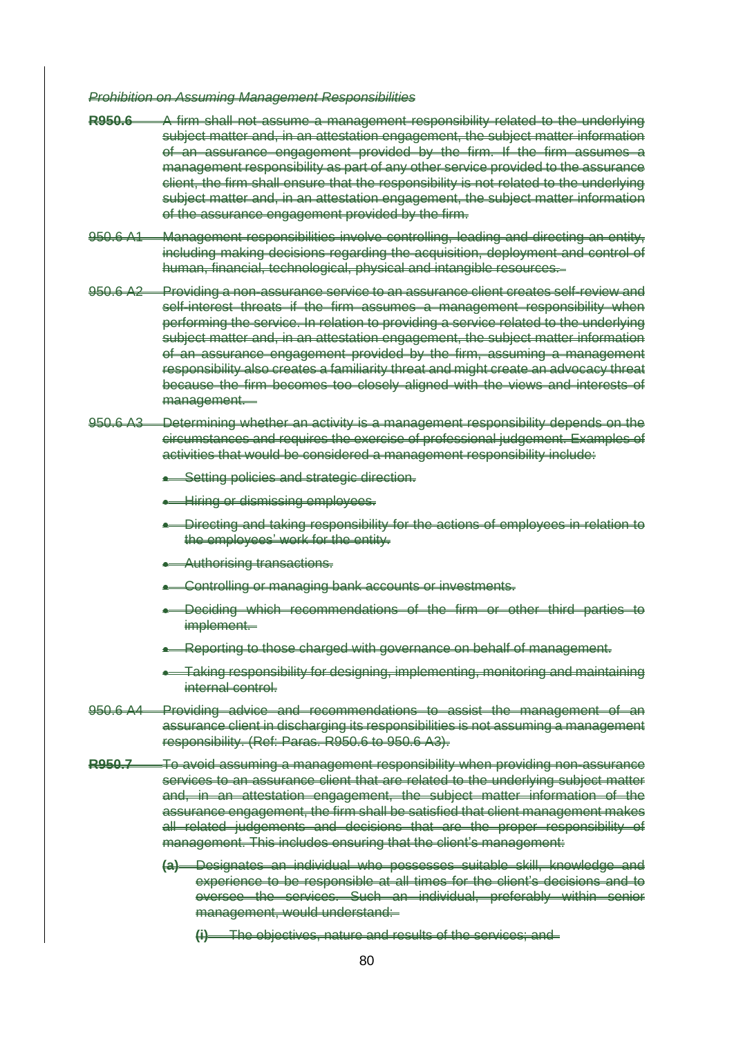*Prohibition on Assuming Management Responsibilities*

**R950.6** A firm shall not assume a management responsibility related to the underlying subject matter and, in an attestation engagement, the subject matter information of an assurance engagement provided by the firm. If the firm assumes a management responsibility as part of any other service provided to the assurance client, the firm shall ensure that the responsibility is not related to the underlying subject matter and, in an attestation engagement, the subject matter information of the assurance engagement provided by the firm.

950.6 A1 Management responsibilities involve controlling, leading and directing an entity, including making decisions regarding the acquisition, deployment and control of human, financial, technological, physical and intangible resources.

950.6 A2 Providing a non-assurance service to an assurance client creates self-review and self-interest threats if the firm assumes a management responsibility when performing the service. In relation to providing a service related to the underlying subject matter and, in an attestation engagement, the subject matter information of an assurance engagement provided by the firm, assuming a management responsibility also creates a familiarity threat and might create an advocacy threat because the firm becomes too closely aligned with the views and interests of management.

950.6 A3 Determining whether an activity is a management responsibility depends on the circumstances and requires the exercise of professional judgement. Examples of activities that would be considered a management responsibility include:

- Setting policies and strategic direction.
- Hiring or dismissing employees.
- Directing and taking responsibility for the actions of employees in relation to the employees' work for the entity.
- Authorising transactions.
- Controlling or managing bank accounts or investments.
- Deciding which recommendations of the firm or other third parties to implement.
- Reporting to those charged with governance on behalf of management.
- Taking responsibility for designing, implementing, monitoring and maintaining internal control.

950.6 A4 Providing advice and recommendations to assist the management of an assurance client in discharging its responsibilities is not assuming a management responsibility. (Ref: Paras. R950.6 to 950.6 A3).

**R950.7** To avoid assuming a management responsibility when providing non-assurance services to an assurance client that are related to the underlying subject matter and, in an attestation engagement, the subject matter information of the assurance engagement, the firm shall be satisfied that client management makes all related judgements and decisions that are the proper responsibility of management. This includes ensuring that the client's management:

**(a)** Designates an individual who possesses suitable skill, knowledge and experience to be responsible at all times for the client's decisions and to oversee the services. Such an individual, preferably within senior management, would understand:

**(i)** The objectives, nature and results of the services; and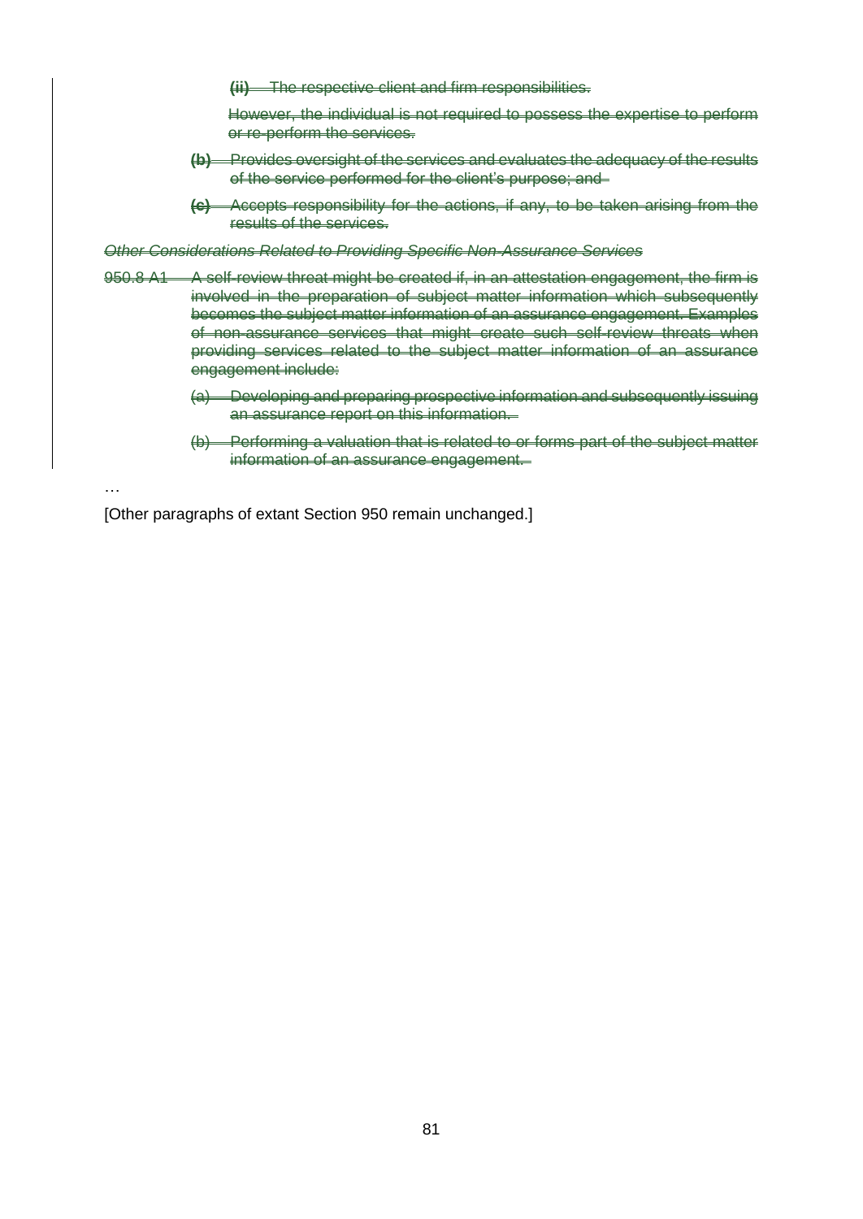~~**(ii)** The respective client and firm responsibilities.~~

~~However, the individual is not required to possess the expertise to perform or re-perform the services.~~

~~**(b)** Provides oversight of the services and evaluates the adequacy of the results of the service performed for the client's purpose; and~~

~~**(c)** Accepts responsibility for the actions, if any, to be taken arising from the results of the services.~~

~~*Other Considerations Related to Providing Specific Non-Assurance Services*~~

~~950.8 A1 A self-review threat might be created if, in an attestation engagement, the firm is involved in the preparation of subject matter information which subsequently becomes the subject matter information of an assurance engagement. Examples of non-assurance services that might create such self-review threats when providing services related to the subject matter information of an assurance engagement include:~~

~~(a) Developing and preparing prospective information and subsequently issuing an assurance report on this information.~~

~~(b) Performing a valuation that is related to or forms part of the subject matter information of an assurance engagement.~~

…

[Other paragraphs of extant Section 950 remain unchanged.]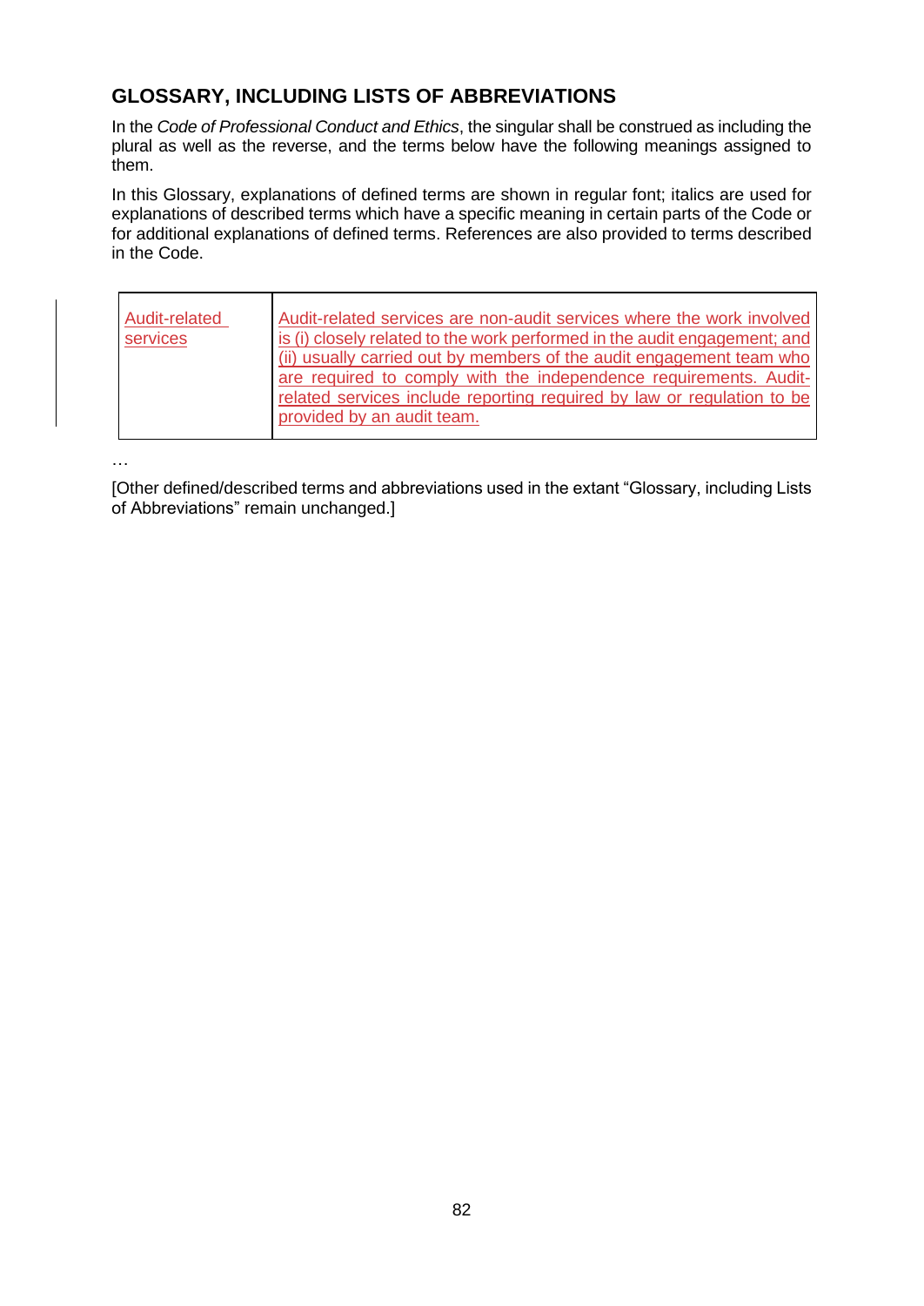## GLOSSARY, INCLUDING LISTS OF ABBREVIATIONS

In the *Code of Professional Conduct and Ethics*, the singular shall be construed as including the plural as well as the reverse, and the terms below have the following meanings assigned to them.

In this Glossary, explanations of defined terms are shown in regular font; italics are used for explanations of described terms which have a specific meaning in certain parts of the Code or for additional explanations of defined terms. References are also provided to terms described in the Code.

| | |
|---|---|
| Audit-related services | Audit-related services are non-audit services where the work involved is (i) closely related to the work performed in the audit engagement; and (ii) usually carried out by members of the audit engagement team who are required to comply with the independence requirements. Audit-related services include reporting required by law or regulation to be provided by an audit team. |

…

[Other defined/described terms and abbreviations used in the extant "Glossary, including Lists of Abbreviations" remain unchanged.]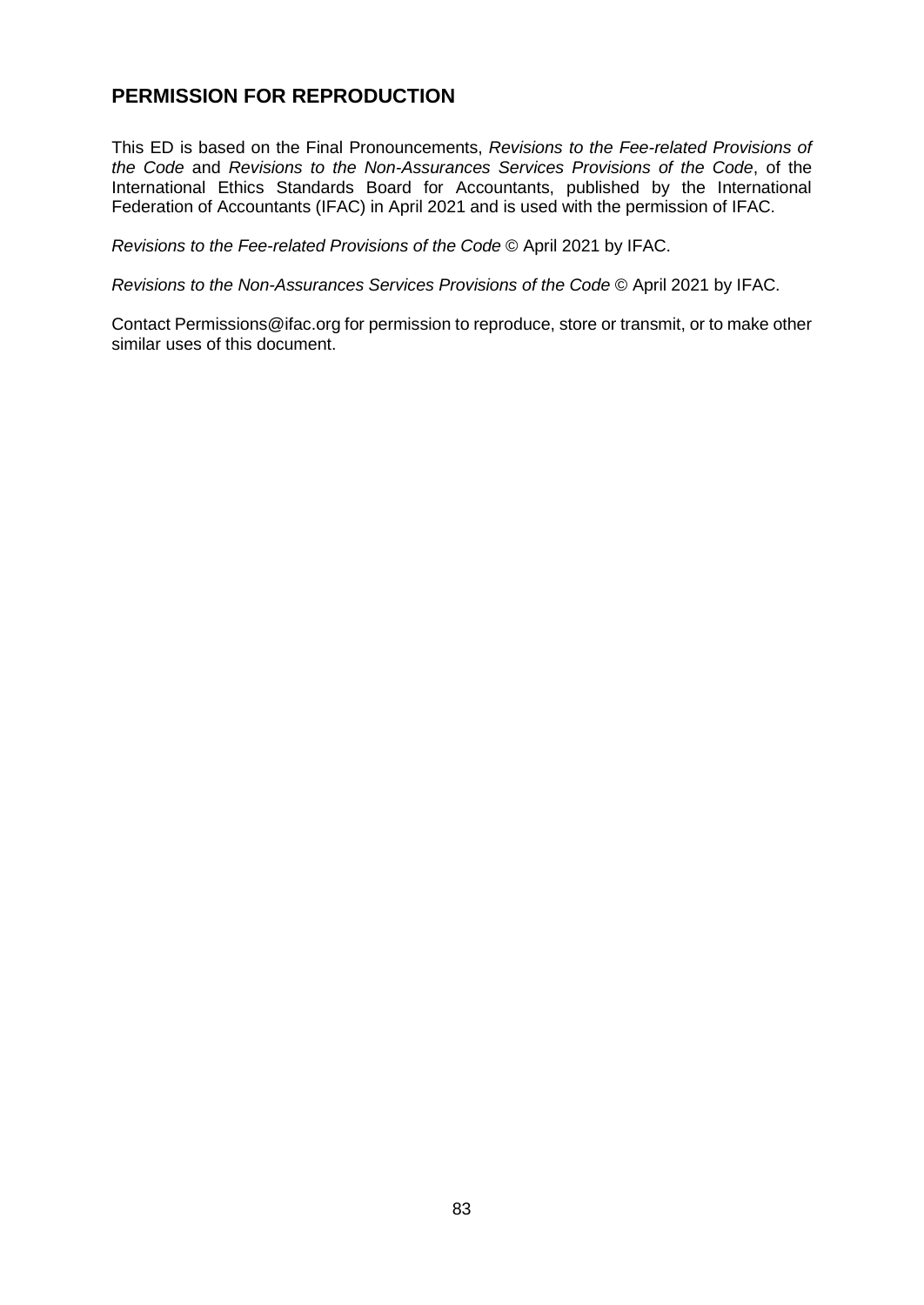## PERMISSION FOR REPRODUCTION

This ED is based on the Final Pronouncements, *Revisions to the Fee-related Provisions of the Code* and *Revisions to the Non-Assurances Services Provisions of the Code*, of the International Ethics Standards Board for Accountants, published by the International Federation of Accountants (IFAC) in April 2021 and is used with the permission of IFAC.

*Revisions to the Fee-related Provisions of the Code* © April 2021 by IFAC.

*Revisions to the Non-Assurances Services Provisions of the Code* © April 2021 by IFAC.

Contact Permissions@ifac.org for permission to reproduce, store or transmit, or to make other similar uses of this document.